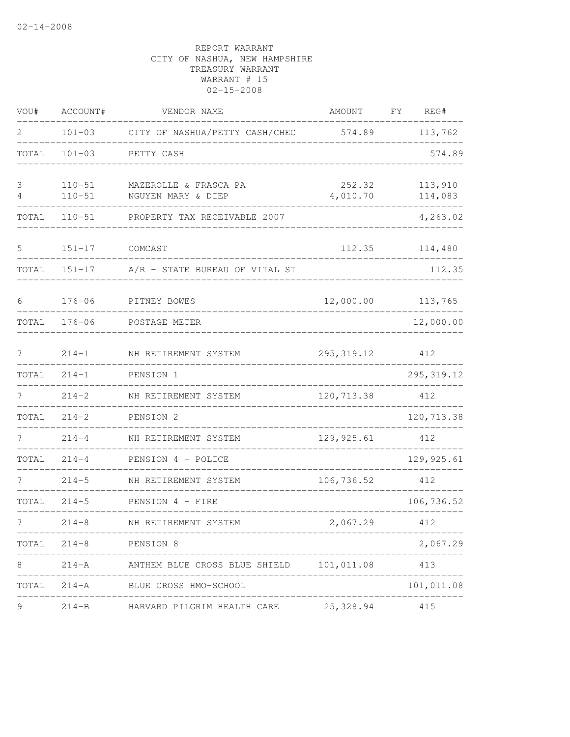02-14-2008

REPORT WARRANT
CITY OF NASHUA, NEW HAMPSHIRE
TREASURY WARRANT
WARRANT # 15
02-15-2008

| VOU# | ACCOUNT# | VENDOR NAME | AMOUNT | FY | REG# |
|---|---|---|---|---|---|
| 2 | 101-03 | CITY OF NASHUA/PETTY CASH/CHEC | 574.89 | | 113,762 |
| TOTAL | 101-03 | PETTY CASH | | | 574.89 |
| 3 | 110-51 | MAZEROLLE & FRASCA PA | 252.32 | | 113,910 |
| 4 | 110-51 | NGUYEN MARY & DIEP | 4,010.70 | | 114,083 |
| TOTAL | 110-51 | PROPERTY TAX RECEIVABLE 2007 | | | 4,263.02 |
| 5 | 151-17 | COMCAST | 112.35 | | 114,480 |
| TOTAL | 151-17 | A/R - STATE BUREAU OF VITAL ST | | | 112.35 |
| 6 | 176-06 | PITNEY BOWES | 12,000.00 | | 113,765 |
| TOTAL | 176-06 | POSTAGE METER | | | 12,000.00 |
| 7 | 214-1 | NH RETIREMENT SYSTEM | 295,319.12 | | 412 |
| TOTAL | 214-1 | PENSION 1 | | | 295,319.12 |
| 7 | 214-2 | NH RETIREMENT SYSTEM | 120,713.38 | | 412 |
| TOTAL | 214-2 | PENSION 2 | | | 120,713.38 |
| 7 | 214-4 | NH RETIREMENT SYSTEM | 129,925.61 | | 412 |
| TOTAL | 214-4 | PENSION 4 - POLICE | | | 129,925.61 |
| 7 | 214-5 | NH RETIREMENT SYSTEM | 106,736.52 | | 412 |
| TOTAL | 214-5 | PENSION 4 - FIRE | | | 106,736.52 |
| 7 | 214-8 | NH RETIREMENT SYSTEM | 2,067.29 | | 412 |
| TOTAL | 214-8 | PENSION 8 | | | 2,067.29 |
| 8 | 214-A | ANTHEM BLUE CROSS BLUE SHIELD | 101,011.08 | | 413 |
| TOTAL | 214-A | BLUE CROSS HMO-SCHOOL | | | 101,011.08 |
| 9 | 214-B | HARVARD PILGRIM HEALTH CARE | 25,328.94 | | 415 |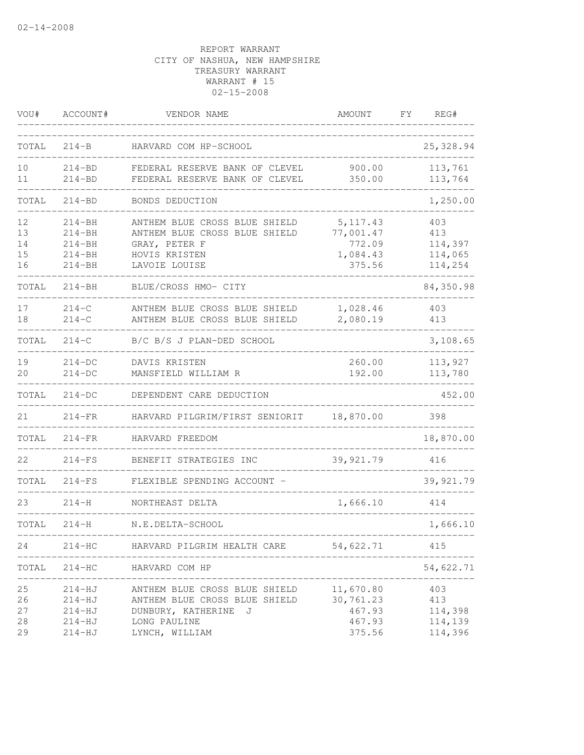REPORT WARRANT
CITY OF NASHUA, NEW HAMPSHIRE
TREASURY WARRANT
WARRANT # 15
02-15-2008

| VOU# | ACCOUNT# | VENDOR NAME | AMOUNT | FY | REG# |
|---|---|---|---|---|---|
| TOTAL | 214-B | HARVARD COM HP-SCHOOL | | | 25,328.94 |
| 10 | 214-BD | FEDERAL RESERVE BANK OF CLEVEL | 900.00 | | 113,761 |
| 11 | 214-BD | FEDERAL RESERVE BANK OF CLEVEL | 350.00 | | 113,764 |
| TOTAL | 214-BD | BONDS DEDUCTION | | | 1,250.00 |
| 12 | 214-BH | ANTHEM BLUE CROSS BLUE SHIELD | 5,117.43 | | 403 |
| 13 | 214-BH | ANTHEM BLUE CROSS BLUE SHIELD | 77,001.47 | | 413 |
| 14 | 214-BH | GRAY, PETER F | 772.09 | | 114,397 |
| 15 | 214-BH | HOVIS KRISTEN | 1,084.43 | | 114,065 |
| 16 | 214-BH | LAVOIE LOUISE | 375.56 | | 114,254 |
| TOTAL | 214-BH | BLUE/CROSS HMO- CITY | | | 84,350.98 |
| 17 | 214-C | ANTHEM BLUE CROSS BLUE SHIELD | 1,028.46 | | 403 |
| 18 | 214-C | ANTHEM BLUE CROSS BLUE SHIELD | 2,080.19 | | 413 |
| TOTAL | 214-C | B/C B/S J PLAN-DED SCHOOL | | | 3,108.65 |
| 19 | 214-DC | DAVIS KRISTEN | 260.00 | | 113,927 |
| 20 | 214-DC | MANSFIELD WILLIAM R | 192.00 | | 113,780 |
| TOTAL | 214-DC | DEPENDENT CARE DEDUCTION | | | 452.00 |
| 21 | 214-FR | HARVARD PILGRIM/FIRST SENIORIT | 18,870.00 | | 398 |
| TOTAL | 214-FR | HARVARD FREEDOM | | | 18,870.00 |
| 22 | 214-FS | BENEFIT STRATEGIES INC | 39,921.79 | | 416 |
| TOTAL | 214-FS | FLEXIBLE SPENDING ACCOUNT - | | | 39,921.79 |
| 23 | 214-H | NORTHEAST DELTA | 1,666.10 | | 414 |
| TOTAL | 214-H | N.E.DELTA-SCHOOL | | | 1,666.10 |
| 24 | 214-HC | HARVARD PILGRIM HEALTH CARE | 54,622.71 | | 415 |
| TOTAL | 214-HC | HARVARD COM HP | | | 54,622.71 |
| 25 | 214-HJ | ANTHEM BLUE CROSS BLUE SHIELD | 11,670.80 | | 403 |
| 26 | 214-HJ | ANTHEM BLUE CROSS BLUE SHIELD | 30,761.23 | | 413 |
| 27 | 214-HJ | DUNBURY, KATHERINE J | 467.93 | | 114,398 |
| 28 | 214-HJ | LONG PAULINE | 467.93 | | 114,139 |
| 29 | 214-HJ | LYNCH, WILLIAM | 375.56 | | 114,396 |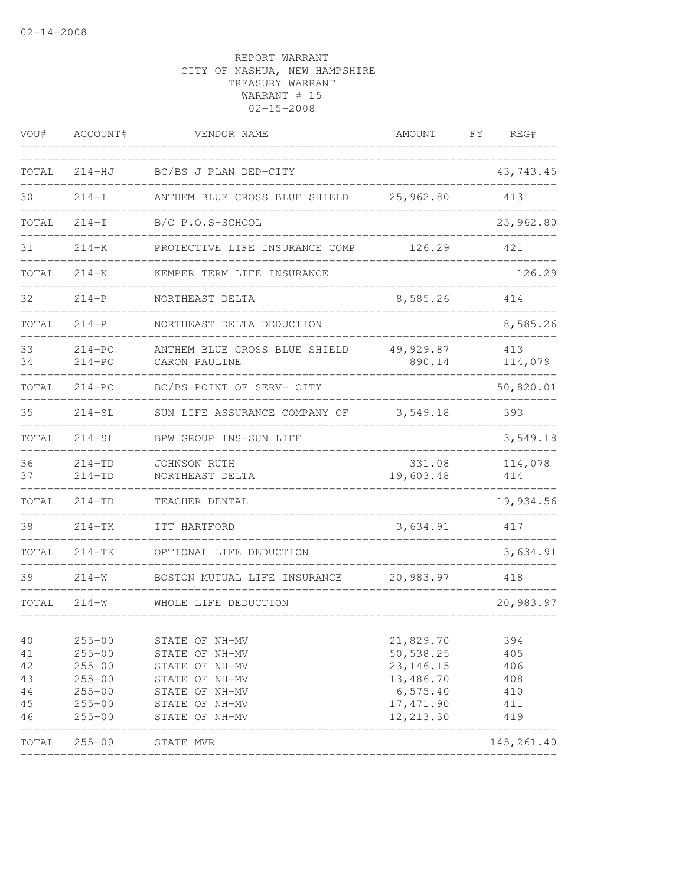02-14-2008

REPORT WARRANT
CITY OF NASHUA, NEW HAMPSHIRE
TREASURY WARRANT
WARRANT # 15
02-15-2008

| VOU# | ACCOUNT# | VENDOR NAME | AMOUNT | FY | REG# |
|---|---|---|---|---|---|
| TOTAL | 214-HJ | BC/BS J PLAN DED-CITY | | | 43,743.45 |
| 30 | 214-I | ANTHEM BLUE CROSS BLUE SHIELD | 25,962.80 | | 413 |
| TOTAL | 214-I | B/C P.O.S-SCHOOL | | | 25,962.80 |
| 31 | 214-K | PROTECTIVE LIFE INSURANCE COMP | 126.29 | | 421 |
| TOTAL | 214-K | KEMPER TERM LIFE INSURANCE | | | 126.29 |
| 32 | 214-P | NORTHEAST DELTA | 8,585.26 | | 414 |
| TOTAL | 214-P | NORTHEAST DELTA DEDUCTION | | | 8,585.26 |
| 33 | 214-PO | ANTHEM BLUE CROSS BLUE SHIELD | 49,929.87 | | 413 |
| 34 | 214-PO | CARON PAULINE | 890.14 | | 114,079 |
| TOTAL | 214-PO | BC/BS POINT OF SERV- CITY | | | 50,820.01 |
| 35 | 214-SL | SUN LIFE ASSURANCE COMPANY OF | 3,549.18 | | 393 |
| TOTAL | 214-SL | BPW GROUP INS-SUN LIFE | | | 3,549.18 |
| 36 | 214-TD | JOHNSON RUTH | 331.08 | | 114,078 |
| 37 | 214-TD | NORTHEAST DELTA | 19,603.48 | | 414 |
| TOTAL | 214-TD | TEACHER DENTAL | | | 19,934.56 |
| 38 | 214-TK | ITT HARTFORD | 3,634.91 | | 417 |
| TOTAL | 214-TK | OPTIONAL LIFE DEDUCTION | | | 3,634.91 |
| 39 | 214-W | BOSTON MUTUAL LIFE INSURANCE | 20,983.97 | | 418 |
| TOTAL | 214-W | WHOLE LIFE DEDUCTION | | | 20,983.97 |
| 40 | 255-00 | STATE OF NH-MV | 21,829.70 | | 394 |
| 41 | 255-00 | STATE OF NH-MV | 50,538.25 | | 405 |
| 42 | 255-00 | STATE OF NH-MV | 23,146.15 | | 406 |
| 43 | 255-00 | STATE OF NH-MV | 13,486.70 | | 408 |
| 44 | 255-00 | STATE OF NH-MV | 6,575.40 | | 410 |
| 45 | 255-00 | STATE OF NH-MV | 17,471.90 | | 411 |
| 46 | 255-00 | STATE OF NH-MV | 12,213.30 | | 419 |
| TOTAL | 255-00 | STATE MVR | | | 145,261.40 |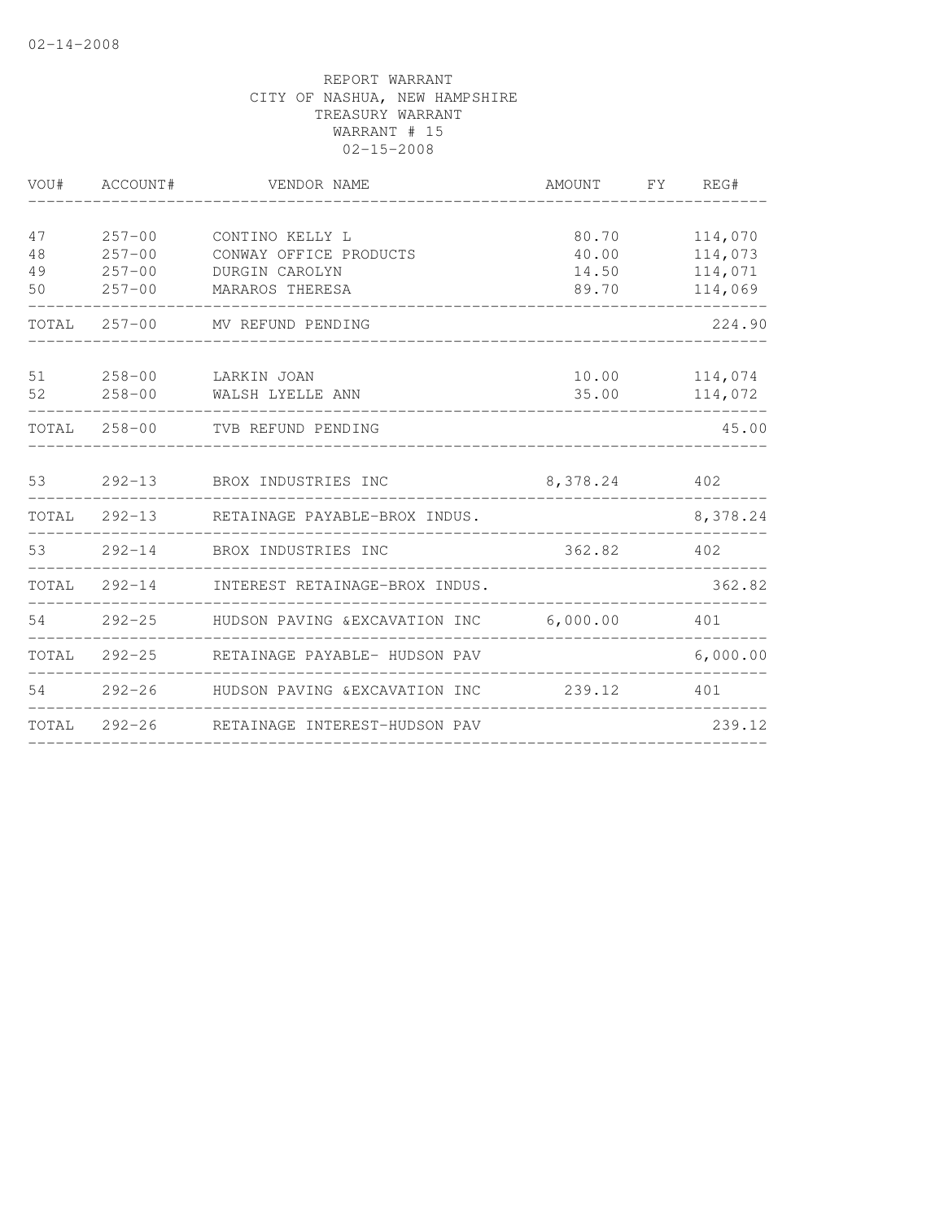02-14-2008

REPORT WARRANT
CITY OF NASHUA, NEW HAMPSHIRE
TREASURY WARRANT
WARRANT # 15
02-15-2008

| VOU# | ACCOUNT# | VENDOR NAME | AMOUNT | FY | REG# |
|---|---|---|---|---|---|
| 47 | 257-00 | CONTINO KELLY L | 80.70 | | 114,070 |
| 48 | 257-00 | CONWAY OFFICE PRODUCTS | 40.00 | | 114,073 |
| 49 | 257-00 | DURGIN CAROLYN | 14.50 | | 114,071 |
| 50 | 257-00 | MARAROS THERESA | 89.70 | | 114,069 |
| TOTAL | 257-00 | MV REFUND PENDING | | | 224.90 |
| 51 | 258-00 | LARKIN JOAN | 10.00 | | 114,074 |
| 52 | 258-00 | WALSH LYELLE ANN | 35.00 | | 114,072 |
| TOTAL | 258-00 | TVB REFUND PENDING | | | 45.00 |
| 53 | 292-13 | BROX INDUSTRIES INC | 8,378.24 | | 402 |
| TOTAL | 292-13 | RETAINAGE PAYABLE-BROX INDUS. | | | 8,378.24 |
| 53 | 292-14 | BROX INDUSTRIES INC | 362.82 | | 402 |
| TOTAL | 292-14 | INTEREST RETAINAGE-BROX INDUS. | | | 362.82 |
| 54 | 292-25 | HUDSON PAVING &EXCAVATION INC | 6,000.00 | | 401 |
| TOTAL | 292-25 | RETAINAGE PAYABLE- HUDSON PAV | | | 6,000.00 |
| 54 | 292-26 | HUDSON PAVING &EXCAVATION INC | 239.12 | | 401 |
| TOTAL | 292-26 | RETAINAGE INTEREST-HUDSON PAV | | | 239.12 |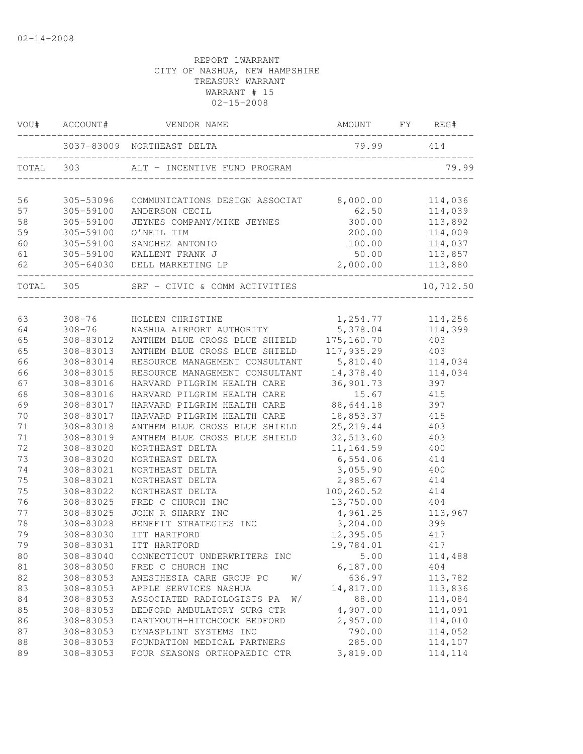02-14-2008

REPORT 1WARRANT
CITY OF NASHUA, NEW HAMPSHIRE
TREASURY WARRANT
WARRANT # 15
02-15-2008

| VOU# | ACCOUNT# | VENDOR NAME | AMOUNT | FY | REG# |
|---|---|---|---|---|---|
| | 3037-83009 | NORTHEAST DELTA | 79.99 | | 414 |
| TOTAL | 303 | ALT - INCENTIVE FUND PROGRAM | | | 79.99 |
| 56 | 305-53096 | COMMUNICATIONS DESIGN ASSOCIAT | 8,000.00 | | 114,036 |
| 57 | 305-59100 | ANDERSON CECIL | 62.50 | | 114,039 |
| 58 | 305-59100 | JEYNES COMPANY/MIKE JEYNES | 300.00 | | 113,892 |
| 59 | 305-59100 | O'NEIL TIM | 200.00 | | 114,009 |
| 60 | 305-59100 | SANCHEZ ANTONIO | 100.00 | | 114,037 |
| 61 | 305-59100 | WALLENT FRANK J | 50.00 | | 113,857 |
| 62 | 305-64030 | DELL MARKETING LP | 2,000.00 | | 113,880 |
| TOTAL | 305 | SRF - CIVIC & COMM ACTIVITIES | | | 10,712.50 |
| 63 | 308-76 | HOLDEN CHRISTINE | 1,254.77 | | 114,256 |
| 64 | 308-76 | NASHUA AIRPORT AUTHORITY | 5,378.04 | | 114,399 |
| 65 | 308-83012 | ANTHEM BLUE CROSS BLUE SHIELD | 175,160.70 | | 403 |
| 65 | 308-83013 | ANTHEM BLUE CROSS BLUE SHIELD | 117,935.29 | | 403 |
| 66 | 308-83014 | RESOURCE MANAGEMENT CONSULTANT | 5,810.40 | | 114,034 |
| 66 | 308-83015 | RESOURCE MANAGEMENT CONSULTANT | 14,378.40 | | 114,034 |
| 67 | 308-83016 | HARVARD PILGRIM HEALTH CARE | 36,901.73 | | 397 |
| 68 | 308-83016 | HARVARD PILGRIM HEALTH CARE | 15.67 | | 415 |
| 69 | 308-83017 | HARVARD PILGRIM HEALTH CARE | 88,644.18 | | 397 |
| 70 | 308-83017 | HARVARD PILGRIM HEALTH CARE | 18,853.37 | | 415 |
| 71 | 308-83018 | ANTHEM BLUE CROSS BLUE SHIELD | 25,219.44 | | 403 |
| 71 | 308-83019 | ANTHEM BLUE CROSS BLUE SHIELD | 32,513.60 | | 403 |
| 72 | 308-83020 | NORTHEAST DELTA | 11,164.59 | | 400 |
| 73 | 308-83020 | NORTHEAST DELTA | 6,554.06 | | 414 |
| 74 | 308-83021 | NORTHEAST DELTA | 3,055.90 | | 400 |
| 75 | 308-83021 | NORTHEAST DELTA | 2,985.67 | | 414 |
| 75 | 308-83022 | NORTHEAST DELTA | 100,260.52 | | 414 |
| 76 | 308-83025 | FRED C CHURCH INC | 13,750.00 | | 404 |
| 77 | 308-83025 | JOHN R SHARRY INC | 4,961.25 | | 113,967 |
| 78 | 308-83028 | BENEFIT STRATEGIES INC | 3,204.00 | | 399 |
| 79 | 308-83030 | ITT HARTFORD | 12,395.05 | | 417 |
| 79 | 308-83031 | ITT HARTFORD | 19,784.01 | | 417 |
| 80 | 308-83040 | CONNECTICUT UNDERWRITERS INC | 5.00 | | 114,488 |
| 81 | 308-83050 | FRED C CHURCH INC | 6,187.00 | | 404 |
| 82 | 308-83053 | ANESTHESIA CARE GROUP PC W/ | 636.97 | | 113,782 |
| 83 | 308-83053 | APPLE SERVICES NASHUA | 14,817.00 | | 113,836 |
| 84 | 308-83053 | ASSOCIATED RADIOLOGISTS PA W/ | 88.00 | | 114,084 |
| 85 | 308-83053 | BEDFORD AMBULATORY SURG CTR | 4,907.00 | | 114,091 |
| 86 | 308-83053 | DARTMOUTH-HITCHCOCK BEDFORD | 2,957.00 | | 114,010 |
| 87 | 308-83053 | DYNASPLINT SYSTEMS INC | 790.00 | | 114,052 |
| 88 | 308-83053 | FOUNDATION MEDICAL PARTNERS | 285.00 | | 114,107 |
| 89 | 308-83053 | FOUR SEASONS ORTHOPAEDIC CTR | 3,819.00 | | 114,114 |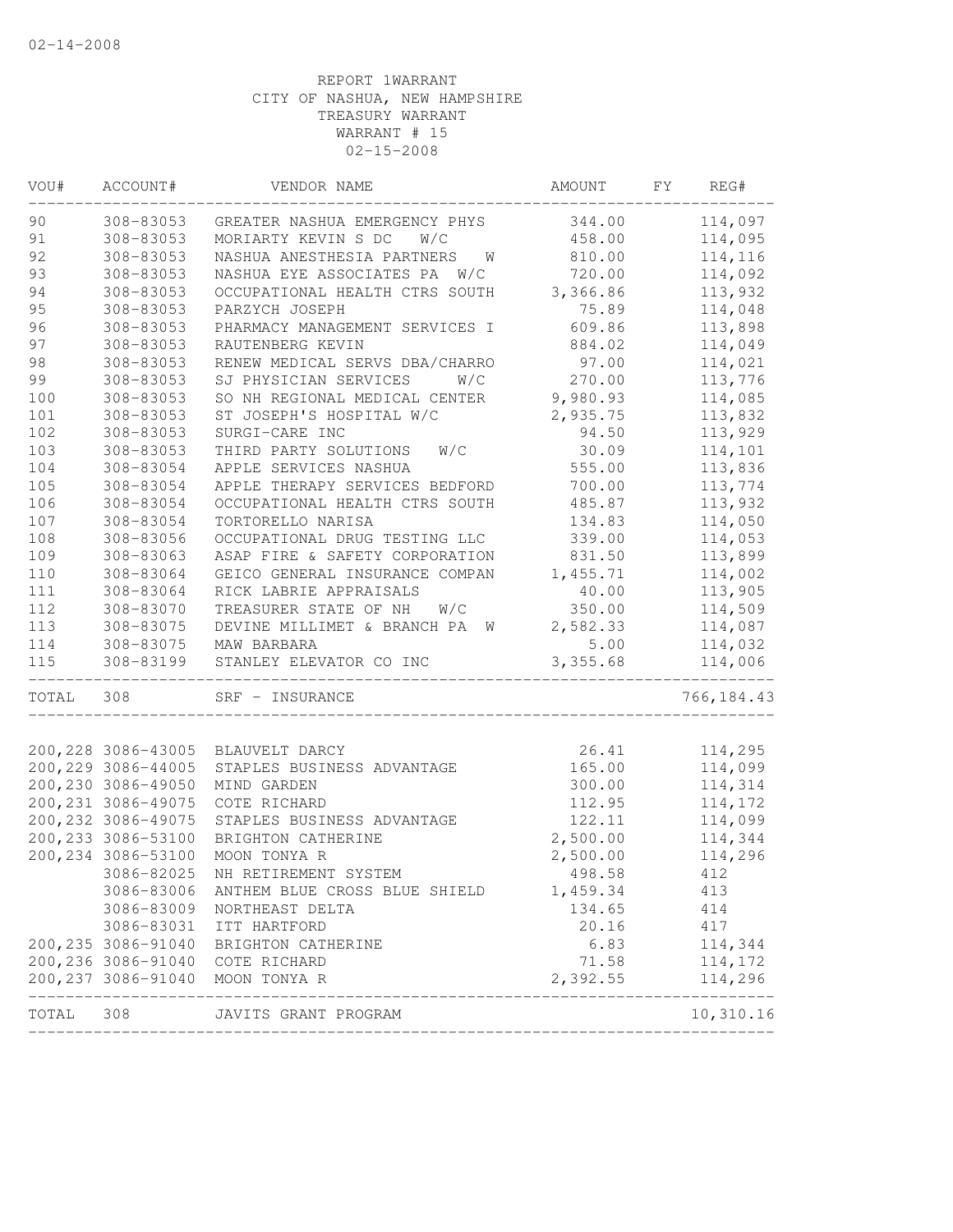02-14-2008

REPORT 1WARRANT
CITY OF NASHUA, NEW HAMPSHIRE
TREASURY WARRANT
WARRANT # 15
02-15-2008

| VOU# | ACCOUNT# | VENDOR NAME | AMOUNT | FY | REG# |
|---|---|---|---|---|---|
| 90 | 308-83053 | GREATER NASHUA EMERGENCY PHYS | 344.00 | | 114,097 |
| 91 | 308-83053 | MORIARTY KEVIN S DC W/C | 458.00 | | 114,095 |
| 92 | 308-83053 | NASHUA ANESTHESIA PARTNERS W | 810.00 | | 114,116 |
| 93 | 308-83053 | NASHUA EYE ASSOCIATES PA W/C | 720.00 | | 114,092 |
| 94 | 308-83053 | OCCUPATIONAL HEALTH CTRS SOUTH | 3,366.86 | | 113,932 |
| 95 | 308-83053 | PARZYCH JOSEPH | 75.89 | | 114,048 |
| 96 | 308-83053 | PHARMACY MANAGEMENT SERVICES I | 609.86 | | 113,898 |
| 97 | 308-83053 | RAUTENBERG KEVIN | 884.02 | | 114,049 |
| 98 | 308-83053 | RENEW MEDICAL SERVS DBA/CHARRO | 97.00 | | 114,021 |
| 99 | 308-83053 | SJ PHYSICIAN SERVICES W/C | 270.00 | | 113,776 |
| 100 | 308-83053 | SO NH REGIONAL MEDICAL CENTER | 9,980.93 | | 114,085 |
| 101 | 308-83053 | ST JOSEPH'S HOSPITAL W/C | 2,935.75 | | 113,832 |
| 102 | 308-83053 | SURGI-CARE INC | 94.50 | | 113,929 |
| 103 | 308-83053 | THIRD PARTY SOLUTIONS W/C | 30.09 | | 114,101 |
| 104 | 308-83054 | APPLE SERVICES NASHUA | 555.00 | | 113,836 |
| 105 | 308-83054 | APPLE THERAPY SERVICES BEDFORD | 700.00 | | 113,774 |
| 106 | 308-83054 | OCCUPATIONAL HEALTH CTRS SOUTH | 485.87 | | 113,932 |
| 107 | 308-83054 | TORTORELLO NARISA | 134.83 | | 114,050 |
| 108 | 308-83056 | OCCUPATIONAL DRUG TESTING LLC | 339.00 | | 114,053 |
| 109 | 308-83063 | ASAP FIRE & SAFETY CORPORATION | 831.50 | | 113,899 |
| 110 | 308-83064 | GEICO GENERAL INSURANCE COMPAN | 1,455.71 | | 114,002 |
| 111 | 308-83064 | RICK LABRIE APPRAISALS | 40.00 | | 113,905 |
| 112 | 308-83070 | TREASURER STATE OF NH W/C | 350.00 | | 114,509 |
| 113 | 308-83075 | DEVINE MILLIMET & BRANCH PA W | 2,582.33 | | 114,087 |
| 114 | 308-83075 | MAW BARBARA | 5.00 | | 114,032 |
| 115 | 308-83199 | STANLEY ELEVATOR CO INC | 3,355.68 | | 114,006 |
| TOTAL | 308 | SRF - INSURANCE | | | 766,184.43 |

| VOU# | ACCOUNT# | VENDOR NAME | AMOUNT | FY | REG# |
|---|---|---|---|---|---|
| 200,228 | 3086-43005 | BLAUVELT DARCY | 26.41 | | 114,295 |
| 200,229 | 3086-44005 | STAPLES BUSINESS ADVANTAGE | 165.00 | | 114,099 |
| 200,230 | 3086-49050 | MIND GARDEN | 300.00 | | 114,314 |
| 200,231 | 3086-49075 | COTE RICHARD | 112.95 | | 114,172 |
| 200,232 | 3086-49075 | STAPLES BUSINESS ADVANTAGE | 122.11 | | 114,099 |
| 200,233 | 3086-53100 | BRIGHTON CATHERINE | 2,500.00 | | 114,344 |
| 200,234 | 3086-53100 | MOON TONYA R | 2,500.00 | | 114,296 |
| | 3086-82025 | NH RETIREMENT SYSTEM | 498.58 | | 412 |
| | 3086-83006 | ANTHEM BLUE CROSS BLUE SHIELD | 1,459.34 | | 413 |
| | 3086-83009 | NORTHEAST DELTA | 134.65 | | 414 |
| | 3086-83031 | ITT HARTFORD | 20.16 | | 417 |
| 200,235 | 3086-91040 | BRIGHTON CATHERINE | 6.83 | | 114,344 |
| 200,236 | 3086-91040 | COTE RICHARD | 71.58 | | 114,172 |
| 200,237 | 3086-91040 | MOON TONYA R | 2,392.55 | | 114,296 |
| TOTAL | 308 | JAVITS GRANT PROGRAM | | | 10,310.16 |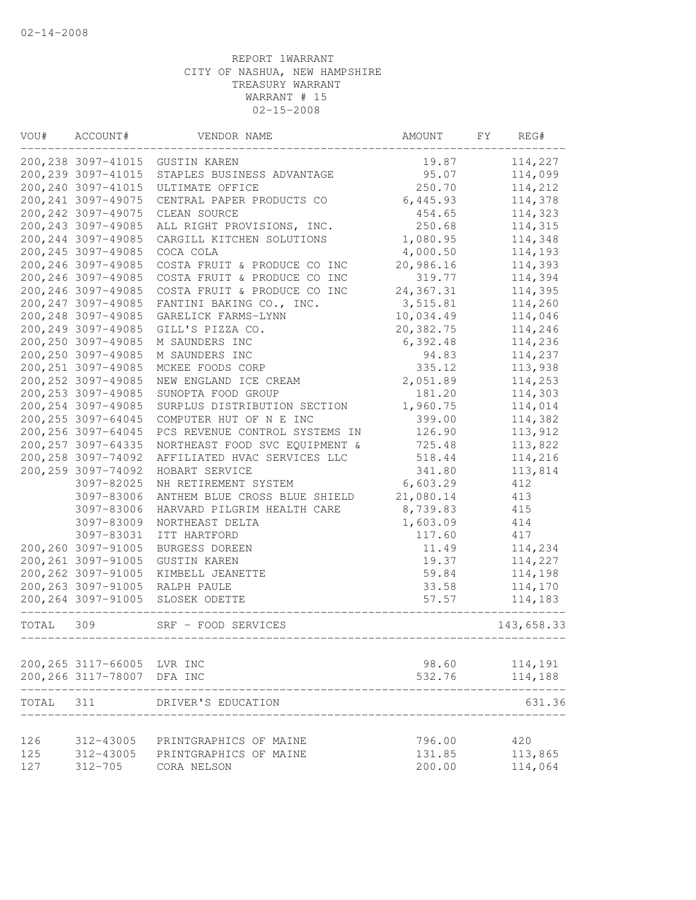02-14-2008

REPORT 1WARRANT
CITY OF NASHUA, NEW HAMPSHIRE
TREASURY WARRANT
WARRANT # 15
02-15-2008

| VOU# | ACCOUNT# | VENDOR NAME | AMOUNT | FY | REG# |
|---|---|---|---|---|---|
| 200,238 | 3097-41015 | GUSTIN KAREN | 19.87 | | 114,227 |
| 200,239 | 3097-41015 | STAPLES BUSINESS ADVANTAGE | 95.07 | | 114,099 |
| 200,240 | 3097-41015 | ULTIMATE OFFICE | 250.70 | | 114,212 |
| 200,241 | 3097-49075 | CENTRAL PAPER PRODUCTS CO | 6,445.93 | | 114,378 |
| 200,242 | 3097-49075 | CLEAN SOURCE | 454.65 | | 114,323 |
| 200,243 | 3097-49085 | ALL RIGHT PROVISIONS, INC. | 250.68 | | 114,315 |
| 200,244 | 3097-49085 | CARGILL KITCHEN SOLUTIONS | 1,080.95 | | 114,348 |
| 200,245 | 3097-49085 | COCA COLA | 4,000.50 | | 114,193 |
| 200,246 | 3097-49085 | COSTA FRUIT & PRODUCE CO INC | 20,986.16 | | 114,393 |
| 200,246 | 3097-49085 | COSTA FRUIT & PRODUCE CO INC | 319.77 | | 114,394 |
| 200,246 | 3097-49085 | COSTA FRUIT & PRODUCE CO INC | 24,367.31 | | 114,395 |
| 200,247 | 3097-49085 | FANTINI BAKING CO., INC. | 3,515.81 | | 114,260 |
| 200,248 | 3097-49085 | GARELICK FARMS-LYNN | 10,034.49 | | 114,046 |
| 200,249 | 3097-49085 | GILL'S PIZZA CO. | 20,382.75 | | 114,246 |
| 200,250 | 3097-49085 | M SAUNDERS INC | 6,392.48 | | 114,236 |
| 200,250 | 3097-49085 | M SAUNDERS INC | 94.83 | | 114,237 |
| 200,251 | 3097-49085 | MCKEE FOODS CORP | 335.12 | | 113,938 |
| 200,252 | 3097-49085 | NEW ENGLAND ICE CREAM | 2,051.89 | | 114,253 |
| 200,253 | 3097-49085 | SUNOPTA FOOD GROUP | 181.20 | | 114,303 |
| 200,254 | 3097-49085 | SURPLUS DISTRIBUTION SECTION | 1,960.75 | | 114,014 |
| 200,255 | 3097-64045 | COMPUTER HUT OF N E INC | 399.00 | | 114,382 |
| 200,256 | 3097-64045 | PCS REVENUE CONTROL SYSTEMS IN | 126.90 | | 113,912 |
| 200,257 | 3097-64335 | NORTHEAST FOOD SVC EQUIPMENT & | 725.48 | | 113,822 |
| 200,258 | 3097-74092 | AFFILIATED HVAC SERVICES LLC | 518.44 | | 114,216 |
| 200,259 | 3097-74092 | HOBART SERVICE | 341.80 | | 113,814 |
| | 3097-82025 | NH RETIREMENT SYSTEM | 6,603.29 | | 412 |
| | 3097-83006 | ANTHEM BLUE CROSS BLUE SHIELD | 21,080.14 | | 413 |
| | 3097-83006 | HARVARD PILGRIM HEALTH CARE | 8,739.83 | | 415 |
| | 3097-83009 | NORTHEAST DELTA | 1,603.09 | | 414 |
| | 3097-83031 | ITT HARTFORD | 117.60 | | 417 |
| 200,260 | 3097-91005 | BURGESS DOREEN | 11.49 | | 114,234 |
| 200,261 | 3097-91005 | GUSTIN KAREN | 19.37 | | 114,227 |
| 200,262 | 3097-91005 | KIMBELL JEANETTE | 59.84 | | 114,198 |
| 200,263 | 3097-91005 | RALPH PAULE | 33.58 | | 114,170 |
| 200,264 | 3097-91005 | SLOSEK ODETTE | 57.57 | | 114,183 |
| TOTAL | 309 | SRF - FOOD SERVICES | | | 143,658.33 |
| 200,265 | 3117-66005 | LVR INC | 98.60 | | 114,191 |
| 200,266 | 3117-78007 | DFA INC | 532.76 | | 114,188 |
| TOTAL | 311 | DRIVER'S EDUCATION | | | 631.36 |
| 126 | 312-43005 | PRINTGRAPHICS OF MAINE | 796.00 | | 420 |
| 125 | 312-43005 | PRINTGRAPHICS OF MAINE | 131.85 | | 113,865 |
| 127 | 312-705 | CORA NELSON | 200.00 | | 114,064 |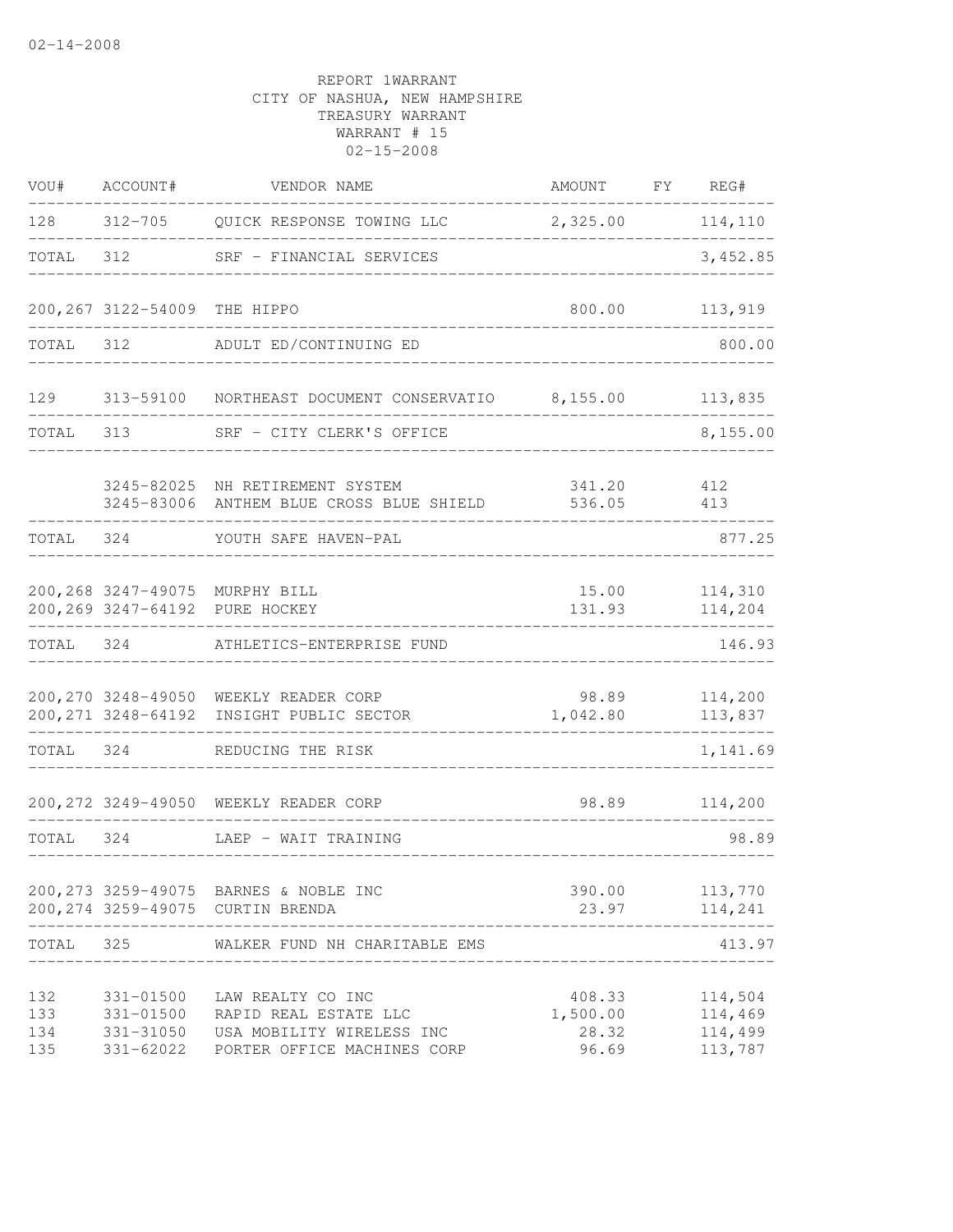02-14-2008

REPORT 1WARRANT
CITY OF NASHUA, NEW HAMPSHIRE
TREASURY WARRANT
WARRANT # 15
02-15-2008

| VOU# | ACCOUNT# | VENDOR NAME | AMOUNT | FY | REG# |
|---|---|---|---|---|---|
| 128 | 312-705 | QUICK RESPONSE TOWING LLC | 2,325.00 | | 114,110 |
| TOTAL | 312 | SRF - FINANCIAL SERVICES | | | 3,452.85 |
| 200,267 | 3122-54009 | THE HIPPO | 800.00 | | 113,919 |
| TOTAL | 312 | ADULT ED/CONTINUING ED | | | 800.00 |
| 129 | 313-59100 | NORTHEAST DOCUMENT CONSERVATIO | 8,155.00 | | 113,835 |
| TOTAL | 313 | SRF - CITY CLERK'S OFFICE | | | 8,155.00 |
| | 3245-82025 | NH RETIREMENT SYSTEM | 341.20 | | 412 |
| | 3245-83006 | ANTHEM BLUE CROSS BLUE SHIELD | 536.05 | | 413 |
| TOTAL | 324 | YOUTH SAFE HAVEN-PAL | | | 877.25 |
| 200,268 | 3247-49075 | MURPHY BILL | 15.00 | | 114,310 |
| 200,269 | 3247-64192 | PURE HOCKEY | 131.93 | | 114,204 |
| TOTAL | 324 | ATHLETICS-ENTERPRISE FUND | | | 146.93 |
| 200,270 | 3248-49050 | WEEKLY READER CORP | 98.89 | | 114,200 |
| 200,271 | 3248-64192 | INSIGHT PUBLIC SECTOR | 1,042.80 | | 113,837 |
| TOTAL | 324 | REDUCING THE RISK | | | 1,141.69 |
| 200,272 | 3249-49050 | WEEKLY READER CORP | 98.89 | | 114,200 |
| TOTAL | 324 | LAEP - WAIT TRAINING | | | 98.89 |
| 200,273 | 3259-49075 | BARNES & NOBLE INC | 390.00 | | 113,770 |
| 200,274 | 3259-49075 | CURTIN BRENDA | 23.97 | | 114,241 |
| TOTAL | 325 | WALKER FUND NH CHARITABLE EMS | | | 413.97 |
| 132 | 331-01500 | LAW REALTY CO INC | 408.33 | | 114,504 |
| 133 | 331-01500 | RAPID REAL ESTATE LLC | 1,500.00 | | 114,469 |
| 134 | 331-31050 | USA MOBILITY WIRELESS INC | 28.32 | | 114,499 |
| 135 | 331-62022 | PORTER OFFICE MACHINES CORP | 96.69 | | 113,787 |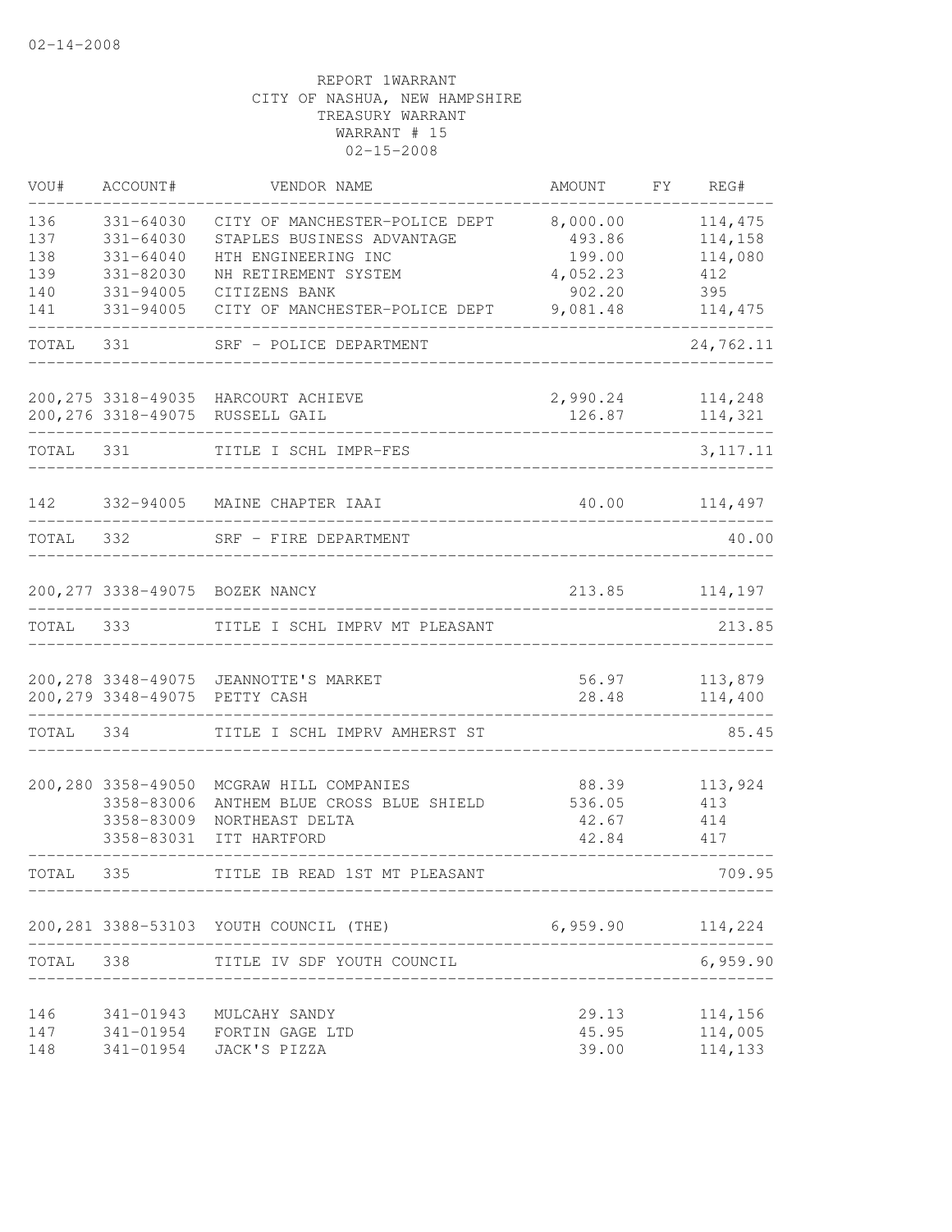02-14-2008

REPORT 1WARRANT
CITY OF NASHUA, NEW HAMPSHIRE
TREASURY WARRANT
WARRANT # 15
02-15-2008

| VOU# | ACCOUNT# | VENDOR NAME | AMOUNT | FY | REG# |
|---|---|---|---|---|---|
| 136 | 331-64030 | CITY OF MANCHESTER-POLICE DEPT | 8,000.00 | | 114,475 |
| 137 | 331-64030 | STAPLES BUSINESS ADVANTAGE | 493.86 | | 114,158 |
| 138 | 331-64040 | HTH ENGINEERING INC | 199.00 | | 114,080 |
| 139 | 331-82030 | NH RETIREMENT SYSTEM | 4,052.23 | | 412 |
| 140 | 331-94005 | CITIZENS BANK | 902.20 | | 395 |
| 141 | 331-94005 | CITY OF MANCHESTER-POLICE DEPT | 9,081.48 | | 114,475 |
| TOTAL | 331 | SRF - POLICE DEPARTMENT | | | 24,762.11 |
| 200,275 | 3318-49035 | HARCOURT ACHIEVE | 2,990.24 | | 114,248 |
| 200,276 | 3318-49075 | RUSSELL GAIL | 126.87 | | 114,321 |
| TOTAL | 331 | TITLE I SCHL IMPR-FES | | | 3,117.11 |
| 142 | 332-94005 | MAINE CHAPTER IAAI | 40.00 | | 114,497 |
| TOTAL | 332 | SRF - FIRE DEPARTMENT | | | 40.00 |
| 200,277 | 3338-49075 | BOZEK NANCY | 213.85 | | 114,197 |
| TOTAL | 333 | TITLE I SCHL IMPRV MT PLEASANT | | | 213.85 |
| 200,278 | 3348-49075 | JEANNOTTE'S MARKET | 56.97 | | 113,879 |
| 200,279 | 3348-49075 | PETTY CASH | 28.48 | | 114,400 |
| TOTAL | 334 | TITLE I SCHL IMPRV AMHERST ST | | | 85.45 |
| 200,280 | 3358-49050 | MCGRAW HILL COMPANIES | 88.39 | | 113,924 |
| | 3358-83006 | ANTHEM BLUE CROSS BLUE SHIELD | 536.05 | | 413 |
| | 3358-83009 | NORTHEAST DELTA | 42.67 | | 414 |
| | 3358-83031 | ITT HARTFORD | 42.84 | | 417 |
| TOTAL | 335 | TITLE IB READ 1ST MT PLEASANT | | | 709.95 |
| 200,281 | 3388-53103 | YOUTH COUNCIL (THE) | 6,959.90 | | 114,224 |
| TOTAL | 338 | TITLE IV SDF YOUTH COUNCIL | | | 6,959.90 |
| 146 | 341-01943 | MULCAHY SANDY | 29.13 | | 114,156 |
| 147 | 341-01954 | FORTIN GAGE LTD | 45.95 | | 114,005 |
| 148 | 341-01954 | JACK'S PIZZA | 39.00 | | 114,133 |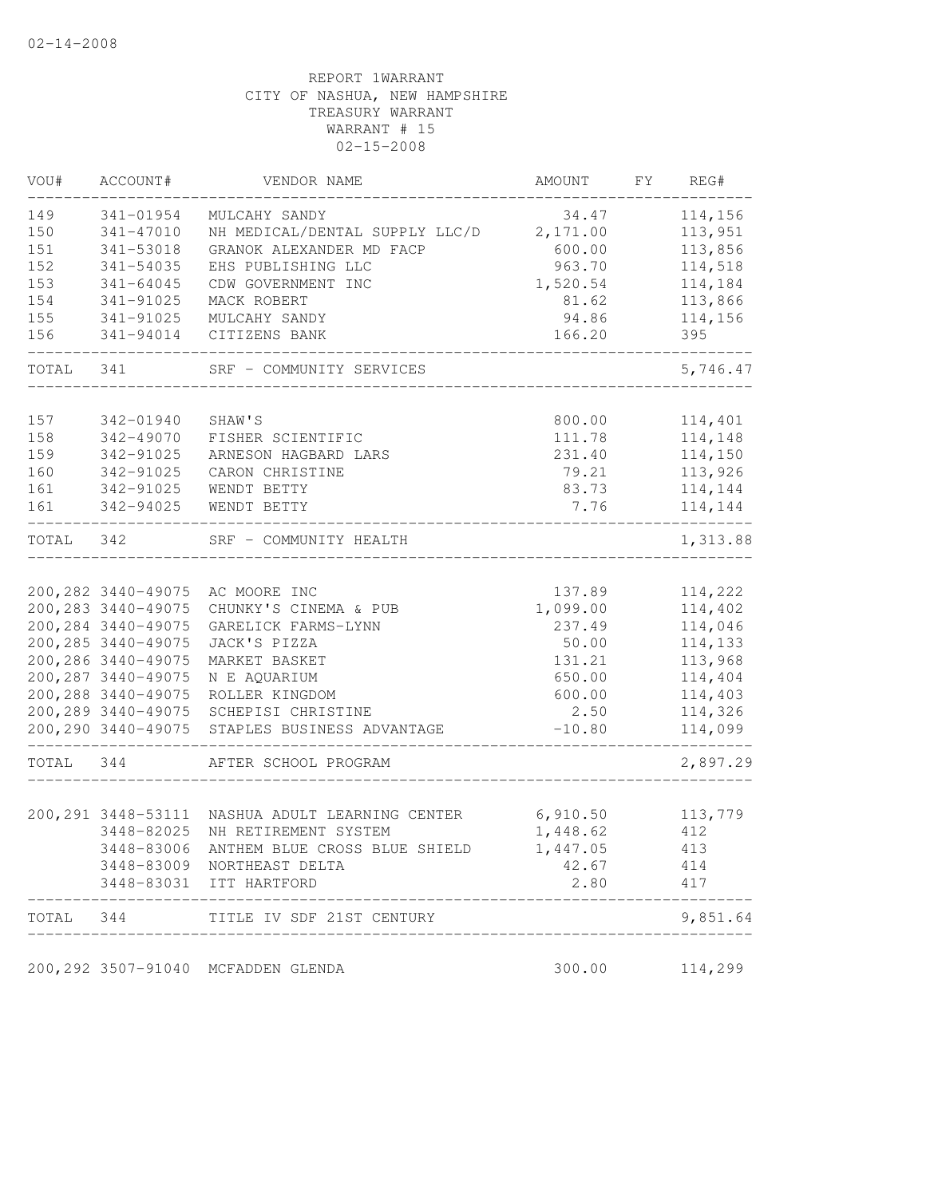02-14-2008

REPORT 1WARRANT
CITY OF NASHUA, NEW HAMPSHIRE
TREASURY WARRANT
WARRANT # 15
02-15-2008

| VOU# | ACCOUNT# | VENDOR NAME | AMOUNT | FY | REG# |
|---|---|---|---|---|---|
| 149 | 341-01954 | MULCAHY SANDY | 34.47 | | 114,156 |
| 150 | 341-47010 | NH MEDICAL/DENTAL SUPPLY LLC/D | 2,171.00 | | 113,951 |
| 151 | 341-53018 | GRANOK ALEXANDER MD FACP | 600.00 | | 113,856 |
| 152 | 341-54035 | EHS PUBLISHING LLC | 963.70 | | 114,518 |
| 153 | 341-64045 | CDW GOVERNMENT INC | 1,520.54 | | 114,184 |
| 154 | 341-91025 | MACK ROBERT | 81.62 | | 113,866 |
| 155 | 341-91025 | MULCAHY SANDY | 94.86 | | 114,156 |
| 156 | 341-94014 | CITIZENS BANK | 166.20 | | 395 |
| TOTAL | 341 | SRF - COMMUNITY SERVICES | | | 5,746.47 |
| 157 | 342-01940 | SHAW'S | 800.00 | | 114,401 |
| 158 | 342-49070 | FISHER SCIENTIFIC | 111.78 | | 114,148 |
| 159 | 342-91025 | ARNESON HAGBARD LARS | 231.40 | | 114,150 |
| 160 | 342-91025 | CARON CHRISTINE | 79.21 | | 113,926 |
| 161 | 342-91025 | WENDT BETTY | 83.73 | | 114,144 |
| 161 | 342-94025 | WENDT BETTY | 7.76 | | 114,144 |
| TOTAL | 342 | SRF - COMMUNITY HEALTH | | | 1,313.88 |
| 200,282 | 3440-49075 | AC MOORE INC | 137.89 | | 114,222 |
| 200,283 | 3440-49075 | CHUNKY'S CINEMA & PUB | 1,099.00 | | 114,402 |
| 200,284 | 3440-49075 | GARELICK FARMS-LYNN | 237.49 | | 114,046 |
| 200,285 | 3440-49075 | JACK'S PIZZA | 50.00 | | 114,133 |
| 200,286 | 3440-49075 | MARKET BASKET | 131.21 | | 113,968 |
| 200,287 | 3440-49075 | N E AQUARIUM | 650.00 | | 114,404 |
| 200,288 | 3440-49075 | ROLLER KINGDOM | 600.00 | | 114,403 |
| 200,289 | 3440-49075 | SCHEPISI CHRISTINE | 2.50 | | 114,326 |
| 200,290 | 3440-49075 | STAPLES BUSINESS ADVANTAGE | -10.80 | | 114,099 |
| TOTAL | 344 | AFTER SCHOOL PROGRAM | | | 2,897.29 |
| 200,291 | 3448-53111 | NASHUA ADULT LEARNING CENTER | 6,910.50 | | 113,779 |
| | 3448-82025 | NH RETIREMENT SYSTEM | 1,448.62 | | 412 |
| | 3448-83006 | ANTHEM BLUE CROSS BLUE SHIELD | 1,447.05 | | 413 |
| | 3448-83009 | NORTHEAST DELTA | 42.67 | | 414 |
| | 3448-83031 | ITT HARTFORD | 2.80 | | 417 |
| TOTAL | 344 | TITLE IV SDF 21ST CENTURY | | | 9,851.64 |
| 200,292 | 3507-91040 | MCFADDEN GLENDA | 300.00 | | 114,299 |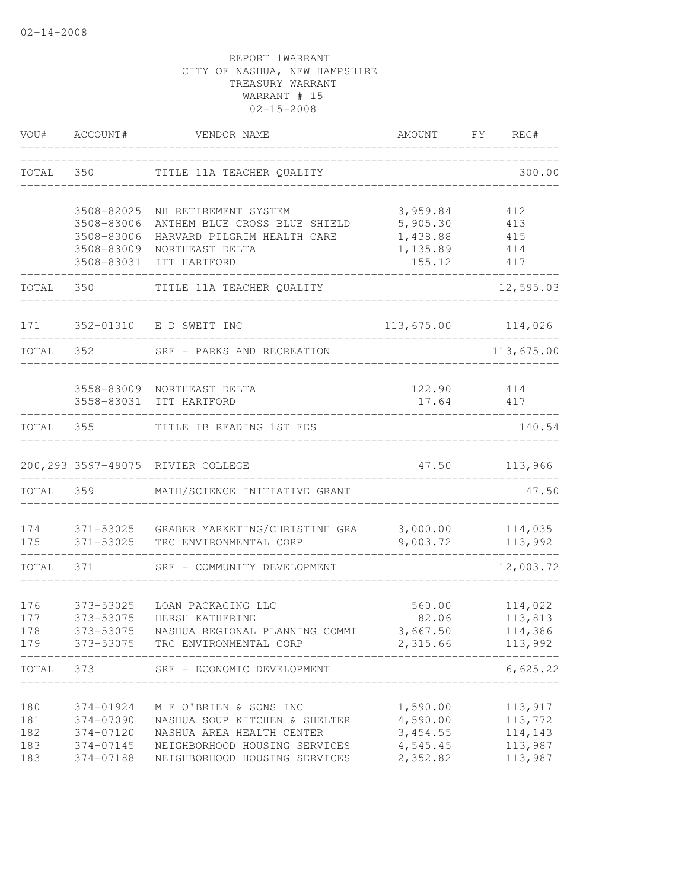02-14-2008

REPORT 1WARRANT
CITY OF NASHUA, NEW HAMPSHIRE
TREASURY WARRANT
WARRANT # 15
02-15-2008

| VOU# | ACCOUNT# | VENDOR NAME | AMOUNT | FY | REG# |
|---|---|---|---|---|---|
| TOTAL | 350 | TITLE 11A TEACHER QUALITY | | | 300.00 |
| | 3508-82025 | NH RETIREMENT SYSTEM | 3,959.84 | | 412 |
| | 3508-83006 | ANTHEM BLUE CROSS BLUE SHIELD | 5,905.30 | | 413 |
| | 3508-83006 | HARVARD PILGRIM HEALTH CARE | 1,438.88 | | 415 |
| | 3508-83009 | NORTHEAST DELTA | 1,135.89 | | 414 |
| | 3508-83031 | ITT HARTFORD | 155.12 | | 417 |
| TOTAL | 350 | TITLE 11A TEACHER QUALITY | | | 12,595.03 |
| 171 | 352-01310 | E D SWETT INC | 113,675.00 | | 114,026 |
| TOTAL | 352 | SRF - PARKS AND RECREATION | | | 113,675.00 |
| | 3558-83009 | NORTHEAST DELTA | 122.90 | | 414 |
| | 3558-83031 | ITT HARTFORD | 17.64 | | 417 |
| TOTAL | 355 | TITLE IB READING 1ST FES | | | 140.54 |
| 200,293 | 3597-49075 | RIVIER COLLEGE | 47.50 | | 113,966 |
| TOTAL | 359 | MATH/SCIENCE INITIATIVE GRANT | | | 47.50 |
| 174 | 371-53025 | GRABER MARKETING/CHRISTINE GRA | 3,000.00 | | 114,035 |
| 175 | 371-53025 | TRC ENVIRONMENTAL CORP | 9,003.72 | | 113,992 |
| TOTAL | 371 | SRF - COMMUNITY DEVELOPMENT | | | 12,003.72 |
| 176 | 373-53025 | LOAN PACKAGING LLC | 560.00 | | 114,022 |
| 177 | 373-53075 | HERSH KATHERINE | 82.06 | | 113,813 |
| 178 | 373-53075 | NASHUA REGIONAL PLANNING COMMI | 3,667.50 | | 114,386 |
| 179 | 373-53075 | TRC ENVIRONMENTAL CORP | 2,315.66 | | 113,992 |
| TOTAL | 373 | SRF - ECONOMIC DEVELOPMENT | | | 6,625.22 |
| 180 | 374-01924 | M E O'BRIEN & SONS INC | 1,590.00 | | 113,917 |
| 181 | 374-07090 | NASHUA SOUP KITCHEN & SHELTER | 4,590.00 | | 113,772 |
| 182 | 374-07120 | NASHUA AREA HEALTH CENTER | 3,454.55 | | 114,143 |
| 183 | 374-07145 | NEIGHBORHOOD HOUSING SERVICES | 4,545.45 | | 113,987 |
| 183 | 374-07188 | NEIGHBORHOOD HOUSING SERVICES | 2,352.82 | | 113,987 |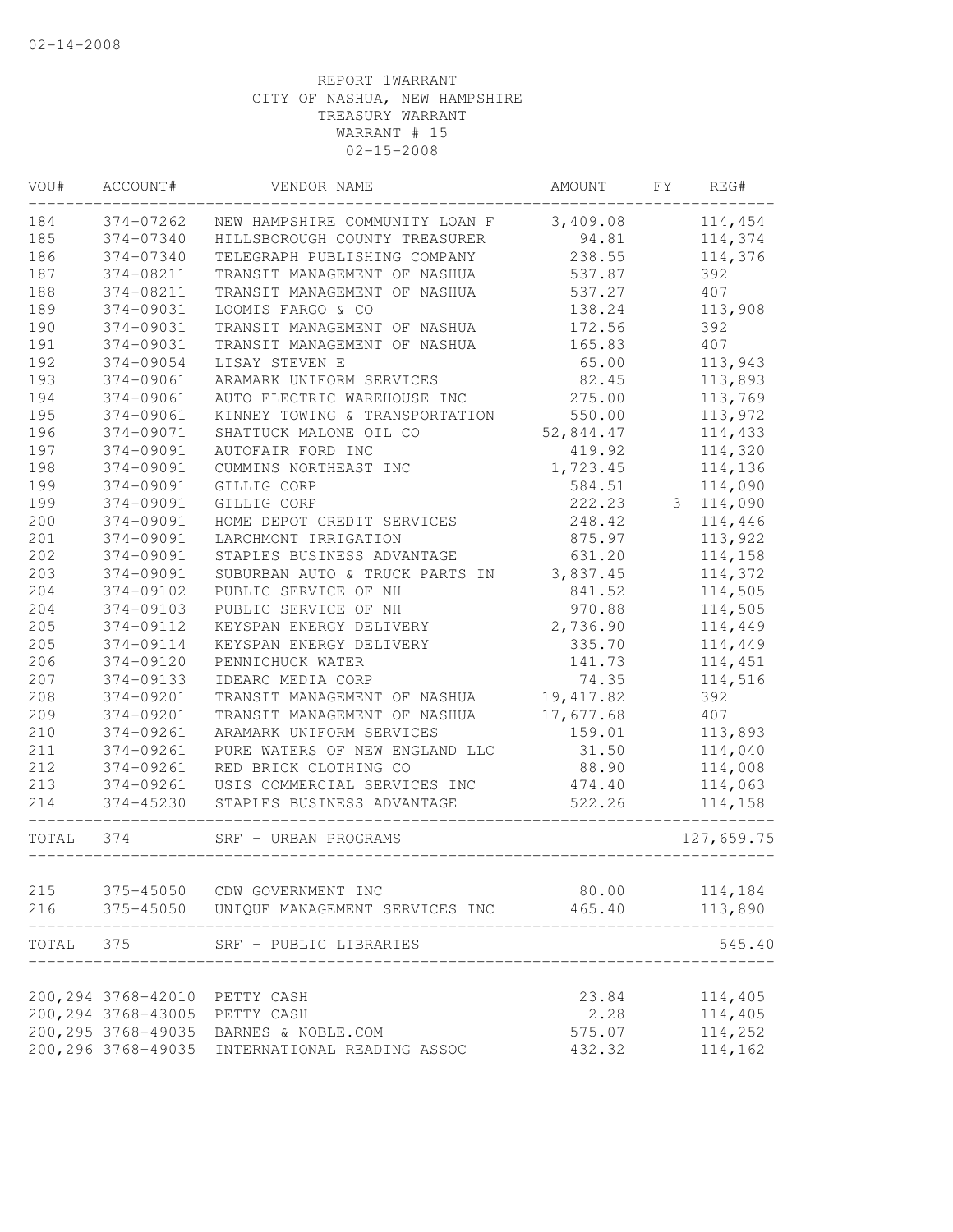02-14-2008

REPORT 1WARRANT
CITY OF NASHUA, NEW HAMPSHIRE
TREASURY WARRANT
WARRANT # 15
02-15-2008

| VOU# | ACCOUNT# | VENDOR NAME | AMOUNT | FY | REG# |
|---|---|---|---|---|---|
| 184 | 374-07262 | NEW HAMPSHIRE COMMUNITY LOAN F | 3,409.08 | | 114,454 |
| 185 | 374-07340 | HILLSBOROUGH COUNTY TREASURER | 94.81 | | 114,374 |
| 186 | 374-07340 | TELEGRAPH PUBLISHING COMPANY | 238.55 | | 114,376 |
| 187 | 374-08211 | TRANSIT MANAGEMENT OF NASHUA | 537.87 | | 392 |
| 188 | 374-08211 | TRANSIT MANAGEMENT OF NASHUA | 537.27 | | 407 |
| 189 | 374-09031 | LOOMIS FARGO & CO | 138.24 | | 113,908 |
| 190 | 374-09031 | TRANSIT MANAGEMENT OF NASHUA | 172.56 | | 392 |
| 191 | 374-09031 | TRANSIT MANAGEMENT OF NASHUA | 165.83 | | 407 |
| 192 | 374-09054 | LISAY STEVEN E | 65.00 | | 113,943 |
| 193 | 374-09061 | ARAMARK UNIFORM SERVICES | 82.45 | | 113,893 |
| 194 | 374-09061 | AUTO ELECTRIC WAREHOUSE INC | 275.00 | | 113,769 |
| 195 | 374-09061 | KINNEY TOWING & TRANSPORTATION | 550.00 | | 113,972 |
| 196 | 374-09071 | SHATTUCK MALONE OIL CO | 52,844.47 | | 114,433 |
| 197 | 374-09091 | AUTOFAIR FORD INC | 419.92 | | 114,320 |
| 198 | 374-09091 | CUMMINS NORTHEAST INC | 1,723.45 | | 114,136 |
| 199 | 374-09091 | GILLIG CORP | 584.51 | | 114,090 |
| 199 | 374-09091 | GILLIG CORP | 222.23 | 3 | 114,090 |
| 200 | 374-09091 | HOME DEPOT CREDIT SERVICES | 248.42 | | 114,446 |
| 201 | 374-09091 | LARCHMONT IRRIGATION | 875.97 | | 113,922 |
| 202 | 374-09091 | STAPLES BUSINESS ADVANTAGE | 631.20 | | 114,158 |
| 203 | 374-09091 | SUBURBAN AUTO & TRUCK PARTS IN | 3,837.45 | | 114,372 |
| 204 | 374-09102 | PUBLIC SERVICE OF NH | 841.52 | | 114,505 |
| 204 | 374-09103 | PUBLIC SERVICE OF NH | 970.88 | | 114,505 |
| 205 | 374-09112 | KEYSPAN ENERGY DELIVERY | 2,736.90 | | 114,449 |
| 205 | 374-09114 | KEYSPAN ENERGY DELIVERY | 335.70 | | 114,449 |
| 206 | 374-09120 | PENNICHUCK WATER | 141.73 | | 114,451 |
| 207 | 374-09133 | IDEARC MEDIA CORP | 74.35 | | 114,516 |
| 208 | 374-09201 | TRANSIT MANAGEMENT OF NASHUA | 19,417.82 | | 392 |
| 209 | 374-09201 | TRANSIT MANAGEMENT OF NASHUA | 17,677.68 | | 407 |
| 210 | 374-09261 | ARAMARK UNIFORM SERVICES | 159.01 | | 113,893 |
| 211 | 374-09261 | PURE WATERS OF NEW ENGLAND LLC | 31.50 | | 114,040 |
| 212 | 374-09261 | RED BRICK CLOTHING CO | 88.90 | | 114,008 |
| 213 | 374-09261 | USIS COMMERCIAL SERVICES INC | 474.40 | | 114,063 |
| 214 | 374-45230 | STAPLES BUSINESS ADVANTAGE | 522.26 | | 114,158 |
| TOTAL | 374 | SRF - URBAN PROGRAMS | | | 127,659.75 |
| 215 | 375-45050 | CDW GOVERNMENT INC | 80.00 | | 114,184 |
| 216 | 375-45050 | UNIQUE MANAGEMENT SERVICES INC | 465.40 | | 113,890 |
| TOTAL | 375 | SRF - PUBLIC LIBRARIES | | | 545.40 |
| 200,294 | 3768-42010 | PETTY CASH | 23.84 | | 114,405 |
| 200,294 | 3768-43005 | PETTY CASH | 2.28 | | 114,405 |
| 200,295 | 3768-49035 | BARNES & NOBLE.COM | 575.07 | | 114,252 |
| 200,296 | 3768-49035 | INTERNATIONAL READING ASSOC | 432.32 | | 114,162 |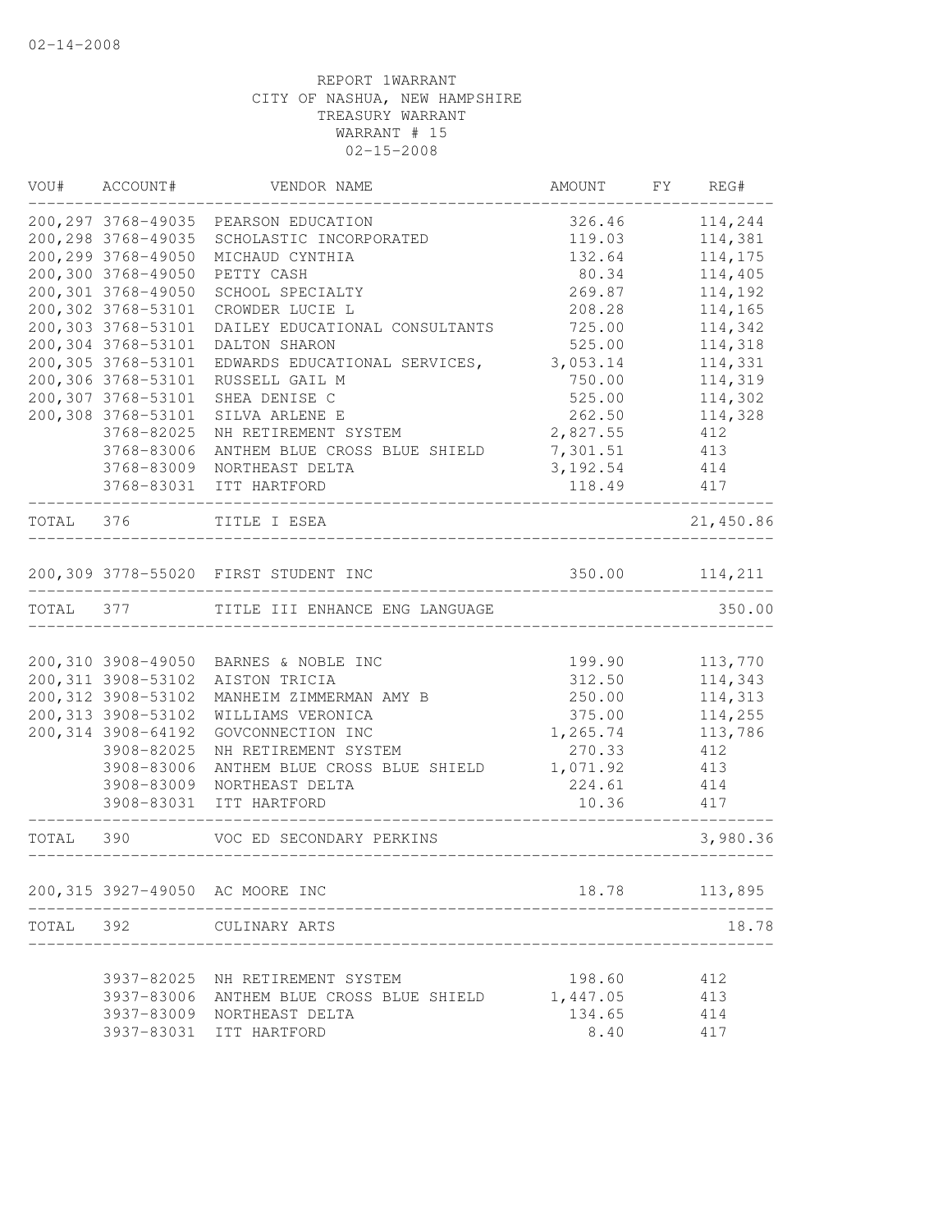02-14-2008

REPORT 1WARRANT
CITY OF NASHUA, NEW HAMPSHIRE
TREASURY WARRANT
WARRANT # 15
02-15-2008

| VOU# | ACCOUNT# | VENDOR NAME | AMOUNT | FY | REG# |
|---|---|---|---|---|---|
| 200,297 | 3768-49035 | PEARSON EDUCATION | 326.46 | | 114,244 |
| 200,298 | 3768-49035 | SCHOLASTIC INCORPORATED | 119.03 | | 114,381 |
| 200,299 | 3768-49050 | MICHAUD CYNTHIA | 132.64 | | 114,175 |
| 200,300 | 3768-49050 | PETTY CASH | 80.34 | | 114,405 |
| 200,301 | 3768-49050 | SCHOOL SPECIALTY | 269.87 | | 114,192 |
| 200,302 | 3768-53101 | CROWDER LUCIE L | 208.28 | | 114,165 |
| 200,303 | 3768-53101 | DAILEY EDUCATIONAL CONSULTANTS | 725.00 | | 114,342 |
| 200,304 | 3768-53101 | DALTON SHARON | 525.00 | | 114,318 |
| 200,305 | 3768-53101 | EDWARDS EDUCATIONAL SERVICES, | 3,053.14 | | 114,331 |
| 200,306 | 3768-53101 | RUSSELL GAIL M | 750.00 | | 114,319 |
| 200,307 | 3768-53101 | SHEA DENISE C | 525.00 | | 114,302 |
| 200,308 | 3768-53101 | SILVA ARLENE E | 262.50 | | 114,328 |
| | 3768-82025 | NH RETIREMENT SYSTEM | 2,827.55 | | 412 |
| | 3768-83006 | ANTHEM BLUE CROSS BLUE SHIELD | 7,301.51 | | 413 |
| | 3768-83009 | NORTHEAST DELTA | 3,192.54 | | 414 |
| | 3768-83031 | ITT HARTFORD | 118.49 | | 417 |
| TOTAL | 376 | TITLE I ESEA | | | 21,450.86 |
| 200,309 | 3778-55020 | FIRST STUDENT INC | 350.00 | | 114,211 |
| TOTAL | 377 | TITLE III ENHANCE ENG LANGUAGE | | | 350.00 |
| 200,310 | 3908-49050 | BARNES & NOBLE INC | 199.90 | | 113,770 |
| 200,311 | 3908-53102 | AISTON TRICIA | 312.50 | | 114,343 |
| 200,312 | 3908-53102 | MANHEIM ZIMMERMAN AMY B | 250.00 | | 114,313 |
| 200,313 | 3908-53102 | WILLIAMS VERONICA | 375.00 | | 114,255 |
| 200,314 | 3908-64192 | GOVCONNECTION INC | 1,265.74 | | 113,786 |
| | 3908-82025 | NH RETIREMENT SYSTEM | 270.33 | | 412 |
| | 3908-83006 | ANTHEM BLUE CROSS BLUE SHIELD | 1,071.92 | | 413 |
| | 3908-83009 | NORTHEAST DELTA | 224.61 | | 414 |
| | 3908-83031 | ITT HARTFORD | 10.36 | | 417 |
| TOTAL | 390 | VOC ED SECONDARY PERKINS | | | 3,980.36 |
| 200,315 | 3927-49050 | AC MOORE INC | 18.78 | | 113,895 |
| TOTAL | 392 | CULINARY ARTS | | | 18.78 |
| | 3937-82025 | NH RETIREMENT SYSTEM | 198.60 | | 412 |
| | 3937-83006 | ANTHEM BLUE CROSS BLUE SHIELD | 1,447.05 | | 413 |
| | 3937-83009 | NORTHEAST DELTA | 134.65 | | 414 |
| | 3937-83031 | ITT HARTFORD | 8.40 | | 417 |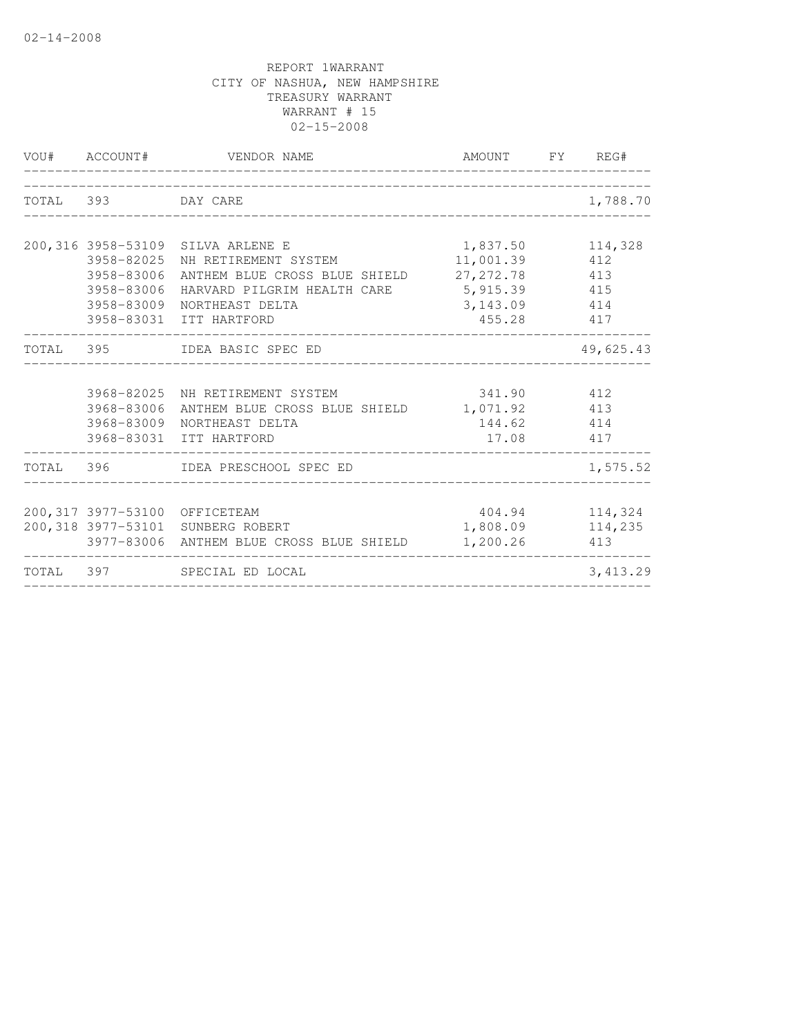02-14-2008

REPORT 1WARRANT
CITY OF NASHUA, NEW HAMPSHIRE
TREASURY WARRANT
WARRANT # 15
02-15-2008

| VOU# | ACCOUNT# | VENDOR NAME | AMOUNT | FY | REG# |
|---|---|---|---|---|---|
| TOTAL | 393 | DAY CARE | | | 1,788.70 |
| 200,316 | 3958-53109 | SILVA ARLENE E | 1,837.50 | | 114,328 |
| | 3958-82025 | NH RETIREMENT SYSTEM | 11,001.39 | | 412 |
| | 3958-83006 | ANTHEM BLUE CROSS BLUE SHIELD | 27,272.78 | | 413 |
| | 3958-83006 | HARVARD PILGRIM HEALTH CARE | 5,915.39 | | 415 |
| | 3958-83009 | NORTHEAST DELTA | 3,143.09 | | 414 |
| | 3958-83031 | ITT HARTFORD | 455.28 | | 417 |
| TOTAL | 395 | IDEA BASIC SPEC ED | | | 49,625.43 |
| | 3968-82025 | NH RETIREMENT SYSTEM | 341.90 | | 412 |
| | 3968-83006 | ANTHEM BLUE CROSS BLUE SHIELD | 1,071.92 | | 413 |
| | 3968-83009 | NORTHEAST DELTA | 144.62 | | 414 |
| | 3968-83031 | ITT HARTFORD | 17.08 | | 417 |
| TOTAL | 396 | IDEA PRESCHOOL SPEC ED | | | 1,575.52 |
| 200,317 | 3977-53100 | OFFICETEAM | 404.94 | | 114,324 |
| 200,318 | 3977-53101 | SUNBERG ROBERT | 1,808.09 | | 114,235 |
| | 3977-83006 | ANTHEM BLUE CROSS BLUE SHIELD | 1,200.26 | | 413 |
| TOTAL | 397 | SPECIAL ED LOCAL | | | 3,413.29 |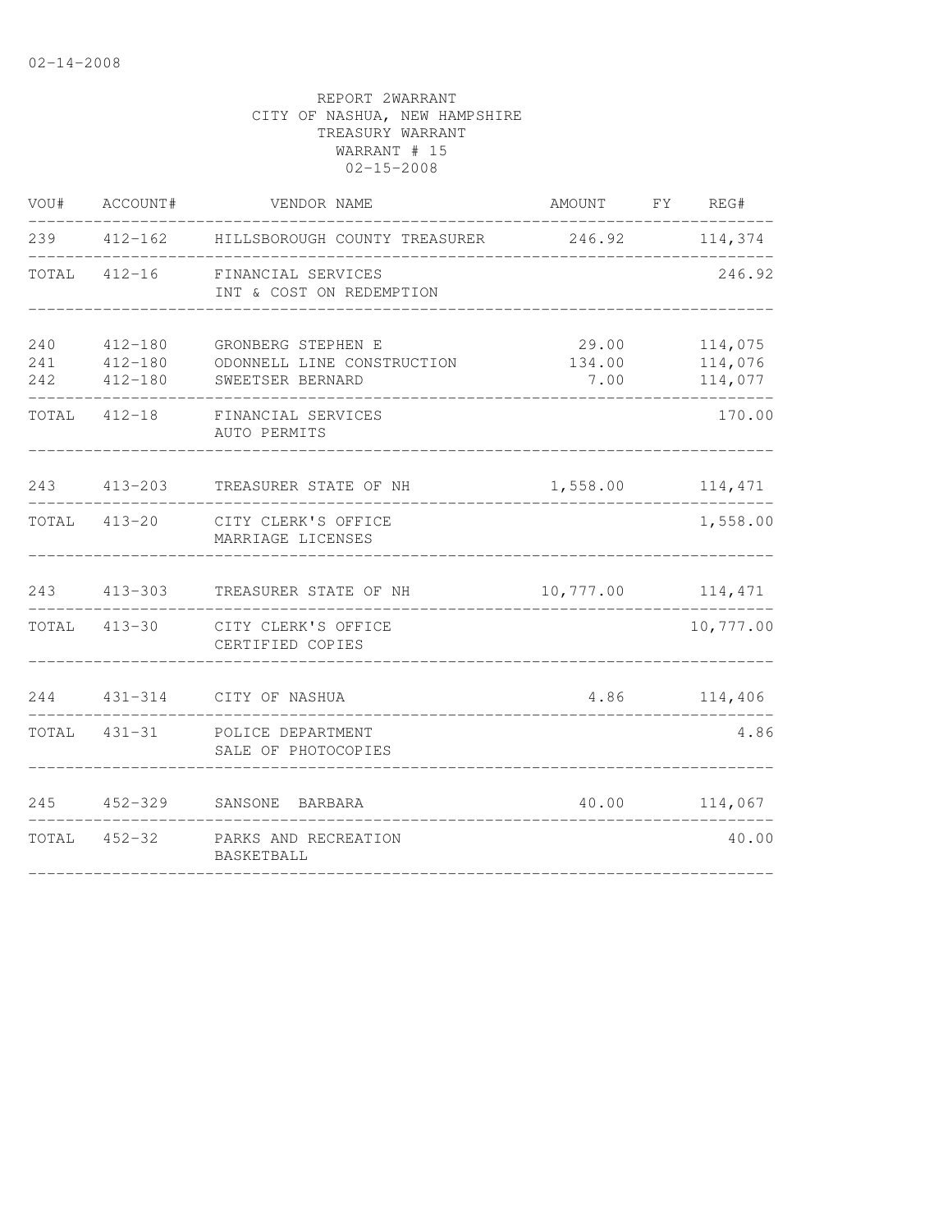02-14-2008

REPORT 2WARRANT
CITY OF NASHUA, NEW HAMPSHIRE
TREASURY WARRANT
WARRANT # 15
02-15-2008

| VOU# | ACCOUNT# | VENDOR NAME | AMOUNT | FY | REG# |
|---|---|---|---|---|---|
| 239 | 412-162 | HILLSBOROUGH COUNTY TREASURER | 246.92 | | 114,374 |
| TOTAL | 412-16 | FINANCIAL SERVICES INT & COST ON REDEMPTION | | | 246.92 |
| 240 | 412-180 | GRONBERG STEPHEN E | 29.00 | | 114,075 |
| 241 | 412-180 | ODONNELL LINE CONSTRUCTION | 134.00 | | 114,076 |
| 242 | 412-180 | SWEETSER BERNARD | 7.00 | | 114,077 |
| TOTAL | 412-18 | FINANCIAL SERVICES AUTO PERMITS | | | 170.00 |
| 243 | 413-203 | TREASURER STATE OF NH | 1,558.00 | | 114,471 |
| TOTAL | 413-20 | CITY CLERK'S OFFICE MARRIAGE LICENSES | | | 1,558.00 |
| 243 | 413-303 | TREASURER STATE OF NH | 10,777.00 | | 114,471 |
| TOTAL | 413-30 | CITY CLERK'S OFFICE CERTIFIED COPIES | | | 10,777.00 |
| 244 | 431-314 | CITY OF NASHUA | 4.86 | | 114,406 |
| TOTAL | 431-31 | POLICE DEPARTMENT SALE OF PHOTOCOPIES | | | 4.86 |
| 245 | 452-329 | SANSONE BARBARA | 40.00 | | 114,067 |
| TOTAL | 452-32 | PARKS AND RECREATION BASKETBALL | | | 40.00 |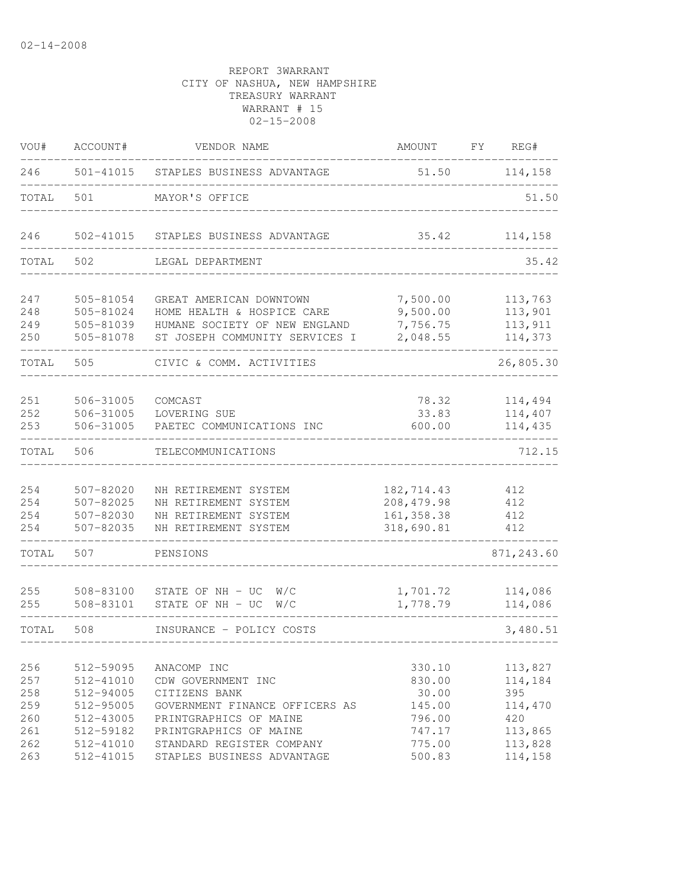02-14-2008

REPORT 3WARRANT
CITY OF NASHUA, NEW HAMPSHIRE
TREASURY WARRANT
WARRANT # 15
02-15-2008

| VOU# | ACCOUNT# | VENDOR NAME | AMOUNT | FY | REG# |
|---|---|---|---|---|---|
| 246 | 501-41015 | STAPLES BUSINESS ADVANTAGE | 51.50 | | 114,158 |
| TOTAL | 501 | MAYOR'S OFFICE | | | 51.50 |
| 246 | 502-41015 | STAPLES BUSINESS ADVANTAGE | 35.42 | | 114,158 |
| TOTAL | 502 | LEGAL DEPARTMENT | | | 35.42 |
| 247 | 505-81054 | GREAT AMERICAN DOWNTOWN | 7,500.00 | | 113,763 |
| 248 | 505-81024 | HOME HEALTH & HOSPICE CARE | 9,500.00 | | 113,901 |
| 249 | 505-81039 | HUMANE SOCIETY OF NEW ENGLAND | 7,756.75 | | 113,911 |
| 250 | 505-81078 | ST JOSEPH COMMUNITY SERVICES I | 2,048.55 | | 114,373 |
| TOTAL | 505 | CIVIC & COMM. ACTIVITIES | | | 26,805.30 |
| 251 | 506-31005 | COMCAST | 78.32 | | 114,494 |
| 252 | 506-31005 | LOVERING SUE | 33.83 | | 114,407 |
| 253 | 506-31005 | PAETEC COMMUNICATIONS INC | 600.00 | | 114,435 |
| TOTAL | 506 | TELECOMMUNICATIONS | | | 712.15 |
| 254 | 507-82020 | NH RETIREMENT SYSTEM | 182,714.43 | | 412 |
| 254 | 507-82025 | NH RETIREMENT SYSTEM | 208,479.98 | | 412 |
| 254 | 507-82030 | NH RETIREMENT SYSTEM | 161,358.38 | | 412 |
| 254 | 507-82035 | NH RETIREMENT SYSTEM | 318,690.81 | | 412 |
| TOTAL | 507 | PENSIONS | | | 871,243.60 |
| 255 | 508-83100 | STATE OF NH - UC W/C | 1,701.72 | | 114,086 |
| 255 | 508-83101 | STATE OF NH - UC W/C | 1,778.79 | | 114,086 |
| TOTAL | 508 | INSURANCE - POLICY COSTS | | | 3,480.51 |
| 256 | 512-59095 | ANACOMP INC | 330.10 | | 113,827 |
| 257 | 512-41010 | CDW GOVERNMENT INC | 830.00 | | 114,184 |
| 258 | 512-94005 | CITIZENS BANK | 30.00 | | 395 |
| 259 | 512-95005 | GOVERNMENT FINANCE OFFICERS AS | 145.00 | | 114,470 |
| 260 | 512-43005 | PRINTGRAPHICS OF MAINE | 796.00 | | 420 |
| 261 | 512-59182 | PRINTGRAPHICS OF MAINE | 747.17 | | 113,865 |
| 262 | 512-41010 | STANDARD REGISTER COMPANY | 775.00 | | 113,828 |
| 263 | 512-41015 | STAPLES BUSINESS ADVANTAGE | 500.83 | | 114,158 |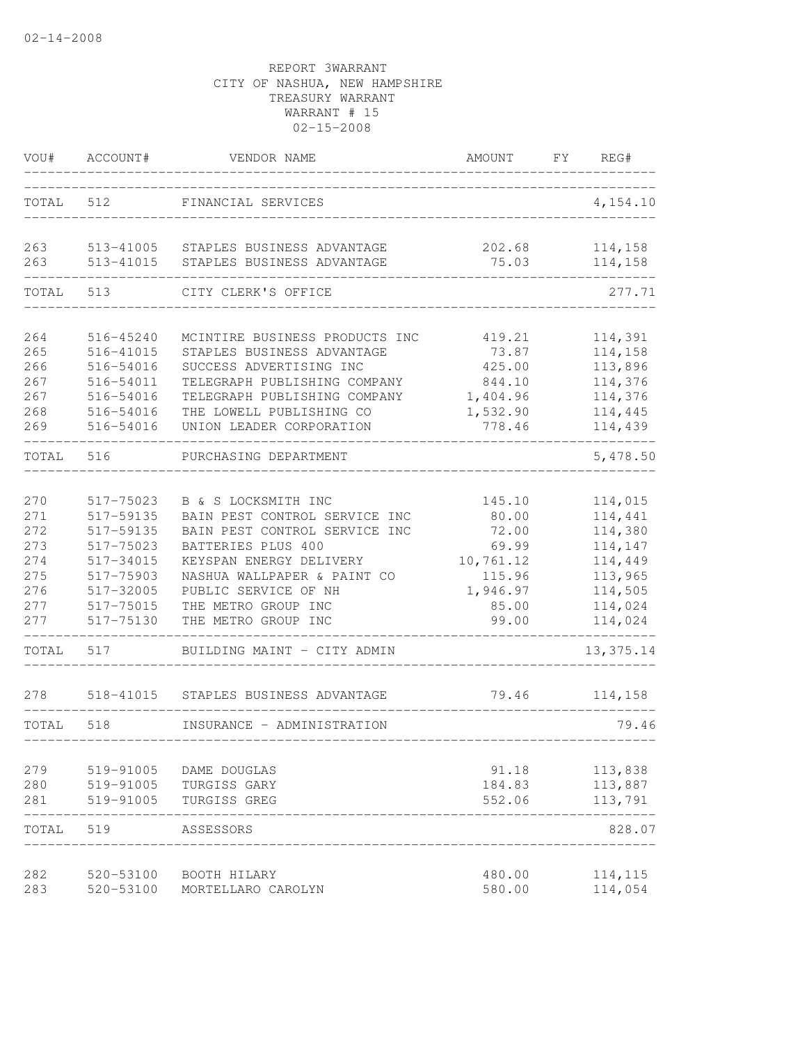02-14-2008

REPORT 3WARRANT
CITY OF NASHUA, NEW HAMPSHIRE
TREASURY WARRANT
WARRANT # 15
02-15-2008

| VOU# | ACCOUNT# | VENDOR NAME | AMOUNT | FY | REG# |
|---|---|---|---|---|---|
| TOTAL | 512 | FINANCIAL SERVICES | | | 4,154.10 |
| 263 | 513-41005 | STAPLES BUSINESS ADVANTAGE | 202.68 | | 114,158 |
| 263 | 513-41015 | STAPLES BUSINESS ADVANTAGE | 75.03 | | 114,158 |
| TOTAL | 513 | CITY CLERK'S OFFICE | | | 277.71 |
| 264 | 516-45240 | MCINTIRE BUSINESS PRODUCTS INC | 419.21 | | 114,391 |
| 265 | 516-41015 | STAPLES BUSINESS ADVANTAGE | 73.87 | | 114,158 |
| 266 | 516-54016 | SUCCESS ADVERTISING INC | 425.00 | | 113,896 |
| 267 | 516-54011 | TELEGRAPH PUBLISHING COMPANY | 844.10 | | 114,376 |
| 267 | 516-54016 | TELEGRAPH PUBLISHING COMPANY | 1,404.96 | | 114,376 |
| 268 | 516-54016 | THE LOWELL PUBLISHING CO | 1,532.90 | | 114,445 |
| 269 | 516-54016 | UNION LEADER CORPORATION | 778.46 | | 114,439 |
| TOTAL | 516 | PURCHASING DEPARTMENT | | | 5,478.50 |
| 270 | 517-75023 | B & S LOCKSMITH INC | 145.10 | | 114,015 |
| 271 | 517-59135 | BAIN PEST CONTROL SERVICE INC | 80.00 | | 114,441 |
| 272 | 517-59135 | BAIN PEST CONTROL SERVICE INC | 72.00 | | 114,380 |
| 273 | 517-75023 | BATTERIES PLUS 400 | 69.99 | | 114,147 |
| 274 | 517-34015 | KEYSPAN ENERGY DELIVERY | 10,761.12 | | 114,449 |
| 275 | 517-75903 | NASHUA WALLPAPER & PAINT CO | 115.96 | | 113,965 |
| 276 | 517-32005 | PUBLIC SERVICE OF NH | 1,946.97 | | 114,505 |
| 277 | 517-75015 | THE METRO GROUP INC | 85.00 | | 114,024 |
| 277 | 517-75130 | THE METRO GROUP INC | 99.00 | | 114,024 |
| TOTAL | 517 | BUILDING MAINT - CITY ADMIN | | | 13,375.14 |
| 278 | 518-41015 | STAPLES BUSINESS ADVANTAGE | 79.46 | | 114,158 |
| TOTAL | 518 | INSURANCE - ADMINISTRATION | | | 79.46 |
| 279 | 519-91005 | DAME DOUGLAS | 91.18 | | 113,838 |
| 280 | 519-91005 | TURGISS GARY | 184.83 | | 113,887 |
| 281 | 519-91005 | TURGISS GREG | 552.06 | | 113,791 |
| TOTAL | 519 | ASSESSORS | | | 828.07 |
| 282 | 520-53100 | BOOTH HILARY | 480.00 | | 114,115 |
| 283 | 520-53100 | MORTELLARO CAROLYN | 580.00 | | 114,054 |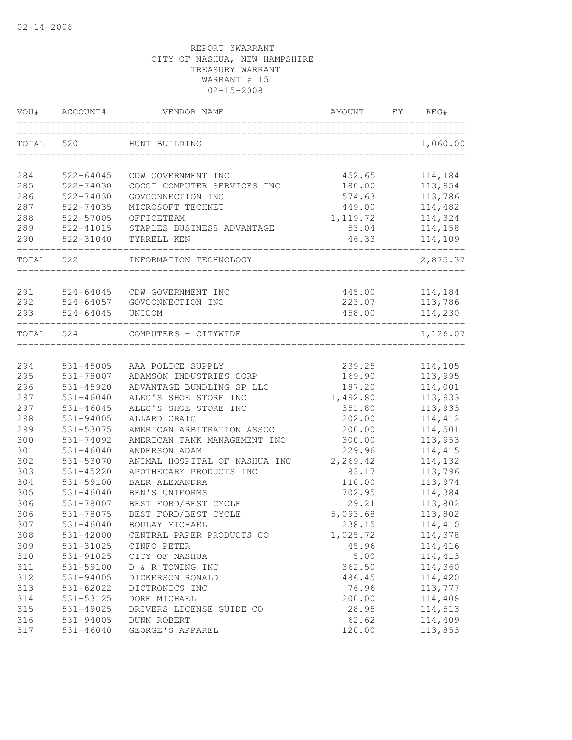02-14-2008

REPORT 3WARRANT
CITY OF NASHUA, NEW HAMPSHIRE
TREASURY WARRANT
WARRANT # 15
02-15-2008

| VOU# | ACCOUNT# | VENDOR NAME | AMOUNT | FY | REG# |
|---|---|---|---|---|---|
| TOTAL | 520 | HUNT BUILDING | | | 1,060.00 |
| 284 | 522-64045 | CDW GOVERNMENT INC | 452.65 | | 114,184 |
| 285 | 522-74030 | COCCI COMPUTER SERVICES INC | 180.00 | | 113,954 |
| 286 | 522-74030 | GOVCONNECTION INC | 574.63 | | 113,786 |
| 287 | 522-74035 | MICROSOFT TECHNET | 449.00 | | 114,482 |
| 288 | 522-57005 | OFFICETEAM | 1,119.72 | | 114,324 |
| 289 | 522-41015 | STAPLES BUSINESS ADVANTAGE | 53.04 | | 114,158 |
| 290 | 522-31040 | TYRRELL KEN | 46.33 | | 114,109 |
| TOTAL | 522 | INFORMATION TECHNOLOGY | | | 2,875.37 |
| 291 | 524-64045 | CDW GOVERNMENT INC | 445.00 | | 114,184 |
| 292 | 524-64057 | GOVCONNECTION INC | 223.07 | | 113,786 |
| 293 | 524-64045 | UNICOM | 458.00 | | 114,230 |
| TOTAL | 524 | COMPUTERS - CITYWIDE | | | 1,126.07 |
| 294 | 531-45005 | AAA POLICE SUPPLY | 239.25 | | 114,105 |
| 295 | 531-78007 | ADAMSON INDUSTRIES CORP | 169.90 | | 113,995 |
| 296 | 531-45920 | ADVANTAGE BUNDLING SP LLC | 187.20 | | 114,001 |
| 297 | 531-46040 | ALEC'S SHOE STORE INC | 1,492.80 | | 113,933 |
| 297 | 531-46045 | ALEC'S SHOE STORE INC | 351.80 | | 113,933 |
| 298 | 531-94005 | ALLARD CRAIG | 202.00 | | 114,412 |
| 299 | 531-53075 | AMERICAN ARBITRATION ASSOC | 200.00 | | 114,501 |
| 300 | 531-74092 | AMERICAN TANK MANAGEMENT INC | 300.00 | | 113,953 |
| 301 | 531-46040 | ANDERSON ADAM | 229.96 | | 114,415 |
| 302 | 531-53070 | ANIMAL HOSPITAL OF NASHUA INC | 2,269.42 | | 114,132 |
| 303 | 531-45220 | APOTHECARY PRODUCTS INC | 83.17 | | 113,796 |
| 304 | 531-59100 | BAER ALEXANDRA | 110.00 | | 113,974 |
| 305 | 531-46040 | BEN'S UNIFORMS | 702.95 | | 114,384 |
| 306 | 531-78007 | BEST FORD/BEST CYCLE | 29.21 | | 113,802 |
| 306 | 531-78075 | BEST FORD/BEST CYCLE | 5,093.68 | | 113,802 |
| 307 | 531-46040 | BOULAY MICHAEL | 238.15 | | 114,410 |
| 308 | 531-42000 | CENTRAL PAPER PRODUCTS CO | 1,025.72 | | 114,378 |
| 309 | 531-31025 | CINFO PETER | 45.96 | | 114,416 |
| 310 | 531-91025 | CITY OF NASHUA | 5.00 | | 114,413 |
| 311 | 531-59100 | D & R TOWING INC | 362.50 | | 114,360 |
| 312 | 531-94005 | DICKERSON RONALD | 486.45 | | 114,420 |
| 313 | 531-62022 | DICTRONICS INC | 76.96 | | 113,777 |
| 314 | 531-53125 | DORE MICHAEL | 200.00 | | 114,408 |
| 315 | 531-49025 | DRIVERS LICENSE GUIDE CO | 28.95 | | 114,513 |
| 316 | 531-94005 | DUNN ROBERT | 62.62 | | 114,409 |
| 317 | 531-46040 | GEORGE'S APPAREL | 120.00 | | 113,853 |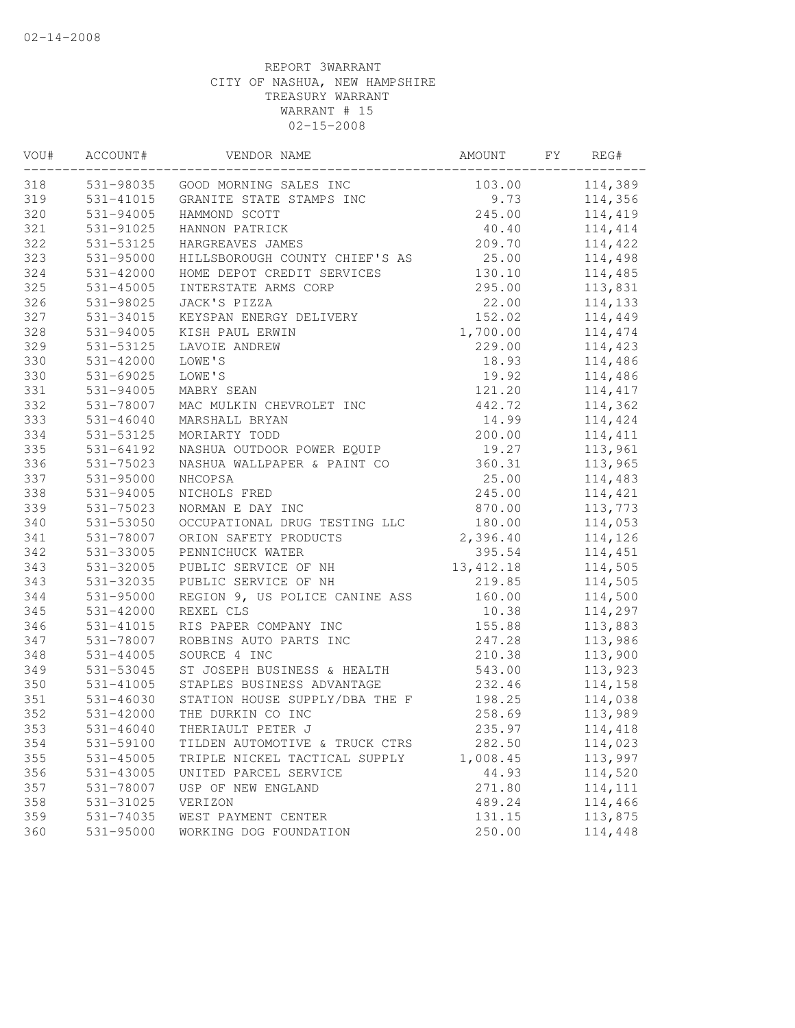REPORT 3WARRANT
CITY OF NASHUA, NEW HAMPSHIRE
TREASURY WARRANT
WARRANT # 15
02-15-2008

| VOU# | ACCOUNT# | VENDOR NAME | AMOUNT | FY | REG# |
|---|---|---|---|---|---|
| 318 | 531-98035 | GOOD MORNING SALES INC | 103.00 | | 114,389 |
| 319 | 531-41015 | GRANITE STATE STAMPS INC | 9.73 | | 114,356 |
| 320 | 531-94005 | HAMMOND SCOTT | 245.00 | | 114,419 |
| 321 | 531-91025 | HANNON PATRICK | 40.40 | | 114,414 |
| 322 | 531-53125 | HARGREAVES JAMES | 209.70 | | 114,422 |
| 323 | 531-95000 | HILLSBOROUGH COUNTY CHIEF'S AS | 25.00 | | 114,498 |
| 324 | 531-42000 | HOME DEPOT CREDIT SERVICES | 130.10 | | 114,485 |
| 325 | 531-45005 | INTERSTATE ARMS CORP | 295.00 | | 113,831 |
| 326 | 531-98025 | JACK'S PIZZA | 22.00 | | 114,133 |
| 327 | 531-34015 | KEYSPAN ENERGY DELIVERY | 152.02 | | 114,449 |
| 328 | 531-94005 | KISH PAUL ERWIN | 1,700.00 | | 114,474 |
| 329 | 531-53125 | LAVOIE ANDREW | 229.00 | | 114,423 |
| 330 | 531-42000 | LOWE'S | 18.93 | | 114,486 |
| 330 | 531-69025 | LOWE'S | 19.92 | | 114,486 |
| 331 | 531-94005 | MABRY SEAN | 121.20 | | 114,417 |
| 332 | 531-78007 | MAC MULKIN CHEVROLET INC | 442.72 | | 114,362 |
| 333 | 531-46040 | MARSHALL BRYAN | 14.99 | | 114,424 |
| 334 | 531-53125 | MORIARTY TODD | 200.00 | | 114,411 |
| 335 | 531-64192 | NASHUA OUTDOOR POWER EQUIP | 19.27 | | 113,961 |
| 336 | 531-75023 | NASHUA WALLPAPER & PAINT CO | 360.31 | | 113,965 |
| 337 | 531-95000 | NHCOPSA | 25.00 | | 114,483 |
| 338 | 531-94005 | NICHOLS FRED | 245.00 | | 114,421 |
| 339 | 531-75023 | NORMAN E DAY INC | 870.00 | | 113,773 |
| 340 | 531-53050 | OCCUPATIONAL DRUG TESTING LLC | 180.00 | | 114,053 |
| 341 | 531-78007 | ORION SAFETY PRODUCTS | 2,396.40 | | 114,126 |
| 342 | 531-33005 | PENNICHUCK WATER | 395.54 | | 114,451 |
| 343 | 531-32005 | PUBLIC SERVICE OF NH | 13,412.18 | | 114,505 |
| 343 | 531-32035 | PUBLIC SERVICE OF NH | 219.85 | | 114,505 |
| 344 | 531-95000 | REGION 9, US POLICE CANINE ASS | 160.00 | | 114,500 |
| 345 | 531-42000 | REXEL CLS | 10.38 | | 114,297 |
| 346 | 531-41015 | RIS PAPER COMPANY INC | 155.88 | | 113,883 |
| 347 | 531-78007 | ROBBINS AUTO PARTS INC | 247.28 | | 113,986 |
| 348 | 531-44005 | SOURCE 4 INC | 210.38 | | 113,900 |
| 349 | 531-53045 | ST JOSEPH BUSINESS & HEALTH | 543.00 | | 113,923 |
| 350 | 531-41005 | STAPLES BUSINESS ADVANTAGE | 232.46 | | 114,158 |
| 351 | 531-46030 | STATION HOUSE SUPPLY/DBA THE F | 198.25 | | 114,038 |
| 352 | 531-42000 | THE DURKIN CO INC | 258.69 | | 113,989 |
| 353 | 531-46040 | THERIAULT PETER J | 235.97 | | 114,418 |
| 354 | 531-59100 | TILDEN AUTOMOTIVE & TRUCK CTRS | 282.50 | | 114,023 |
| 355 | 531-45005 | TRIPLE NICKEL TACTICAL SUPPLY | 1,008.45 | | 113,997 |
| 356 | 531-43005 | UNITED PARCEL SERVICE | 44.93 | | 114,520 |
| 357 | 531-78007 | USP OF NEW ENGLAND | 271.80 | | 114,111 |
| 358 | 531-31025 | VERIZON | 489.24 | | 114,466 |
| 359 | 531-74035 | WEST PAYMENT CENTER | 131.15 | | 113,875 |
| 360 | 531-95000 | WORKING DOG FOUNDATION | 250.00 | | 114,448 |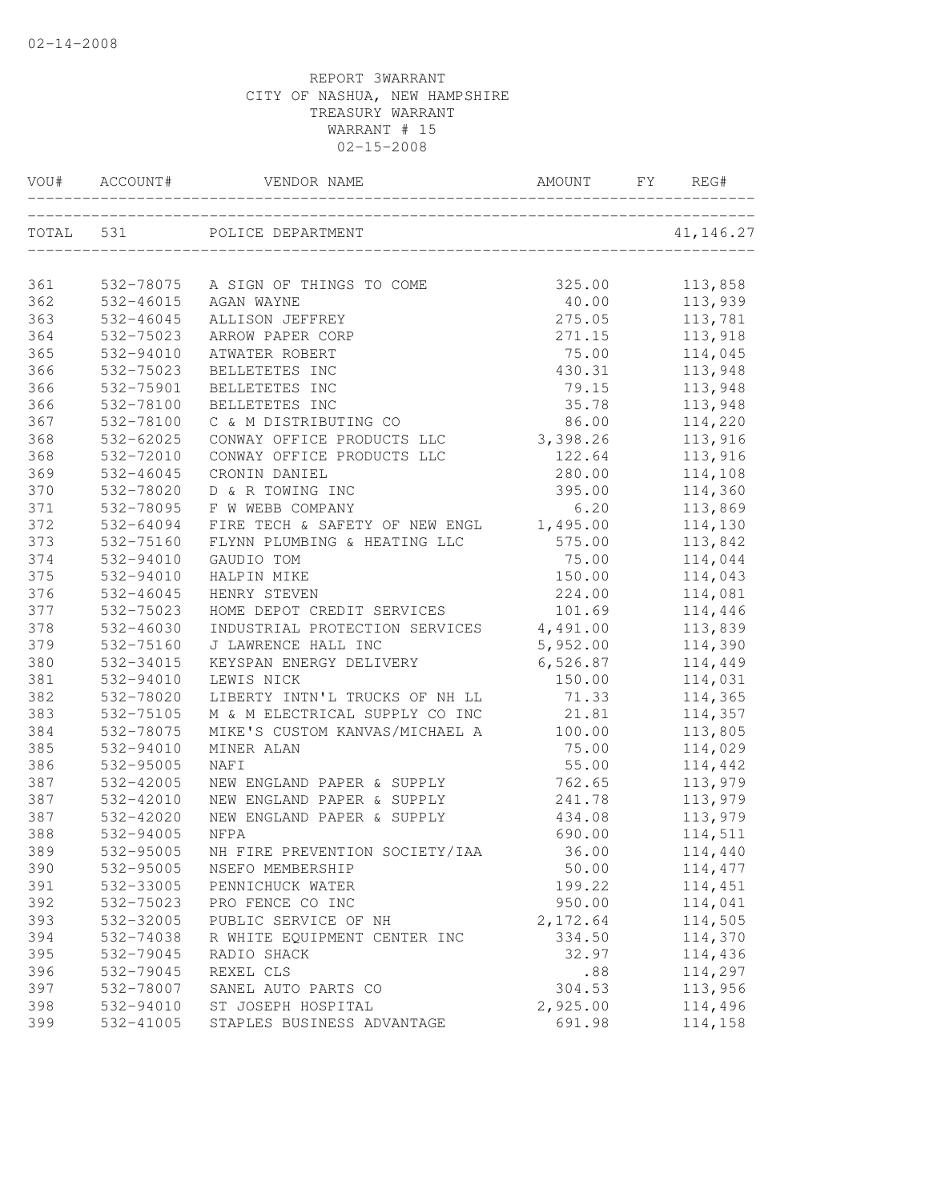02-14-2008

REPORT 3WARRANT
CITY OF NASHUA, NEW HAMPSHIRE
TREASURY WARRANT
WARRANT # 15
02-15-2008

| VOU# | ACCOUNT# | VENDOR NAME | AMOUNT | FY | REG# |
|---|---|---|---|---|---|
| TOTAL | 531 | POLICE DEPARTMENT | | | 41,146.27 |
| 361 | 532-78075 | A SIGN OF THINGS TO COME | 325.00 | | 113,858 |
| 362 | 532-46015 | AGAN WAYNE | 40.00 | | 113,939 |
| 363 | 532-46045 | ALLISON JEFFREY | 275.05 | | 113,781 |
| 364 | 532-75023 | ARROW PAPER CORP | 271.15 | | 113,918 |
| 365 | 532-94010 | ATWATER ROBERT | 75.00 | | 114,045 |
| 366 | 532-75023 | BELLETETES INC | 430.31 | | 113,948 |
| 366 | 532-75901 | BELLETETES INC | 79.15 | | 113,948 |
| 366 | 532-78100 | BELLETETES INC | 35.78 | | 113,948 |
| 367 | 532-78100 | C & M DISTRIBUTING CO | 86.00 | | 114,220 |
| 368 | 532-62025 | CONWAY OFFICE PRODUCTS LLC | 3,398.26 | | 113,916 |
| 368 | 532-72010 | CONWAY OFFICE PRODUCTS LLC | 122.64 | | 113,916 |
| 369 | 532-46045 | CRONIN DANIEL | 280.00 | | 114,108 |
| 370 | 532-78020 | D & R TOWING INC | 395.00 | | 114,360 |
| 371 | 532-78095 | F W WEBB COMPANY | 6.20 | | 113,869 |
| 372 | 532-64094 | FIRE TECH & SAFETY OF NEW ENGL | 1,495.00 | | 114,130 |
| 373 | 532-75160 | FLYNN PLUMBING & HEATING LLC | 575.00 | | 113,842 |
| 374 | 532-94010 | GAUDIO TOM | 75.00 | | 114,044 |
| 375 | 532-94010 | HALPIN MIKE | 150.00 | | 114,043 |
| 376 | 532-46045 | HENRY STEVEN | 224.00 | | 114,081 |
| 377 | 532-75023 | HOME DEPOT CREDIT SERVICES | 101.69 | | 114,446 |
| 378 | 532-46030 | INDUSTRIAL PROTECTION SERVICES | 4,491.00 | | 113,839 |
| 379 | 532-75160 | J LAWRENCE HALL INC | 5,952.00 | | 114,390 |
| 380 | 532-34015 | KEYSPAN ENERGY DELIVERY | 6,526.87 | | 114,449 |
| 381 | 532-94010 | LEWIS NICK | 150.00 | | 114,031 |
| 382 | 532-78020 | LIBERTY INTN'L TRUCKS OF NH LL | 71.33 | | 114,365 |
| 383 | 532-75105 | M & M ELECTRICAL SUPPLY CO INC | 21.81 | | 114,357 |
| 384 | 532-78075 | MIKE'S CUSTOM KANVAS/MICHAEL A | 100.00 | | 113,805 |
| 385 | 532-94010 | MINER ALAN | 75.00 | | 114,029 |
| 386 | 532-95005 | NAFI | 55.00 | | 114,442 |
| 387 | 532-42005 | NEW ENGLAND PAPER & SUPPLY | 762.65 | | 113,979 |
| 387 | 532-42010 | NEW ENGLAND PAPER & SUPPLY | 241.78 | | 113,979 |
| 387 | 532-42020 | NEW ENGLAND PAPER & SUPPLY | 434.08 | | 113,979 |
| 388 | 532-94005 | NFPA | 690.00 | | 114,511 |
| 389 | 532-95005 | NH FIRE PREVENTION SOCIETY/IAA | 36.00 | | 114,440 |
| 390 | 532-95005 | NSEFO MEMBERSHIP | 50.00 | | 114,477 |
| 391 | 532-33005 | PENNICHUCK WATER | 199.22 | | 114,451 |
| 392 | 532-75023 | PRO FENCE CO INC | 950.00 | | 114,041 |
| 393 | 532-32005 | PUBLIC SERVICE OF NH | 2,172.64 | | 114,505 |
| 394 | 532-74038 | R WHITE EQUIPMENT CENTER INC | 334.50 | | 114,370 |
| 395 | 532-79045 | RADIO SHACK | 32.97 | | 114,436 |
| 396 | 532-79045 | REXEL CLS | .88 | | 114,297 |
| 397 | 532-78007 | SANEL AUTO PARTS CO | 304.53 | | 113,956 |
| 398 | 532-94010 | ST JOSEPH HOSPITAL | 2,925.00 | | 114,496 |
| 399 | 532-41005 | STAPLES BUSINESS ADVANTAGE | 691.98 | | 114,158 |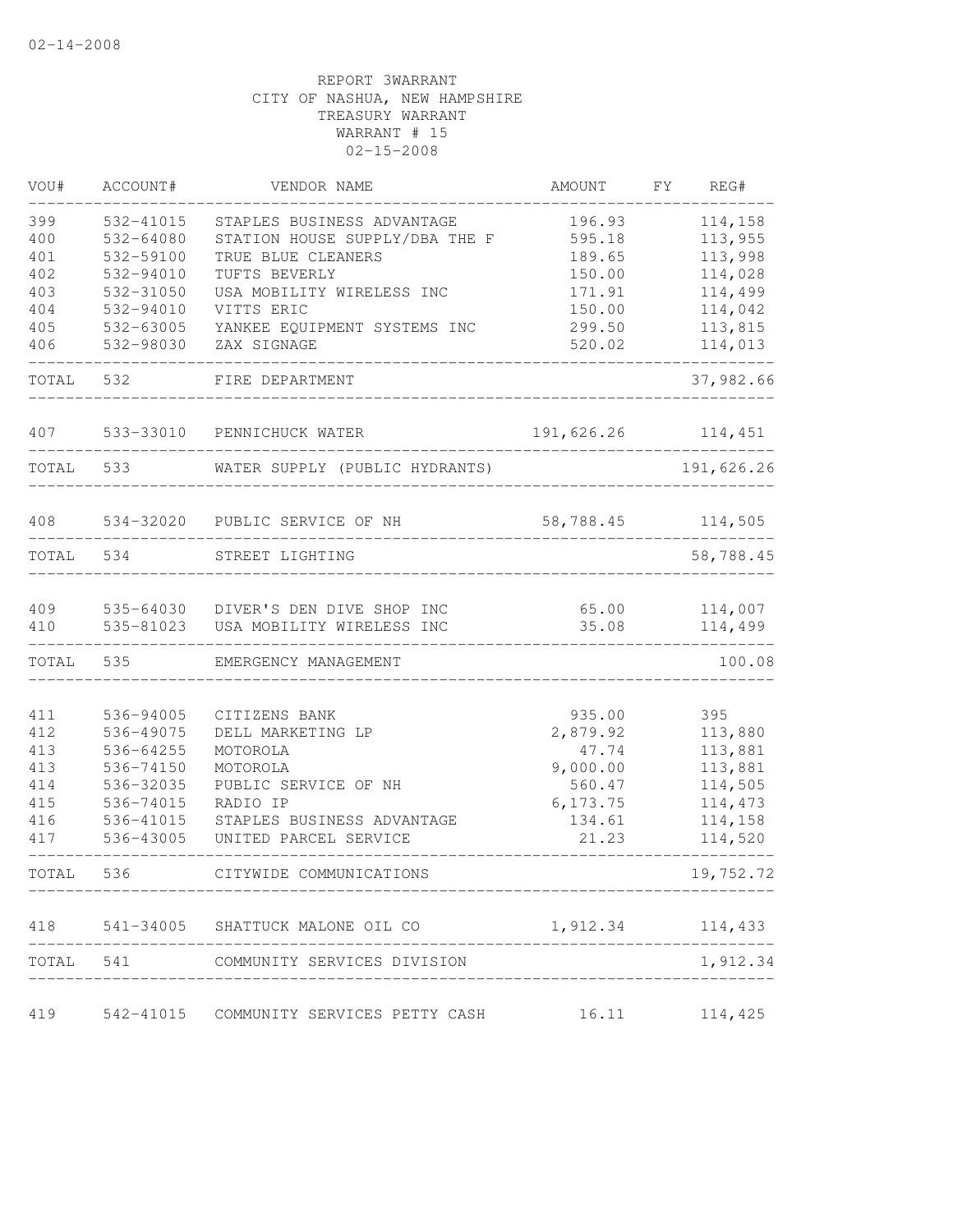02-14-2008

REPORT 3WARRANT
CITY OF NASHUA, NEW HAMPSHIRE
TREASURY WARRANT
WARRANT # 15
02-15-2008

| VOU# | ACCOUNT# | VENDOR NAME | AMOUNT | FY | REG# |
|---|---|---|---|---|---|
| 399 | 532-41015 | STAPLES BUSINESS ADVANTAGE | 196.93 | | 114,158 |
| 400 | 532-64080 | STATION HOUSE SUPPLY/DBA THE F | 595.18 | | 113,955 |
| 401 | 532-59100 | TRUE BLUE CLEANERS | 189.65 | | 113,998 |
| 402 | 532-94010 | TUFTS BEVERLY | 150.00 | | 114,028 |
| 403 | 532-31050 | USA MOBILITY WIRELESS INC | 171.91 | | 114,499 |
| 404 | 532-94010 | VITTS ERIC | 150.00 | | 114,042 |
| 405 | 532-63005 | YANKEE EQUIPMENT SYSTEMS INC | 299.50 | | 113,815 |
| 406 | 532-98030 | ZAX SIGNAGE | 520.02 | | 114,013 |
| TOTAL | 532 | FIRE DEPARTMENT | | | 37,982.66 |
| 407 | 533-33010 | PENNICHUCK WATER | 191,626.26 | | 114,451 |
| TOTAL | 533 | WATER SUPPLY (PUBLIC HYDRANTS) | | | 191,626.26 |
| 408 | 534-32020 | PUBLIC SERVICE OF NH | 58,788.45 | | 114,505 |
| TOTAL | 534 | STREET LIGHTING | | | 58,788.45 |
| 409 | 535-64030 | DIVER'S DEN DIVE SHOP INC | 65.00 | | 114,007 |
| 410 | 535-81023 | USA MOBILITY WIRELESS INC | 35.08 | | 114,499 |
| TOTAL | 535 | EMERGENCY MANAGEMENT | | | 100.08 |
| 411 | 536-94005 | CITIZENS BANK | 935.00 | | 395 |
| 412 | 536-49075 | DELL MARKETING LP | 2,879.92 | | 113,880 |
| 413 | 536-64255 | MOTOROLA | 47.74 | | 113,881 |
| 413 | 536-74150 | MOTOROLA | 9,000.00 | | 113,881 |
| 414 | 536-32035 | PUBLIC SERVICE OF NH | 560.47 | | 114,505 |
| 415 | 536-74015 | RADIO IP | 6,173.75 | | 114,473 |
| 416 | 536-41015 | STAPLES BUSINESS ADVANTAGE | 134.61 | | 114,158 |
| 417 | 536-43005 | UNITED PARCEL SERVICE | 21.23 | | 114,520 |
| TOTAL | 536 | CITYWIDE COMMUNICATIONS | | | 19,752.72 |
| 418 | 541-34005 | SHATTUCK MALONE OIL CO | 1,912.34 | | 114,433 |
| TOTAL | 541 | COMMUNITY SERVICES DIVISION | | | 1,912.34 |
| 419 | 542-41015 | COMMUNITY SERVICES PETTY CASH | 16.11 | | 114,425 |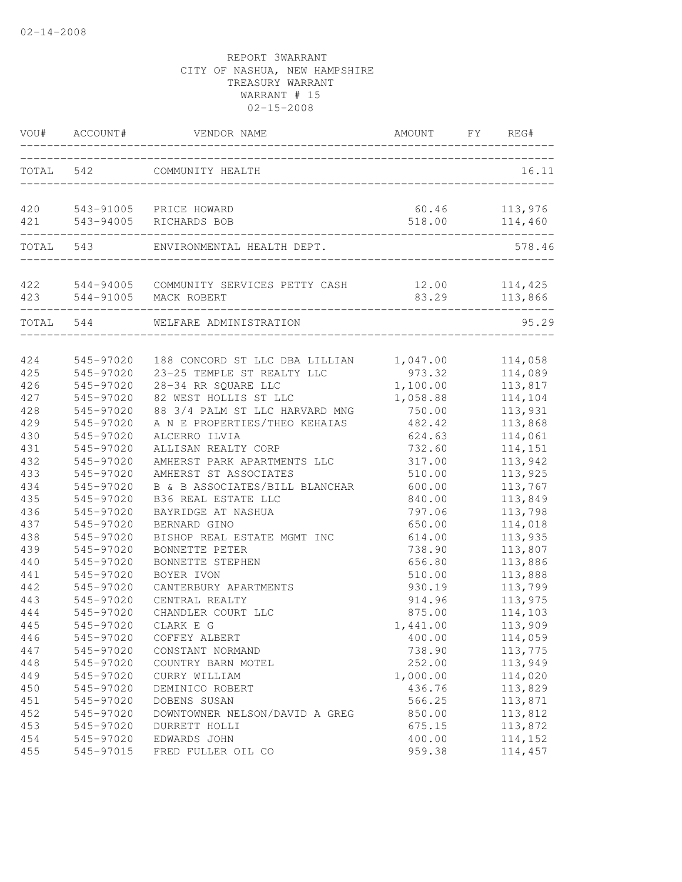02-14-2008

REPORT 3WARRANT
CITY OF NASHUA, NEW HAMPSHIRE
TREASURY WARRANT
WARRANT # 15
02-15-2008

| VOU# | ACCOUNT# | VENDOR NAME | AMOUNT | FY | REG# |
|---|---|---|---|---|---|
| TOTAL | 542 | COMMUNITY HEALTH | | | 16.11 |
| 420 | 543-91005 | PRICE HOWARD | 60.46 | | 113,976 |
| 421 | 543-94005 | RICHARDS BOB | 518.00 | | 114,460 |
| TOTAL | 543 | ENVIRONMENTAL HEALTH DEPT. | | | 578.46 |
| 422 | 544-94005 | COMMUNITY SERVICES PETTY CASH | 12.00 | | 114,425 |
| 423 | 544-91005 | MACK ROBERT | 83.29 | | 113,866 |
| TOTAL | 544 | WELFARE ADMINISTRATION | | | 95.29 |
| 424 | 545-97020 | 188 CONCORD ST LLC DBA LILLIAN | 1,047.00 | | 114,058 |
| 425 | 545-97020 | 23-25 TEMPLE ST REALTY LLC | 973.32 | | 114,089 |
| 426 | 545-97020 | 28-34 RR SQUARE LLC | 1,100.00 | | 113,817 |
| 427 | 545-97020 | 82 WEST HOLLIS ST LLC | 1,058.88 | | 114,104 |
| 428 | 545-97020 | 88 3/4 PALM ST LLC HARVARD MNG | 750.00 | | 113,931 |
| 429 | 545-97020 | A N E PROPERTIES/THEO KEHAIAS | 482.42 | | 113,868 |
| 430 | 545-97020 | ALCERRO ILVIA | 624.63 | | 114,061 |
| 431 | 545-97020 | ALLISAN REALTY CORP | 732.60 | | 114,151 |
| 432 | 545-97020 | AMHERST PARK APARTMENTS LLC | 317.00 | | 113,942 |
| 433 | 545-97020 | AMHERST ST ASSOCIATES | 510.00 | | 113,925 |
| 434 | 545-97020 | B & B ASSOCIATES/BILL BLANCHAR | 600.00 | | 113,767 |
| 435 | 545-97020 | B36 REAL ESTATE LLC | 840.00 | | 113,849 |
| 436 | 545-97020 | BAYRIDGE AT NASHUA | 797.06 | | 113,798 |
| 437 | 545-97020 | BERNARD GINO | 650.00 | | 114,018 |
| 438 | 545-97020 | BISHOP REAL ESTATE MGMT INC | 614.00 | | 113,935 |
| 439 | 545-97020 | BONNETTE PETER | 738.90 | | 113,807 |
| 440 | 545-97020 | BONNETTE STEPHEN | 656.80 | | 113,886 |
| 441 | 545-97020 | BOYER IVON | 510.00 | | 113,888 |
| 442 | 545-97020 | CANTERBURY APARTMENTS | 930.19 | | 113,799 |
| 443 | 545-97020 | CENTRAL REALTY | 914.96 | | 113,975 |
| 444 | 545-97020 | CHANDLER COURT LLC | 875.00 | | 114,103 |
| 445 | 545-97020 | CLARK E G | 1,441.00 | | 113,909 |
| 446 | 545-97020 | COFFEY ALBERT | 400.00 | | 114,059 |
| 447 | 545-97020 | CONSTANT NORMAND | 738.90 | | 113,775 |
| 448 | 545-97020 | COUNTRY BARN MOTEL | 252.00 | | 113,949 |
| 449 | 545-97020 | CURRY WILLIAM | 1,000.00 | | 114,020 |
| 450 | 545-97020 | DEMINICO ROBERT | 436.76 | | 113,829 |
| 451 | 545-97020 | DOBENS SUSAN | 566.25 | | 113,871 |
| 452 | 545-97020 | DOWNTOWNER NELSON/DAVID A GREG | 850.00 | | 113,812 |
| 453 | 545-97020 | DURRETT HOLLI | 675.15 | | 113,872 |
| 454 | 545-97020 | EDWARDS JOHN | 400.00 | | 114,152 |
| 455 | 545-97015 | FRED FULLER OIL CO | 959.38 | | 114,457 |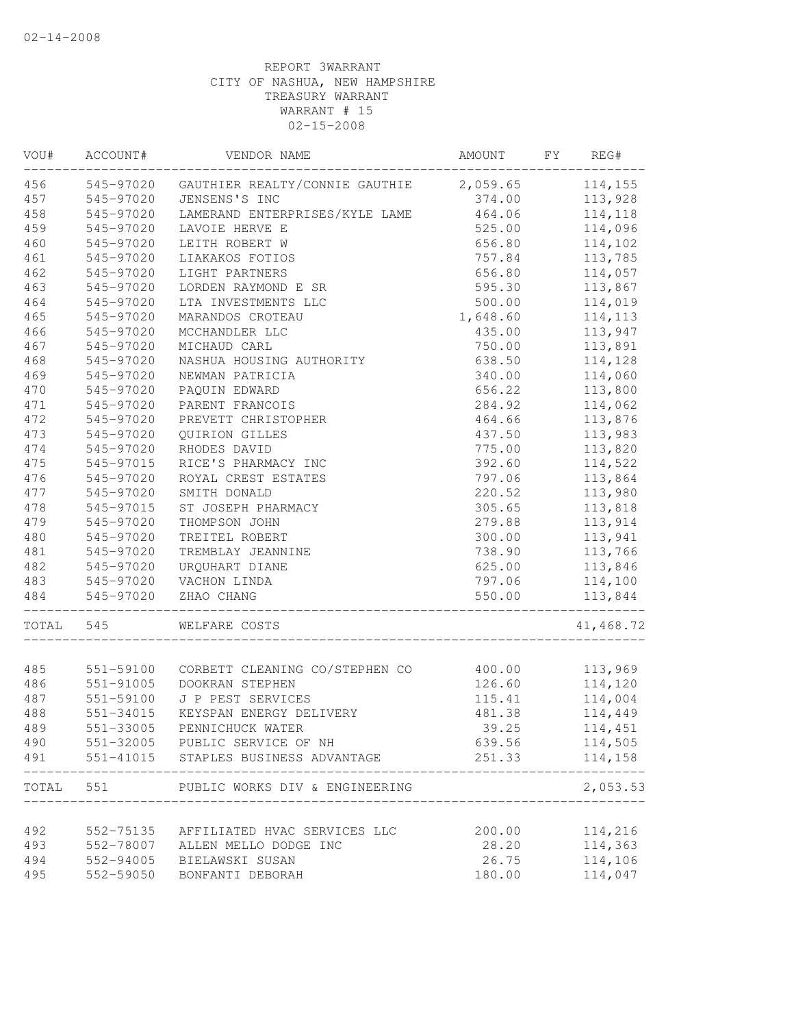02-14-2008

REPORT 3WARRANT
CITY OF NASHUA, NEW HAMPSHIRE
TREASURY WARRANT
WARRANT # 15
02-15-2008

| VOU# | ACCOUNT# | VENDOR NAME | AMOUNT | FY | REG# |
|---|---|---|---|---|---|
| 456 | 545-97020 | GAUTHIER REALTY/CONNIE GAUTHIE | 2,059.65 | | 114,155 |
| 457 | 545-97020 | JENSENS'S INC | 374.00 | | 113,928 |
| 458 | 545-97020 | LAMERAND ENTERPRISES/KYLE LAME | 464.06 | | 114,118 |
| 459 | 545-97020 | LAVOIE HERVE E | 525.00 | | 114,096 |
| 460 | 545-97020 | LEITH ROBERT W | 656.80 | | 114,102 |
| 461 | 545-97020 | LIAKAKOS FOTIOS | 757.84 | | 113,785 |
| 462 | 545-97020 | LIGHT PARTNERS | 656.80 | | 114,057 |
| 463 | 545-97020 | LORDEN RAYMOND E SR | 595.30 | | 113,867 |
| 464 | 545-97020 | LTA INVESTMENTS LLC | 500.00 | | 114,019 |
| 465 | 545-97020 | MARANDOS CROTEAU | 1,648.60 | | 114,113 |
| 466 | 545-97020 | MCCHANDLER LLC | 435.00 | | 113,947 |
| 467 | 545-97020 | MICHAUD CARL | 750.00 | | 113,891 |
| 468 | 545-97020 | NASHUA HOUSING AUTHORITY | 638.50 | | 114,128 |
| 469 | 545-97020 | NEWMAN PATRICIA | 340.00 | | 114,060 |
| 470 | 545-97020 | PAQUIN EDWARD | 656.22 | | 113,800 |
| 471 | 545-97020 | PARENT FRANCOIS | 284.92 | | 114,062 |
| 472 | 545-97020 | PREVETT CHRISTOPHER | 464.66 | | 113,876 |
| 473 | 545-97020 | QUIRION GILLES | 437.50 | | 113,983 |
| 474 | 545-97020 | RHODES DAVID | 775.00 | | 113,820 |
| 475 | 545-97015 | RICE'S PHARMACY INC | 392.60 | | 114,522 |
| 476 | 545-97020 | ROYAL CREST ESTATES | 797.06 | | 113,864 |
| 477 | 545-97020 | SMITH DONALD | 220.52 | | 113,980 |
| 478 | 545-97015 | ST JOSEPH PHARMACY | 305.65 | | 113,818 |
| 479 | 545-97020 | THOMPSON JOHN | 279.88 | | 113,914 |
| 480 | 545-97020 | TREITEL ROBERT | 300.00 | | 113,941 |
| 481 | 545-97020 | TREMBLAY JEANNINE | 738.90 | | 113,766 |
| 482 | 545-97020 | URQUHART DIANE | 625.00 | | 113,846 |
| 483 | 545-97020 | VACHON LINDA | 797.06 | | 114,100 |
| 484 | 545-97020 | ZHAO CHANG | 550.00 | | 113,844 |
| TOTAL | 545 | WELFARE COSTS | | | 41,468.72 |
| 485 | 551-59100 | CORBETT CLEANING CO/STEPHEN CO | 400.00 | | 113,969 |
| 486 | 551-91005 | DOOKRAN STEPHEN | 126.60 | | 114,120 |
| 487 | 551-59100 | J P PEST SERVICES | 115.41 | | 114,004 |
| 488 | 551-34015 | KEYSPAN ENERGY DELIVERY | 481.38 | | 114,449 |
| 489 | 551-33005 | PENNICHUCK WATER | 39.25 | | 114,451 |
| 490 | 551-32005 | PUBLIC SERVICE OF NH | 639.56 | | 114,505 |
| 491 | 551-41015 | STAPLES BUSINESS ADVANTAGE | 251.33 | | 114,158 |
| TOTAL | 551 | PUBLIC WORKS DIV & ENGINEERING | | | 2,053.53 |
| 492 | 552-75135 | AFFILIATED HVAC SERVICES LLC | 200.00 | | 114,216 |
| 493 | 552-78007 | ALLEN MELLO DODGE INC | 28.20 | | 114,363 |
| 494 | 552-94005 | BIELAWSKI SUSAN | 26.75 | | 114,106 |
| 495 | 552-59050 | BONFANTI DEBORAH | 180.00 | | 114,047 |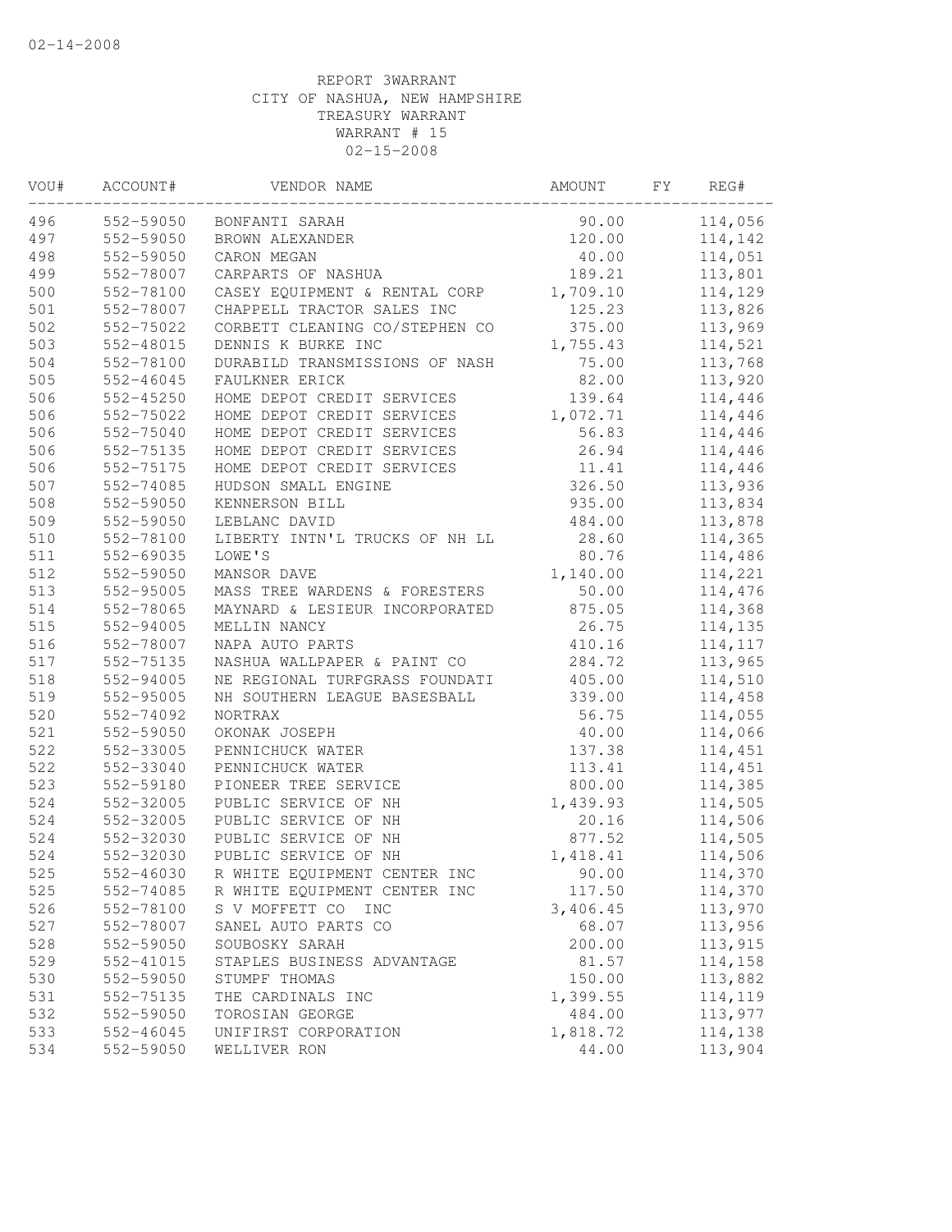02-14-2008

REPORT 3WARRANT
CITY OF NASHUA, NEW HAMPSHIRE
TREASURY WARRANT
WARRANT # 15
02-15-2008

| VOU# | ACCOUNT# | VENDOR NAME | AMOUNT | FY | REG# |
|---|---|---|---|---|---|
| 496 | 552-59050 | BONFANTI SARAH | 90.00 | | 114,056 |
| 497 | 552-59050 | BROWN ALEXANDER | 120.00 | | 114,142 |
| 498 | 552-59050 | CARON MEGAN | 40.00 | | 114,051 |
| 499 | 552-78007 | CARPARTS OF NASHUA | 189.21 | | 113,801 |
| 500 | 552-78100 | CASEY EQUIPMENT & RENTAL CORP | 1,709.10 | | 114,129 |
| 501 | 552-78007 | CHAPPELL TRACTOR SALES INC | 125.23 | | 113,826 |
| 502 | 552-75022 | CORBETT CLEANING CO/STEPHEN CO | 375.00 | | 113,969 |
| 503 | 552-48015 | DENNIS K BURKE INC | 1,755.43 | | 114,521 |
| 504 | 552-78100 | DURABILD TRANSMISSIONS OF NASH | 75.00 | | 113,768 |
| 505 | 552-46045 | FAULKNER ERICK | 82.00 | | 113,920 |
| 506 | 552-45250 | HOME DEPOT CREDIT SERVICES | 139.64 | | 114,446 |
| 506 | 552-75022 | HOME DEPOT CREDIT SERVICES | 1,072.71 | | 114,446 |
| 506 | 552-75040 | HOME DEPOT CREDIT SERVICES | 56.83 | | 114,446 |
| 506 | 552-75135 | HOME DEPOT CREDIT SERVICES | 26.94 | | 114,446 |
| 506 | 552-75175 | HOME DEPOT CREDIT SERVICES | 11.41 | | 114,446 |
| 507 | 552-74085 | HUDSON SMALL ENGINE | 326.50 | | 113,936 |
| 508 | 552-59050 | KENNERSON BILL | 935.00 | | 113,834 |
| 509 | 552-59050 | LEBLANC DAVID | 484.00 | | 113,878 |
| 510 | 552-78100 | LIBERTY INTN'L TRUCKS OF NH LL | 28.60 | | 114,365 |
| 511 | 552-69035 | LOWE'S | 80.76 | | 114,486 |
| 512 | 552-59050 | MANSOR DAVE | 1,140.00 | | 114,221 |
| 513 | 552-95005 | MASS TREE WARDENS & FORESTERS | 50.00 | | 114,476 |
| 514 | 552-78065 | MAYNARD & LESIEUR INCORPORATED | 875.05 | | 114,368 |
| 515 | 552-94005 | MELLIN NANCY | 26.75 | | 114,135 |
| 516 | 552-78007 | NAPA AUTO PARTS | 410.16 | | 114,117 |
| 517 | 552-75135 | NASHUA WALLPAPER & PAINT CO | 284.72 | | 113,965 |
| 518 | 552-94005 | NE REGIONAL TURFGRASS FOUNDATI | 405.00 | | 114,510 |
| 519 | 552-95005 | NH SOUTHERN LEAGUE BASESBALL | 339.00 | | 114,458 |
| 520 | 552-74092 | NORTRAX | 56.75 | | 114,055 |
| 521 | 552-59050 | OKONAK JOSEPH | 40.00 | | 114,066 |
| 522 | 552-33005 | PENNICHUCK WATER | 137.38 | | 114,451 |
| 522 | 552-33040 | PENNICHUCK WATER | 113.41 | | 114,451 |
| 523 | 552-59180 | PIONEER TREE SERVICE | 800.00 | | 114,385 |
| 524 | 552-32005 | PUBLIC SERVICE OF NH | 1,439.93 | | 114,505 |
| 524 | 552-32005 | PUBLIC SERVICE OF NH | 20.16 | | 114,506 |
| 524 | 552-32030 | PUBLIC SERVICE OF NH | 877.52 | | 114,505 |
| 524 | 552-32030 | PUBLIC SERVICE OF NH | 1,418.41 | | 114,506 |
| 525 | 552-46030 | R WHITE EQUIPMENT CENTER INC | 90.00 | | 114,370 |
| 525 | 552-74085 | R WHITE EQUIPMENT CENTER INC | 117.50 | | 114,370 |
| 526 | 552-78100 | S V MOFFETT CO INC | 3,406.45 | | 113,970 |
| 527 | 552-78007 | SANEL AUTO PARTS CO | 68.07 | | 113,956 |
| 528 | 552-59050 | SOUBOSKY SARAH | 200.00 | | 113,915 |
| 529 | 552-41015 | STAPLES BUSINESS ADVANTAGE | 81.57 | | 114,158 |
| 530 | 552-59050 | STUMPF THOMAS | 150.00 | | 113,882 |
| 531 | 552-75135 | THE CARDINALS INC | 1,399.55 | | 114,119 |
| 532 | 552-59050 | TOROSIAN GEORGE | 484.00 | | 113,977 |
| 533 | 552-46045 | UNIFIRST CORPORATION | 1,818.72 | | 114,138 |
| 534 | 552-59050 | WELLIVER RON | 44.00 | | 113,904 |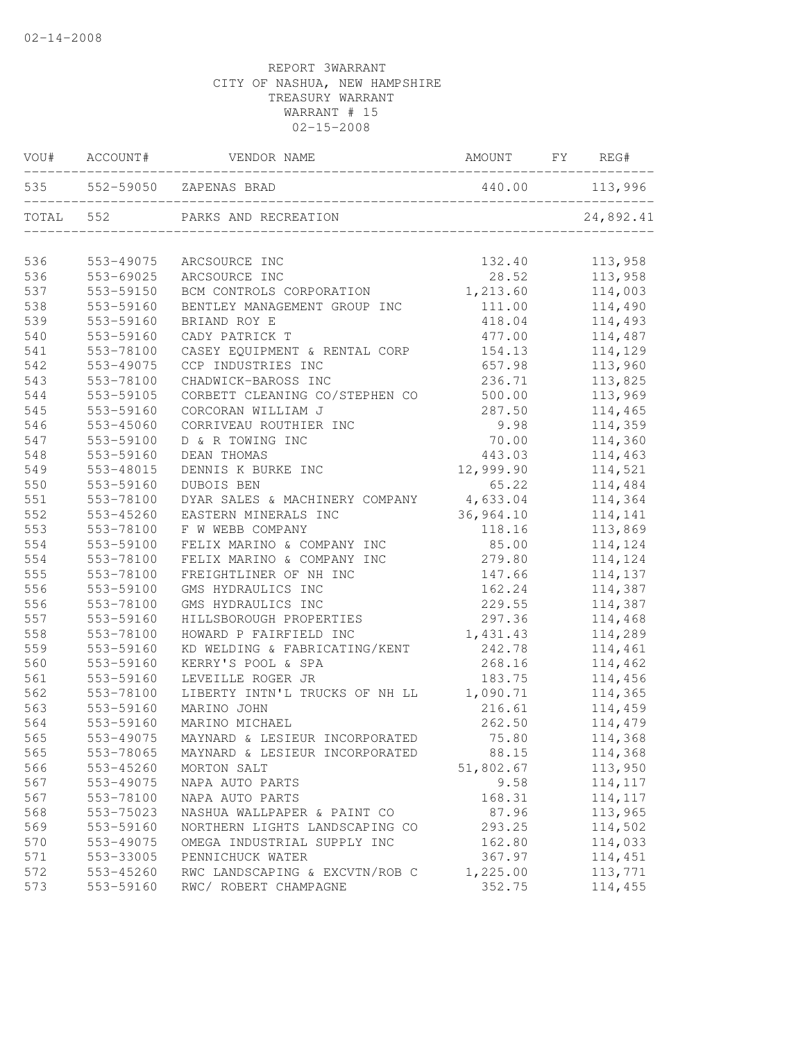02-14-2008

REPORT 3WARRANT
CITY OF NASHUA, NEW HAMPSHIRE
TREASURY WARRANT
WARRANT # 15
02-15-2008

| VOU# | ACCOUNT# | VENDOR NAME | AMOUNT | FY | REG# |
|---|---|---|---|---|---|
| 535 | 552-59050 | ZAPENAS BRAD | 440.00 | | 113,996 |
| TOTAL | 552 | PARKS AND RECREATION | | | 24,892.41 |
| 536 | 553-49075 | ARCSOURCE INC | 132.40 | | 113,958 |
| 536 | 553-69025 | ARCSOURCE INC | 28.52 | | 113,958 |
| 537 | 553-59150 | BCM CONTROLS CORPORATION | 1,213.60 | | 114,003 |
| 538 | 553-59160 | BENTLEY MANAGEMENT GROUP INC | 111.00 | | 114,490 |
| 539 | 553-59160 | BRIAND ROY E | 418.04 | | 114,493 |
| 540 | 553-59160 | CADY PATRICK T | 477.00 | | 114,487 |
| 541 | 553-78100 | CASEY EQUIPMENT & RENTAL CORP | 154.13 | | 114,129 |
| 542 | 553-49075 | CCP INDUSTRIES INC | 657.98 | | 113,960 |
| 543 | 553-78100 | CHADWICK-BAROSS INC | 236.71 | | 113,825 |
| 544 | 553-59105 | CORBETT CLEANING CO/STEPHEN CO | 500.00 | | 113,969 |
| 545 | 553-59160 | CORCORAN WILLIAM J | 287.50 | | 114,465 |
| 546 | 553-45060 | CORRIVEAU ROUTHIER INC | 9.98 | | 114,359 |
| 547 | 553-59100 | D & R TOWING INC | 70.00 | | 114,360 |
| 548 | 553-59160 | DEAN THOMAS | 443.03 | | 114,463 |
| 549 | 553-48015 | DENNIS K BURKE INC | 12,999.90 | | 114,521 |
| 550 | 553-59160 | DUBOIS BEN | 65.22 | | 114,484 |
| 551 | 553-78100 | DYAR SALES & MACHINERY COMPANY | 4,633.04 | | 114,364 |
| 552 | 553-45260 | EASTERN MINERALS INC | 36,964.10 | | 114,141 |
| 553 | 553-78100 | F W WEBB COMPANY | 118.16 | | 113,869 |
| 554 | 553-59100 | FELIX MARINO & COMPANY INC | 85.00 | | 114,124 |
| 554 | 553-78100 | FELIX MARINO & COMPANY INC | 279.80 | | 114,124 |
| 555 | 553-78100 | FREIGHTLINER OF NH INC | 147.66 | | 114,137 |
| 556 | 553-59100 | GMS HYDRAULICS INC | 162.24 | | 114,387 |
| 556 | 553-78100 | GMS HYDRAULICS INC | 229.55 | | 114,387 |
| 557 | 553-59160 | HILLSBOROUGH PROPERTIES | 297.36 | | 114,468 |
| 558 | 553-78100 | HOWARD P FAIRFIELD INC | 1,431.43 | | 114,289 |
| 559 | 553-59160 | KD WELDING & FABRICATING/KENT | 242.78 | | 114,461 |
| 560 | 553-59160 | KERRY'S POOL & SPA | 268.16 | | 114,462 |
| 561 | 553-59160 | LEVEILLE ROGER JR | 183.75 | | 114,456 |
| 562 | 553-78100 | LIBERTY INTN'L TRUCKS OF NH LL | 1,090.71 | | 114,365 |
| 563 | 553-59160 | MARINO JOHN | 216.61 | | 114,459 |
| 564 | 553-59160 | MARINO MICHAEL | 262.50 | | 114,479 |
| 565 | 553-49075 | MAYNARD & LESIEUR INCORPORATED | 75.80 | | 114,368 |
| 565 | 553-78065 | MAYNARD & LESIEUR INCORPORATED | 88.15 | | 114,368 |
| 566 | 553-45260 | MORTON SALT | 51,802.67 | | 113,950 |
| 567 | 553-49075 | NAPA AUTO PARTS | 9.58 | | 114,117 |
| 567 | 553-78100 | NAPA AUTO PARTS | 168.31 | | 114,117 |
| 568 | 553-75023 | NASHUA WALLPAPER & PAINT CO | 87.96 | | 113,965 |
| 569 | 553-59160 | NORTHERN LIGHTS LANDSCAPING CO | 293.25 | | 114,502 |
| 570 | 553-49075 | OMEGA INDUSTRIAL SUPPLY INC | 162.80 | | 114,033 |
| 571 | 553-33005 | PENNICHUCK WATER | 367.97 | | 114,451 |
| 572 | 553-45260 | RWC LANDSCAPING & EXCVTN/ROB C | 1,225.00 | | 113,771 |
| 573 | 553-59160 | RWC/ ROBERT CHAMPAGNE | 352.75 | | 114,455 |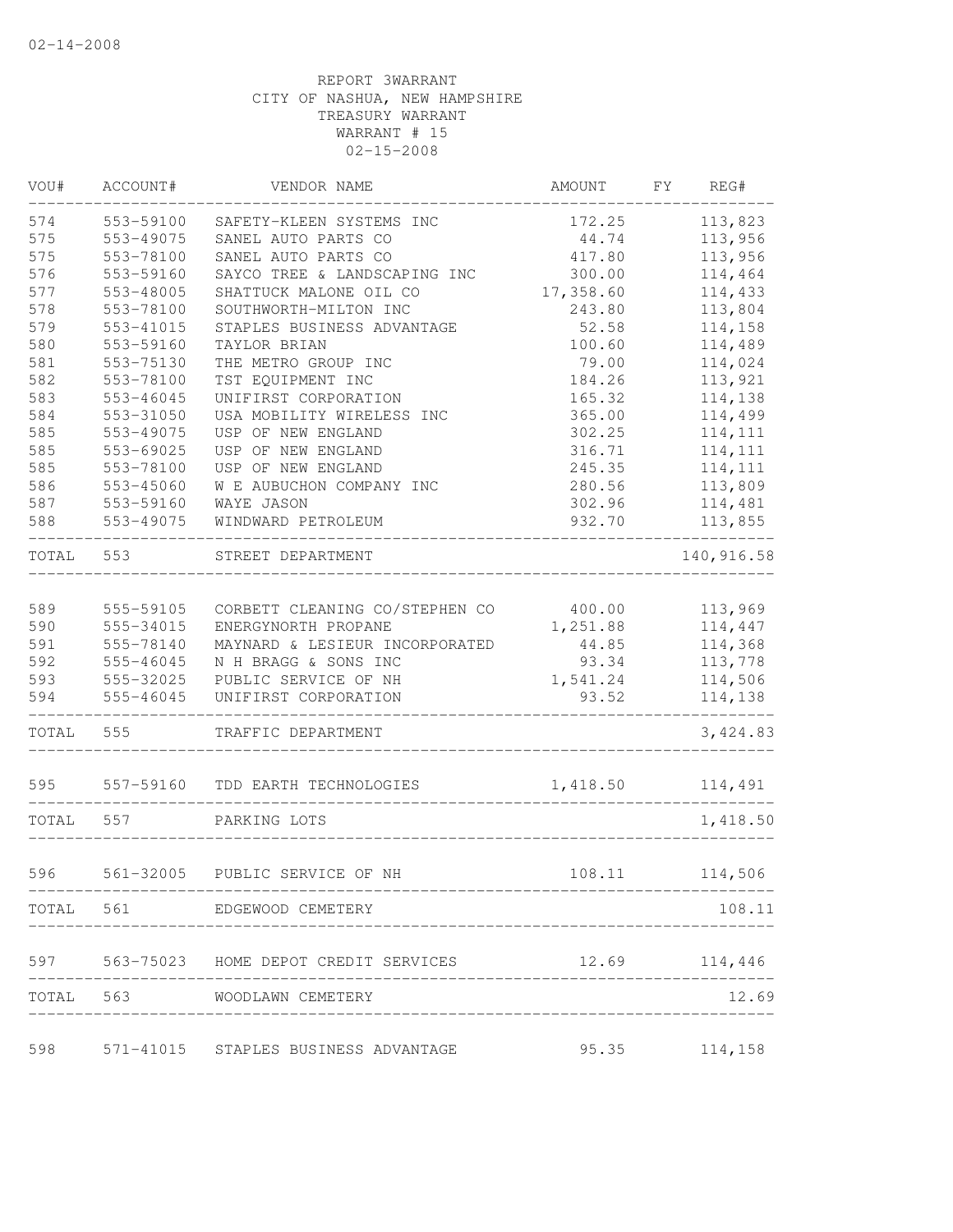02-14-2008

REPORT 3WARRANT
CITY OF NASHUA, NEW HAMPSHIRE
TREASURY WARRANT
WARRANT # 15
02-15-2008

| VOU# | ACCOUNT# | VENDOR NAME | AMOUNT | FY | REG# |
|---|---|---|---|---|---|
| 574 | 553-59100 | SAFETY-KLEEN SYSTEMS INC | 172.25 | | 113,823 |
| 575 | 553-49075 | SANEL AUTO PARTS CO | 44.74 | | 113,956 |
| 575 | 553-78100 | SANEL AUTO PARTS CO | 417.80 | | 113,956 |
| 576 | 553-59160 | SAYCO TREE & LANDSCAPING INC | 300.00 | | 114,464 |
| 577 | 553-48005 | SHATTUCK MALONE OIL CO | 17,358.60 | | 114,433 |
| 578 | 553-78100 | SOUTHWORTH-MILTON INC | 243.80 | | 113,804 |
| 579 | 553-41015 | STAPLES BUSINESS ADVANTAGE | 52.58 | | 114,158 |
| 580 | 553-59160 | TAYLOR BRIAN | 100.60 | | 114,489 |
| 581 | 553-75130 | THE METRO GROUP INC | 79.00 | | 114,024 |
| 582 | 553-78100 | TST EQUIPMENT INC | 184.26 | | 113,921 |
| 583 | 553-46045 | UNIFIRST CORPORATION | 165.32 | | 114,138 |
| 584 | 553-31050 | USA MOBILITY WIRELESS INC | 365.00 | | 114,499 |
| 585 | 553-49075 | USP OF NEW ENGLAND | 302.25 | | 114,111 |
| 585 | 553-69025 | USP OF NEW ENGLAND | 316.71 | | 114,111 |
| 585 | 553-78100 | USP OF NEW ENGLAND | 245.35 | | 114,111 |
| 586 | 553-45060 | W E AUBUCHON COMPANY INC | 280.56 | | 113,809 |
| 587 | 553-59160 | WAYE JASON | 302.96 | | 114,481 |
| 588 | 553-49075 | WINDWARD PETROLEUM | 932.70 | | 113,855 |
| TOTAL | 553 | STREET DEPARTMENT | | | 140,916.58 |
| 589 | 555-59105 | CORBETT CLEANING CO/STEPHEN CO | 400.00 | | 113,969 |
| 590 | 555-34015 | ENERGYNORTH PROPANE | 1,251.88 | | 114,447 |
| 591 | 555-78140 | MAYNARD & LESIEUR INCORPORATED | 44.85 | | 114,368 |
| 592 | 555-46045 | N H BRAGG & SONS INC | 93.34 | | 113,778 |
| 593 | 555-32025 | PUBLIC SERVICE OF NH | 1,541.24 | | 114,506 |
| 594 | 555-46045 | UNIFIRST CORPORATION | 93.52 | | 114,138 |
| TOTAL | 555 | TRAFFIC DEPARTMENT | | | 3,424.83 |
| 595 | 557-59160 | TDD EARTH TECHNOLOGIES | 1,418.50 | | 114,491 |
| TOTAL | 557 | PARKING LOTS | | | 1,418.50 |
| 596 | 561-32005 | PUBLIC SERVICE OF NH | 108.11 | | 114,506 |
| TOTAL | 561 | EDGEWOOD CEMETERY | | | 108.11 |
| 597 | 563-75023 | HOME DEPOT CREDIT SERVICES | 12.69 | | 114,446 |
| TOTAL | 563 | WOODLAWN CEMETERY | | | 12.69 |
| 598 | 571-41015 | STAPLES BUSINESS ADVANTAGE | 95.35 | | 114,158 |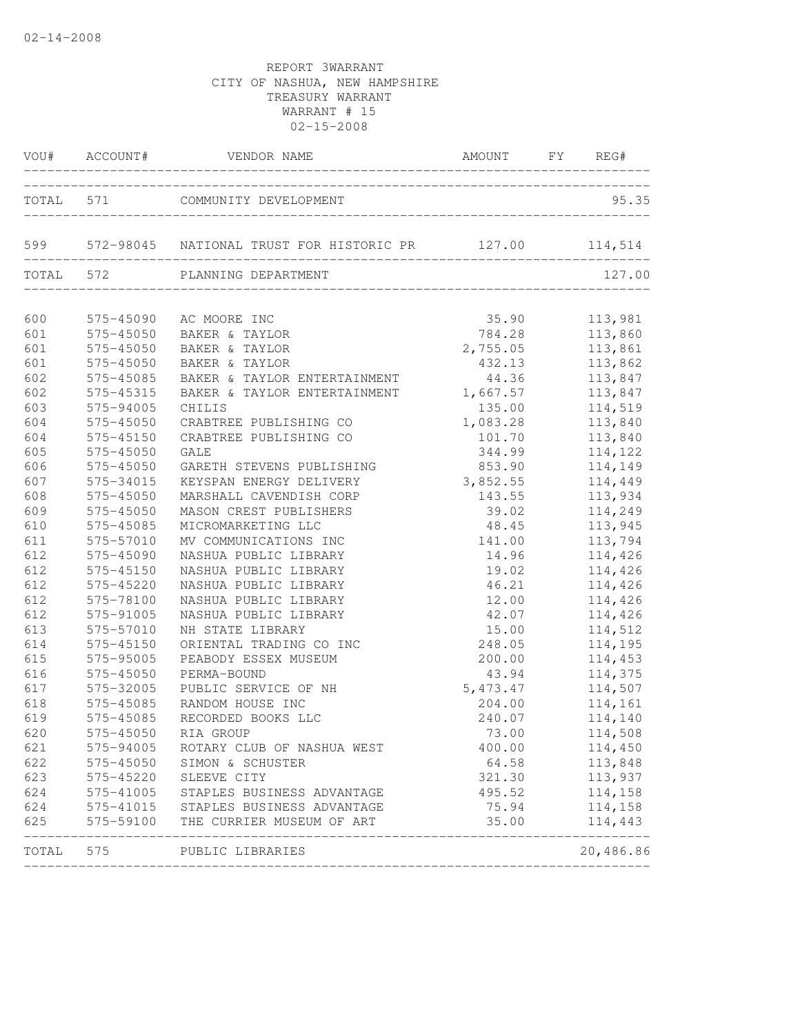02-14-2008

REPORT 3WARRANT
CITY OF NASHUA, NEW HAMPSHIRE
TREASURY WARRANT
WARRANT # 15
02-15-2008

| VOU# | ACCOUNT# | VENDOR NAME | AMOUNT | FY | REG# |
|---|---|---|---|---|---|
| TOTAL | 571 | COMMUNITY DEVELOPMENT | | | 95.35 |
| 599 | 572-98045 | NATIONAL TRUST FOR HISTORIC PR | 127.00 | | 114,514 |
| TOTAL | 572 | PLANNING DEPARTMENT | | | 127.00 |
| 600 | 575-45090 | AC MOORE INC | 35.90 | | 113,981 |
| 601 | 575-45050 | BAKER & TAYLOR | 784.28 | | 113,860 |
| 601 | 575-45050 | BAKER & TAYLOR | 2,755.05 | | 113,861 |
| 601 | 575-45050 | BAKER & TAYLOR | 432.13 | | 113,862 |
| 602 | 575-45085 | BAKER & TAYLOR ENTERTAINMENT | 44.36 | | 113,847 |
| 602 | 575-45315 | BAKER & TAYLOR ENTERTAINMENT | 1,667.57 | | 113,847 |
| 603 | 575-94005 | CHILIS | 135.00 | | 114,519 |
| 604 | 575-45050 | CRABTREE PUBLISHING CO | 1,083.28 | | 113,840 |
| 604 | 575-45150 | CRABTREE PUBLISHING CO | 101.70 | | 113,840 |
| 605 | 575-45050 | GALE | 344.99 | | 114,122 |
| 606 | 575-45050 | GARETH STEVENS PUBLISHING | 853.90 | | 114,149 |
| 607 | 575-34015 | KEYSPAN ENERGY DELIVERY | 3,852.55 | | 114,449 |
| 608 | 575-45050 | MARSHALL CAVENDISH CORP | 143.55 | | 113,934 |
| 609 | 575-45050 | MASON CREST PUBLISHERS | 39.02 | | 114,249 |
| 610 | 575-45085 | MICROMARKETING LLC | 48.45 | | 113,945 |
| 611 | 575-57010 | MV COMMUNICATIONS INC | 141.00 | | 113,794 |
| 612 | 575-45090 | NASHUA PUBLIC LIBRARY | 14.96 | | 114,426 |
| 612 | 575-45150 | NASHUA PUBLIC LIBRARY | 19.02 | | 114,426 |
| 612 | 575-45220 | NASHUA PUBLIC LIBRARY | 46.21 | | 114,426 |
| 612 | 575-78100 | NASHUA PUBLIC LIBRARY | 12.00 | | 114,426 |
| 612 | 575-91005 | NASHUA PUBLIC LIBRARY | 42.07 | | 114,426 |
| 613 | 575-57010 | NH STATE LIBRARY | 15.00 | | 114,512 |
| 614 | 575-45150 | ORIENTAL TRADING CO INC | 248.05 | | 114,195 |
| 615 | 575-95005 | PEABODY ESSEX MUSEUM | 200.00 | | 114,453 |
| 616 | 575-45050 | PERMA-BOUND | 43.94 | | 114,375 |
| 617 | 575-32005 | PUBLIC SERVICE OF NH | 5,473.47 | | 114,507 |
| 618 | 575-45085 | RANDOM HOUSE INC | 204.00 | | 114,161 |
| 619 | 575-45085 | RECORDED BOOKS LLC | 240.07 | | 114,140 |
| 620 | 575-45050 | RIA GROUP | 73.00 | | 114,508 |
| 621 | 575-94005 | ROTARY CLUB OF NASHUA WEST | 400.00 | | 114,450 |
| 622 | 575-45050 | SIMON & SCHUSTER | 64.58 | | 113,848 |
| 623 | 575-45220 | SLEEVE CITY | 321.30 | | 113,937 |
| 624 | 575-41005 | STAPLES BUSINESS ADVANTAGE | 495.52 | | 114,158 |
| 624 | 575-41015 | STAPLES BUSINESS ADVANTAGE | 75.94 | | 114,158 |
| 625 | 575-59100 | THE CURRIER MUSEUM OF ART | 35.00 | | 114,443 |
| TOTAL | 575 | PUBLIC LIBRARIES | | | 20,486.86 |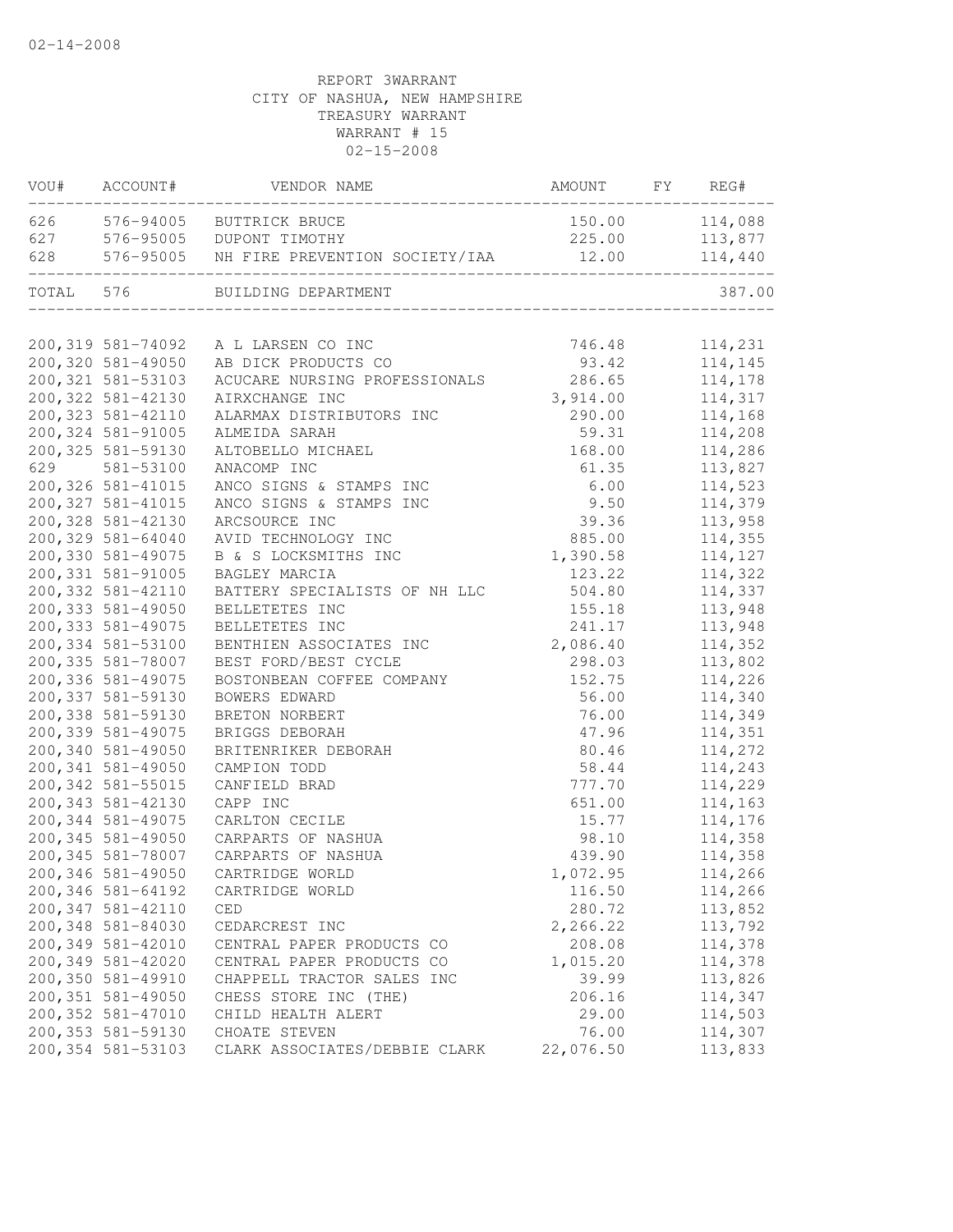02-14-2008

REPORT 3WARRANT
CITY OF NASHUA, NEW HAMPSHIRE
TREASURY WARRANT
WARRANT # 15
02-15-2008

| VOU# | ACCOUNT# | VENDOR NAME | AMOUNT | FY | REG# |
|---|---|---|---|---|---|
| 626 | 576-94005 | BUTTRICK BRUCE | 150.00 | | 114,088 |
| 627 | 576-95005 | DUPONT TIMOTHY | 225.00 | | 113,877 |
| 628 | 576-95005 | NH FIRE PREVENTION SOCIETY/IAA | 12.00 | | 114,440 |
| TOTAL | 576 | BUILDING DEPARTMENT | | | 387.00 |

| VOU# | ACCOUNT# | VENDOR NAME | AMOUNT | FY | REG# |
|---|---|---|---|---|---|
| 200,319 | 581-74092 | A L LARSEN CO INC | 746.48 | | 114,231 |
| 200,320 | 581-49050 | AB DICK PRODUCTS CO | 93.42 | | 114,145 |
| 200,321 | 581-53103 | ACUCARE NURSING PROFESSIONALS | 286.65 | | 114,178 |
| 200,322 | 581-42130 | AIRXCHANGE INC | 3,914.00 | | 114,317 |
| 200,323 | 581-42110 | ALARMAX DISTRIBUTORS INC | 290.00 | | 114,168 |
| 200,324 | 581-91005 | ALMEIDA SARAH | 59.31 | | 114,208 |
| 200,325 | 581-59130 | ALTOBELLO MICHAEL | 168.00 | | 114,286 |
| 629 | 581-53100 | ANACOMP INC | 61.35 | | 113,827 |
| 200,326 | 581-41015 | ANCO SIGNS & STAMPS INC | 6.00 | | 114,523 |
| 200,327 | 581-41015 | ANCO SIGNS & STAMPS INC | 9.50 | | 114,379 |
| 200,328 | 581-42130 | ARCSOURCE INC | 39.36 | | 113,958 |
| 200,329 | 581-64040 | AVID TECHNOLOGY INC | 885.00 | | 114,355 |
| 200,330 | 581-49075 | B & S LOCKSMITHS INC | 1,390.58 | | 114,127 |
| 200,331 | 581-91005 | BAGLEY MARCIA | 123.22 | | 114,322 |
| 200,332 | 581-42110 | BATTERY SPECIALISTS OF NH LLC | 504.80 | | 114,337 |
| 200,333 | 581-49050 | BELLETETES INC | 155.18 | | 113,948 |
| 200,333 | 581-49075 | BELLETETES INC | 241.17 | | 113,948 |
| 200,334 | 581-53100 | BENTHIEN ASSOCIATES INC | 2,086.40 | | 114,352 |
| 200,335 | 581-78007 | BEST FORD/BEST CYCLE | 298.03 | | 113,802 |
| 200,336 | 581-49075 | BOSTONBEAN COFFEE COMPANY | 152.75 | | 114,226 |
| 200,337 | 581-59130 | BOWERS EDWARD | 56.00 | | 114,340 |
| 200,338 | 581-59130 | BRETON NORBERT | 76.00 | | 114,349 |
| 200,339 | 581-49075 | BRIGGS DEBORAH | 47.96 | | 114,351 |
| 200,340 | 581-49050 | BRITENRIKER DEBORAH | 80.46 | | 114,272 |
| 200,341 | 581-49050 | CAMPION TODD | 58.44 | | 114,243 |
| 200,342 | 581-55015 | CANFIELD BRAD | 777.70 | | 114,229 |
| 200,343 | 581-42130 | CAPP INC | 651.00 | | 114,163 |
| 200,344 | 581-49075 | CARLTON CECILE | 15.77 | | 114,176 |
| 200,345 | 581-49050 | CARPARTS OF NASHUA | 98.10 | | 114,358 |
| 200,345 | 581-78007 | CARPARTS OF NASHUA | 439.90 | | 114,358 |
| 200,346 | 581-49050 | CARTRIDGE WORLD | 1,072.95 | | 114,266 |
| 200,346 | 581-64192 | CARTRIDGE WORLD | 116.50 | | 114,266 |
| 200,347 | 581-42110 | CED | 280.72 | | 113,852 |
| 200,348 | 581-84030 | CEDARCREST INC | 2,266.22 | | 113,792 |
| 200,349 | 581-42010 | CENTRAL PAPER PRODUCTS CO | 208.08 | | 114,378 |
| 200,349 | 581-42020 | CENTRAL PAPER PRODUCTS CO | 1,015.20 | | 114,378 |
| 200,350 | 581-49910 | CHAPPELL TRACTOR SALES INC | 39.99 | | 113,826 |
| 200,351 | 581-49050 | CHESS STORE INC (THE) | 206.16 | | 114,347 |
| 200,352 | 581-47010 | CHILD HEALTH ALERT | 29.00 | | 114,503 |
| 200,353 | 581-59130 | CHOATE STEVEN | 76.00 | | 114,307 |
| 200,354 | 581-53103 | CLARK ASSOCIATES/DEBBIE CLARK | 22,076.50 | | 113,833 |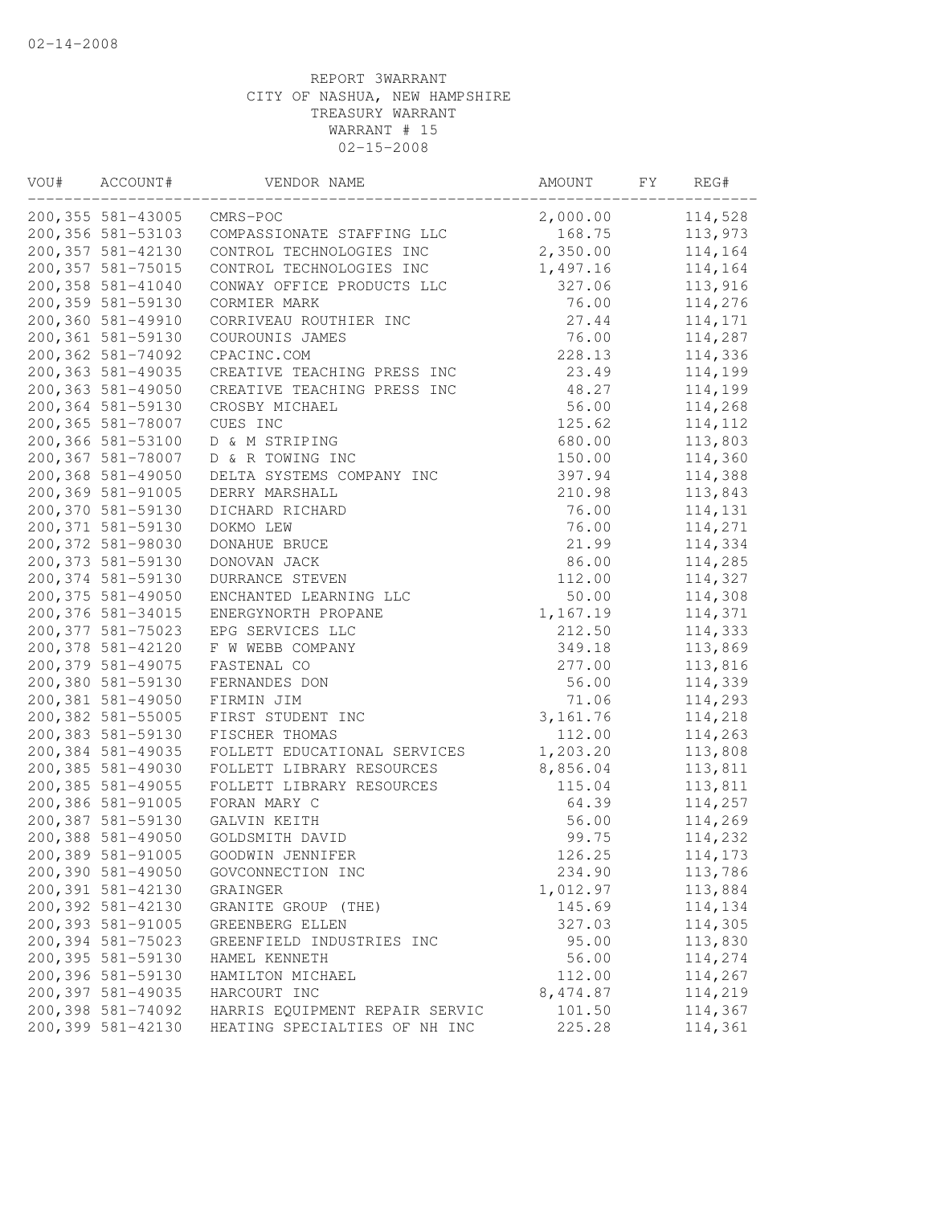02-14-2008

REPORT 3WARRANT
CITY OF NASHUA, NEW HAMPSHIRE
TREASURY WARRANT
WARRANT # 15
02-15-2008

| VOU# | ACCOUNT# | VENDOR NAME | AMOUNT | FY | REG# |
|---|---|---|---|---|---|
| 200,355 | 581-43005 | CMRS-POC | 2,000.00 | | 114,528 |
| 200,356 | 581-53103 | COMPASSIONATE STAFFING LLC | 168.75 | | 113,973 |
| 200,357 | 581-42130 | CONTROL TECHNOLOGIES INC | 2,350.00 | | 114,164 |
| 200,357 | 581-75015 | CONTROL TECHNOLOGIES INC | 1,497.16 | | 114,164 |
| 200,358 | 581-41040 | CONWAY OFFICE PRODUCTS LLC | 327.06 | | 113,916 |
| 200,359 | 581-59130 | CORMIER MARK | 76.00 | | 114,276 |
| 200,360 | 581-49910 | CORRIVEAU ROUTHIER INC | 27.44 | | 114,171 |
| 200,361 | 581-59130 | COUROUNIS JAMES | 76.00 | | 114,287 |
| 200,362 | 581-74092 | CPACINC.COM | 228.13 | | 114,336 |
| 200,363 | 581-49035 | CREATIVE TEACHING PRESS INC | 23.49 | | 114,199 |
| 200,363 | 581-49050 | CREATIVE TEACHING PRESS INC | 48.27 | | 114,199 |
| 200,364 | 581-59130 | CROSBY MICHAEL | 56.00 | | 114,268 |
| 200,365 | 581-78007 | CUES INC | 125.62 | | 114,112 |
| 200,366 | 581-53100 | D & M STRIPING | 680.00 | | 113,803 |
| 200,367 | 581-78007 | D & R TOWING INC | 150.00 | | 114,360 |
| 200,368 | 581-49050 | DELTA SYSTEMS COMPANY INC | 397.94 | | 114,388 |
| 200,369 | 581-91005 | DERRY MARSHALL | 210.98 | | 113,843 |
| 200,370 | 581-59130 | DICHARD RICHARD | 76.00 | | 114,131 |
| 200,371 | 581-59130 | DOKMO LEW | 76.00 | | 114,271 |
| 200,372 | 581-98030 | DONAHUE BRUCE | 21.99 | | 114,334 |
| 200,373 | 581-59130 | DONOVAN JACK | 86.00 | | 114,285 |
| 200,374 | 581-59130 | DURRANCE STEVEN | 112.00 | | 114,327 |
| 200,375 | 581-49050 | ENCHANTED LEARNING LLC | 50.00 | | 114,308 |
| 200,376 | 581-34015 | ENERGYNORTH PROPANE | 1,167.19 | | 114,371 |
| 200,377 | 581-75023 | EPG SERVICES LLC | 212.50 | | 114,333 |
| 200,378 | 581-42120 | F W WEBB COMPANY | 349.18 | | 113,869 |
| 200,379 | 581-49075 | FASTENAL CO | 277.00 | | 113,816 |
| 200,380 | 581-59130 | FERNANDES DON | 56.00 | | 114,339 |
| 200,381 | 581-49050 | FIRMIN JIM | 71.06 | | 114,293 |
| 200,382 | 581-55005 | FIRST STUDENT INC | 3,161.76 | | 114,218 |
| 200,383 | 581-59130 | FISCHER THOMAS | 112.00 | | 114,263 |
| 200,384 | 581-49035 | FOLLETT EDUCATIONAL SERVICES | 1,203.20 | | 113,808 |
| 200,385 | 581-49030 | FOLLETT LIBRARY RESOURCES | 8,856.04 | | 113,811 |
| 200,385 | 581-49055 | FOLLETT LIBRARY RESOURCES | 115.04 | | 113,811 |
| 200,386 | 581-91005 | FORAN MARY C | 64.39 | | 114,257 |
| 200,387 | 581-59130 | GALVIN KEITH | 56.00 | | 114,269 |
| 200,388 | 581-49050 | GOLDSMITH DAVID | 99.75 | | 114,232 |
| 200,389 | 581-91005 | GOODWIN JENNIFER | 126.25 | | 114,173 |
| 200,390 | 581-49050 | GOVCONNECTION INC | 234.90 | | 113,786 |
| 200,391 | 581-42130 | GRAINGER | 1,012.97 | | 113,884 |
| 200,392 | 581-42130 | GRANITE GROUP (THE) | 145.69 | | 114,134 |
| 200,393 | 581-91005 | GREENBERG ELLEN | 327.03 | | 114,305 |
| 200,394 | 581-75023 | GREENFIELD INDUSTRIES INC | 95.00 | | 113,830 |
| 200,395 | 581-59130 | HAMEL KENNETH | 56.00 | | 114,274 |
| 200,396 | 581-59130 | HAMILTON MICHAEL | 112.00 | | 114,267 |
| 200,397 | 581-49035 | HARCOURT INC | 8,474.87 | | 114,219 |
| 200,398 | 581-74092 | HARRIS EQUIPMENT REPAIR SERVIC | 101.50 | | 114,367 |
| 200,399 | 581-42130 | HEATING SPECIALTIES OF NH INC | 225.28 | | 114,361 |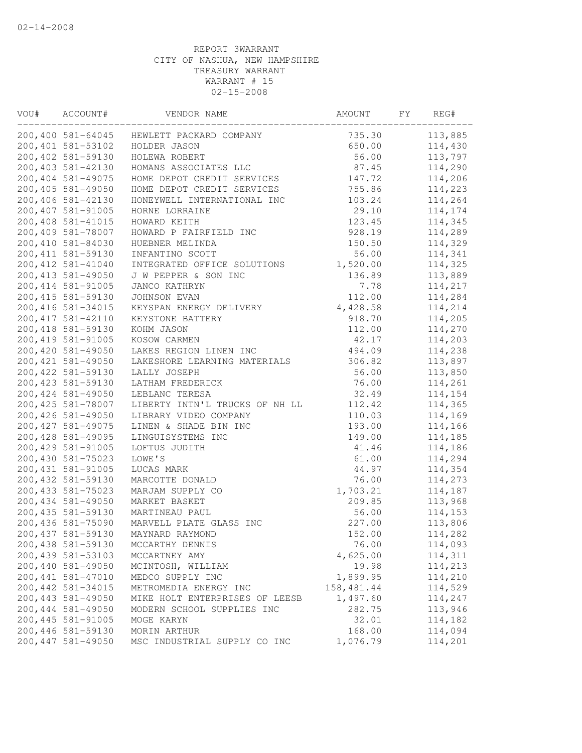02-14-2008

REPORT 3WARRANT
CITY OF NASHUA, NEW HAMPSHIRE
TREASURY WARRANT
WARRANT # 15
02-15-2008

| VOU# | ACCOUNT# | VENDOR NAME | AMOUNT | FY | REG# |
|---|---|---|---|---|---|
| 200,400 | 581-64045 | HEWLETT PACKARD COMPANY | 735.30 | | 113,885 |
| 200,401 | 581-53102 | HOLDER JASON | 650.00 | | 114,430 |
| 200,402 | 581-59130 | HOLEWA ROBERT | 56.00 | | 113,797 |
| 200,403 | 581-42130 | HOMANS ASSOCIATES LLC | 87.45 | | 114,290 |
| 200,404 | 581-49075 | HOME DEPOT CREDIT SERVICES | 147.72 | | 114,206 |
| 200,405 | 581-49050 | HOME DEPOT CREDIT SERVICES | 755.86 | | 114,223 |
| 200,406 | 581-42130 | HONEYWELL INTERNATIONAL INC | 103.24 | | 114,264 |
| 200,407 | 581-91005 | HORNE LORRAINE | 29.10 | | 114,174 |
| 200,408 | 581-41015 | HOWARD KEITH | 123.45 | | 114,345 |
| 200,409 | 581-78007 | HOWARD P FAIRFIELD INC | 928.19 | | 114,289 |
| 200,410 | 581-84030 | HUEBNER MELINDA | 150.50 | | 114,329 |
| 200,411 | 581-59130 | INFANTINO SCOTT | 56.00 | | 114,341 |
| 200,412 | 581-41040 | INTEGRATED OFFICE SOLUTIONS | 1,520.00 | | 114,325 |
| 200,413 | 581-49050 | J W PEPPER & SON INC | 136.89 | | 113,889 |
| 200,414 | 581-91005 | JANCO KATHRYN | 7.78 | | 114,217 |
| 200,415 | 581-59130 | JOHNSON EVAN | 112.00 | | 114,284 |
| 200,416 | 581-34015 | KEYSPAN ENERGY DELIVERY | 4,428.58 | | 114,214 |
| 200,417 | 581-42110 | KEYSTONE BATTERY | 918.70 | | 114,205 |
| 200,418 | 581-59130 | KOHM JASON | 112.00 | | 114,270 |
| 200,419 | 581-91005 | KOSOW CARMEN | 42.17 | | 114,203 |
| 200,420 | 581-49050 | LAKES REGION LINEN INC | 494.09 | | 114,238 |
| 200,421 | 581-49050 | LAKESHORE LEARNING MATERIALS | 306.82 | | 113,897 |
| 200,422 | 581-59130 | LALLY JOSEPH | 56.00 | | 113,850 |
| 200,423 | 581-59130 | LATHAM FREDERICK | 76.00 | | 114,261 |
| 200,424 | 581-49050 | LEBLANC TERESA | 32.49 | | 114,154 |
| 200,425 | 581-78007 | LIBERTY INTN'L TRUCKS OF NH LL | 112.42 | | 114,365 |
| 200,426 | 581-49050 | LIBRARY VIDEO COMPANY | 110.03 | | 114,169 |
| 200,427 | 581-49075 | LINEN & SHADE BIN INC | 193.00 | | 114,166 |
| 200,428 | 581-49095 | LINGUISYSTEMS INC | 149.00 | | 114,185 |
| 200,429 | 581-91005 | LOFTUS JUDITH | 41.46 | | 114,186 |
| 200,430 | 581-75023 | LOWE'S | 61.00 | | 114,294 |
| 200,431 | 581-91005 | LUCAS MARK | 44.97 | | 114,354 |
| 200,432 | 581-59130 | MARCOTTE DONALD | 76.00 | | 114,273 |
| 200,433 | 581-75023 | MARJAM SUPPLY CO | 1,703.21 | | 114,187 |
| 200,434 | 581-49050 | MARKET BASKET | 209.85 | | 113,968 |
| 200,435 | 581-59130 | MARTINEAU PAUL | 56.00 | | 114,153 |
| 200,436 | 581-75090 | MARVELL PLATE GLASS INC | 227.00 | | 113,806 |
| 200,437 | 581-59130 | MAYNARD RAYMOND | 152.00 | | 114,282 |
| 200,438 | 581-59130 | MCCARTHY DENNIS | 76.00 | | 114,093 |
| 200,439 | 581-53103 | MCCARTNEY AMY | 4,625.00 | | 114,311 |
| 200,440 | 581-49050 | MCINTOSH, WILLIAM | 19.98 | | 114,213 |
| 200,441 | 581-47010 | MEDCO SUPPLY INC | 1,899.95 | | 114,210 |
| 200,442 | 581-34015 | METROMEDIA ENERGY INC | 158,481.44 | | 114,529 |
| 200,443 | 581-49050 | MIKE HOLT ENTERPRISES OF LEESB | 1,497.60 | | 114,247 |
| 200,444 | 581-49050 | MODERN SCHOOL SUPPLIES INC | 282.75 | | 113,946 |
| 200,445 | 581-91005 | MOGE KARYN | 32.01 | | 114,182 |
| 200,446 | 581-59130 | MORIN ARTHUR | 168.00 | | 114,094 |
| 200,447 | 581-49050 | MSC INDUSTRIAL SUPPLY CO INC | 1,076.79 | | 114,201 |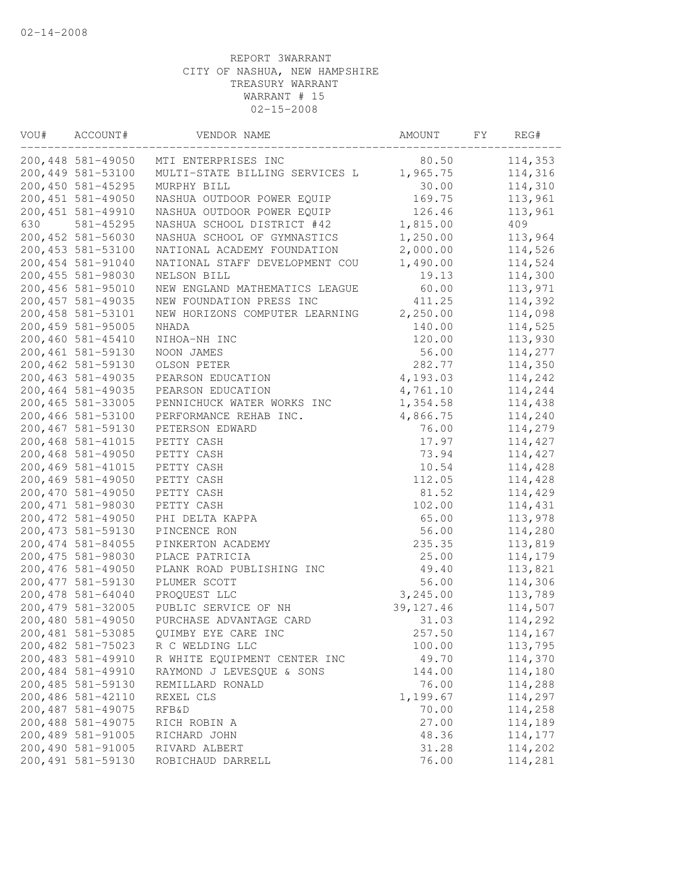02-14-2008

REPORT 3WARRANT
CITY OF NASHUA, NEW HAMPSHIRE
TREASURY WARRANT
WARRANT # 15
02-15-2008

| VOU# | ACCOUNT# | VENDOR NAME | AMOUNT | FY | REG# |
|---|---|---|---|---|---|
| 200,448 | 581-49050 | MTI ENTERPRISES INC | 80.50 | | 114,353 |
| 200,449 | 581-53100 | MULTI-STATE BILLING SERVICES L | 1,965.75 | | 114,316 |
| 200,450 | 581-45295 | MURPHY BILL | 30.00 | | 114,310 |
| 200,451 | 581-49050 | NASHUA OUTDOOR POWER EQUIP | 169.75 | | 113,961 |
| 200,451 | 581-49910 | NASHUA OUTDOOR POWER EQUIP | 126.46 | | 113,961 |
| 630 | 581-45295 | NASHUA SCHOOL DISTRICT #42 | 1,815.00 | | 409 |
| 200,452 | 581-56030 | NASHUA SCHOOL OF GYMNASTICS | 1,250.00 | | 113,964 |
| 200,453 | 581-53100 | NATIONAL ACADEMY FOUNDATION | 2,000.00 | | 114,526 |
| 200,454 | 581-91040 | NATIONAL STAFF DEVELOPMENT COU | 1,490.00 | | 114,524 |
| 200,455 | 581-98030 | NELSON BILL | 19.13 | | 114,300 |
| 200,456 | 581-95010 | NEW ENGLAND MATHEMATICS LEAGUE | 60.00 | | 113,971 |
| 200,457 | 581-49035 | NEW FOUNDATION PRESS INC | 411.25 | | 114,392 |
| 200,458 | 581-53101 | NEW HORIZONS COMPUTER LEARNING | 2,250.00 | | 114,098 |
| 200,459 | 581-95005 | NHADA | 140.00 | | 114,525 |
| 200,460 | 581-45410 | NIHOA-NH INC | 120.00 | | 113,930 |
| 200,461 | 581-59130 | NOON JAMES | 56.00 | | 114,277 |
| 200,462 | 581-59130 | OLSON PETER | 282.77 | | 114,350 |
| 200,463 | 581-49035 | PEARSON EDUCATION | 4,193.03 | | 114,242 |
| 200,464 | 581-49035 | PEARSON EDUCATION | 4,761.10 | | 114,244 |
| 200,465 | 581-33005 | PENNICHUCK WATER WORKS INC | 1,354.58 | | 114,438 |
| 200,466 | 581-53100 | PERFORMANCE REHAB INC. | 4,866.75 | | 114,240 |
| 200,467 | 581-59130 | PETERSON EDWARD | 76.00 | | 114,279 |
| 200,468 | 581-41015 | PETTY CASH | 17.97 | | 114,427 |
| 200,468 | 581-49050 | PETTY CASH | 73.94 | | 114,427 |
| 200,469 | 581-41015 | PETTY CASH | 10.54 | | 114,428 |
| 200,469 | 581-49050 | PETTY CASH | 112.05 | | 114,428 |
| 200,470 | 581-49050 | PETTY CASH | 81.52 | | 114,429 |
| 200,471 | 581-98030 | PETTY CASH | 102.00 | | 114,431 |
| 200,472 | 581-49050 | PHI DELTA KAPPA | 65.00 | | 113,978 |
| 200,473 | 581-59130 | PINCENCE RON | 56.00 | | 114,280 |
| 200,474 | 581-84055 | PINKERTON ACADEMY | 235.35 | | 113,819 |
| 200,475 | 581-98030 | PLACE PATRICIA | 25.00 | | 114,179 |
| 200,476 | 581-49050 | PLANK ROAD PUBLISHING INC | 49.40 | | 113,821 |
| 200,477 | 581-59130 | PLUMER SCOTT | 56.00 | | 114,306 |
| 200,478 | 581-64040 | PROQUEST LLC | 3,245.00 | | 113,789 |
| 200,479 | 581-32005 | PUBLIC SERVICE OF NH | 39,127.46 | | 114,507 |
| 200,480 | 581-49050 | PURCHASE ADVANTAGE CARD | 31.03 | | 114,292 |
| 200,481 | 581-53085 | QUIMBY EYE CARE INC | 257.50 | | 114,167 |
| 200,482 | 581-75023 | R C WELDING LLC | 100.00 | | 113,795 |
| 200,483 | 581-49910 | R WHITE EQUIPMENT CENTER INC | 49.70 | | 114,370 |
| 200,484 | 581-49910 | RAYMOND J LEVESQUE & SONS | 144.00 | | 114,180 |
| 200,485 | 581-59130 | REMILLARD RONALD | 76.00 | | 114,288 |
| 200,486 | 581-42110 | REXEL CLS | 1,199.67 | | 114,297 |
| 200,487 | 581-49075 | RFB&D | 70.00 | | 114,258 |
| 200,488 | 581-49075 | RICH ROBIN A | 27.00 | | 114,189 |
| 200,489 | 581-91005 | RICHARD JOHN | 48.36 | | 114,177 |
| 200,490 | 581-91005 | RIVARD ALBERT | 31.28 | | 114,202 |
| 200,491 | 581-59130 | ROBICHAUD DARRELL | 76.00 | | 114,281 |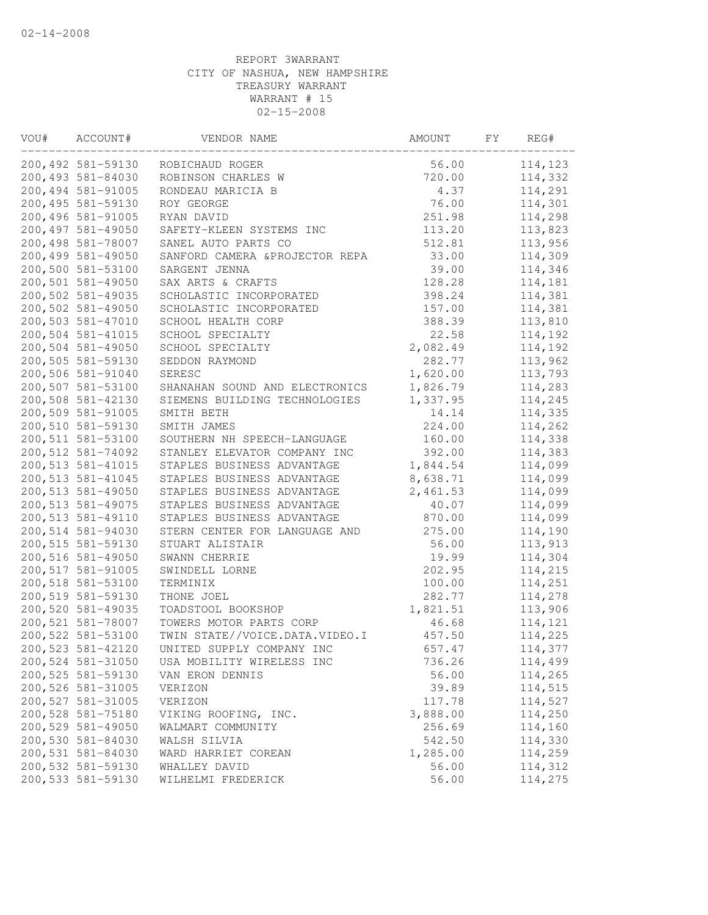REPORT 3WARRANT
CITY OF NASHUA, NEW HAMPSHIRE
TREASURY WARRANT
WARRANT # 15
02-15-2008

| VOU# | ACCOUNT# | VENDOR NAME | AMOUNT | FY | REG# |
|---|---|---|---|---|---|
| 200,492 | 581-59130 | ROBICHAUD ROGER | 56.00 | | 114,123 |
| 200,493 | 581-84030 | ROBINSON CHARLES W | 720.00 | | 114,332 |
| 200,494 | 581-91005 | RONDEAU MARICIA B | 4.37 | | 114,291 |
| 200,495 | 581-59130 | ROY GEORGE | 76.00 | | 114,301 |
| 200,496 | 581-91005 | RYAN DAVID | 251.98 | | 114,298 |
| 200,497 | 581-49050 | SAFETY-KLEEN SYSTEMS INC | 113.20 | | 113,823 |
| 200,498 | 581-78007 | SANEL AUTO PARTS CO | 512.81 | | 113,956 |
| 200,499 | 581-49050 | SANFORD CAMERA &PROJECTOR REPA | 33.00 | | 114,309 |
| 200,500 | 581-53100 | SARGENT JENNA | 39.00 | | 114,346 |
| 200,501 | 581-49050 | SAX ARTS & CRAFTS | 128.28 | | 114,181 |
| 200,502 | 581-49035 | SCHOLASTIC INCORPORATED | 398.24 | | 114,381 |
| 200,502 | 581-49050 | SCHOLASTIC INCORPORATED | 157.00 | | 114,381 |
| 200,503 | 581-47010 | SCHOOL HEALTH CORP | 388.39 | | 113,810 |
| 200,504 | 581-41015 | SCHOOL SPECIALTY | 22.58 | | 114,192 |
| 200,504 | 581-49050 | SCHOOL SPECIALTY | 2,082.49 | | 114,192 |
| 200,505 | 581-59130 | SEDDON RAYMOND | 282.77 | | 113,962 |
| 200,506 | 581-91040 | SERESC | 1,620.00 | | 113,793 |
| 200,507 | 581-53100 | SHANAHAN SOUND AND ELECTRONICS | 1,826.79 | | 114,283 |
| 200,508 | 581-42130 | SIEMENS BUILDING TECHNOLOGIES | 1,337.95 | | 114,245 |
| 200,509 | 581-91005 | SMITH BETH | 14.14 | | 114,335 |
| 200,510 | 581-59130 | SMITH JAMES | 224.00 | | 114,262 |
| 200,511 | 581-53100 | SOUTHERN NH SPEECH-LANGUAGE | 160.00 | | 114,338 |
| 200,512 | 581-74092 | STANLEY ELEVATOR COMPANY INC | 392.00 | | 114,383 |
| 200,513 | 581-41015 | STAPLES BUSINESS ADVANTAGE | 1,844.54 | | 114,099 |
| 200,513 | 581-41045 | STAPLES BUSINESS ADVANTAGE | 8,638.71 | | 114,099 |
| 200,513 | 581-49050 | STAPLES BUSINESS ADVANTAGE | 2,461.53 | | 114,099 |
| 200,513 | 581-49075 | STAPLES BUSINESS ADVANTAGE | 40.07 | | 114,099 |
| 200,513 | 581-49110 | STAPLES BUSINESS ADVANTAGE | 870.00 | | 114,099 |
| 200,514 | 581-94030 | STERN CENTER FOR LANGUAGE AND | 275.00 | | 114,190 |
| 200,515 | 581-59130 | STUART ALISTAIR | 56.00 | | 113,913 |
| 200,516 | 581-49050 | SWANN CHERRIE | 19.99 | | 114,304 |
| 200,517 | 581-91005 | SWINDELL LORNE | 202.95 | | 114,215 |
| 200,518 | 581-53100 | TERMINIX | 100.00 | | 114,251 |
| 200,519 | 581-59130 | THONE JOEL | 282.77 | | 114,278 |
| 200,520 | 581-49035 | TOADSTOOL BOOKSHOP | 1,821.51 | | 113,906 |
| 200,521 | 581-78007 | TOWERS MOTOR PARTS CORP | 46.68 | | 114,121 |
| 200,522 | 581-53100 | TWIN STATE//VOICE.DATA.VIDEO.I | 457.50 | | 114,225 |
| 200,523 | 581-42120 | UNITED SUPPLY COMPANY INC | 657.47 | | 114,377 |
| 200,524 | 581-31050 | USA MOBILITY WIRELESS INC | 736.26 | | 114,499 |
| 200,525 | 581-59130 | VAN ERON DENNIS | 56.00 | | 114,265 |
| 200,526 | 581-31005 | VERIZON | 39.89 | | 114,515 |
| 200,527 | 581-31005 | VERIZON | 117.78 | | 114,527 |
| 200,528 | 581-75180 | VIKING ROOFING, INC. | 3,888.00 | | 114,250 |
| 200,529 | 581-49050 | WALMART COMMUNITY | 256.69 | | 114,160 |
| 200,530 | 581-84030 | WALSH SILVIA | 542.50 | | 114,330 |
| 200,531 | 581-84030 | WARD HARRIET COREAN | 1,285.00 | | 114,259 |
| 200,532 | 581-59130 | WHALLEY DAVID | 56.00 | | 114,312 |
| 200,533 | 581-59130 | WILHELMI FREDERICK | 56.00 | | 114,275 |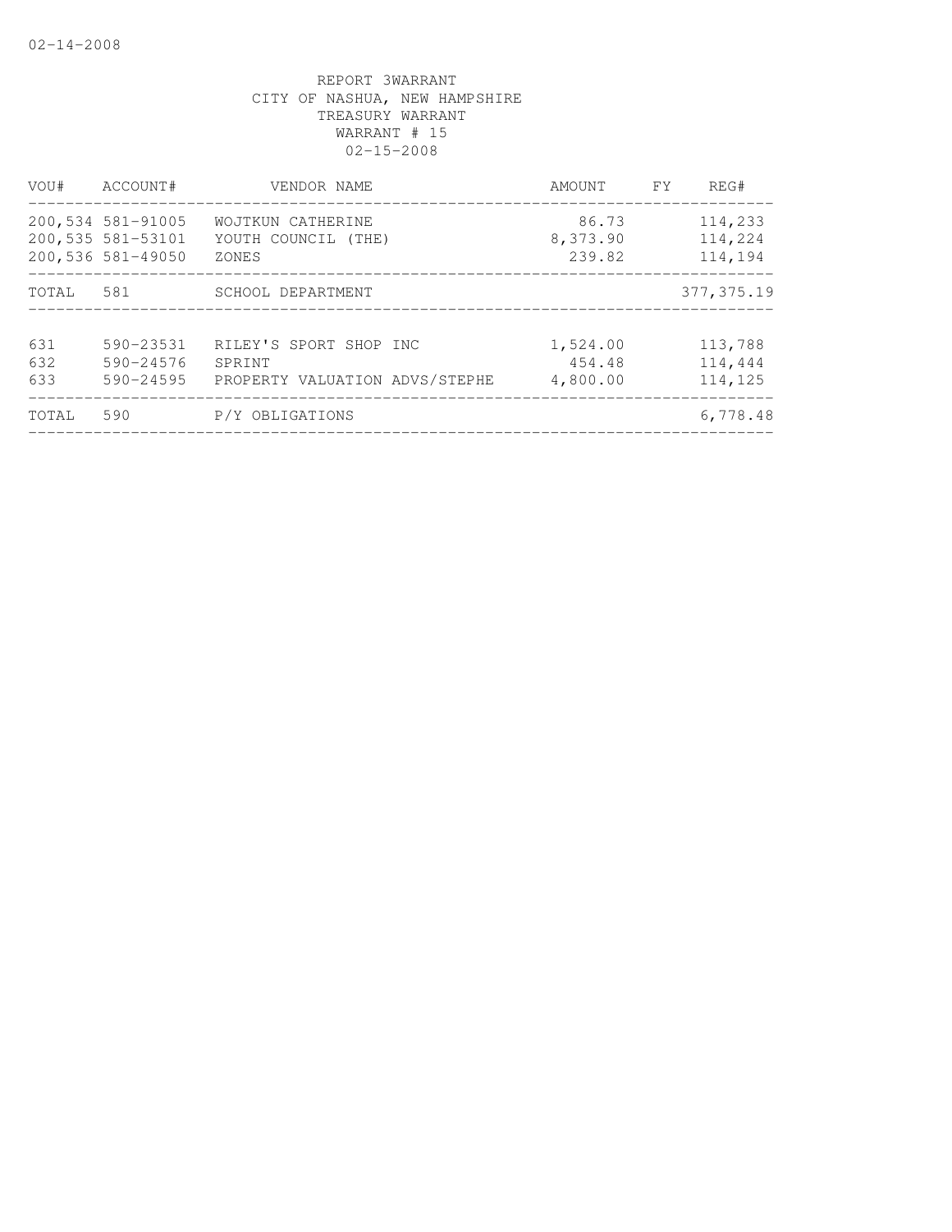02-14-2008

REPORT 3WARRANT
CITY OF NASHUA, NEW HAMPSHIRE
TREASURY WARRANT
WARRANT # 15
02-15-2008

| VOU# | ACCOUNT# | VENDOR NAME | AMOUNT | FY | REG# |
|---|---|---|---|---|---|
| 200,534 | 581-91005 | WOJTKUN CATHERINE | 86.73 | | 114,233 |
| 200,535 | 581-53101 | YOUTH COUNCIL (THE) | 8,373.90 | | 114,224 |
| 200,536 | 581-49050 | ZONES | 239.82 | | 114,194 |
| TOTAL | 581 | SCHOOL DEPARTMENT | | | 377,375.19 |
| 631 | 590-23531 | RILEY'S SPORT SHOP INC | 1,524.00 | | 113,788 |
| 632 | 590-24576 | SPRINT | 454.48 | | 114,444 |
| 633 | 590-24595 | PROPERTY VALUATION ADVS/STEPHE | 4,800.00 | | 114,125 |
| TOTAL | 590 | P/Y OBLIGATIONS | | | 6,778.48 |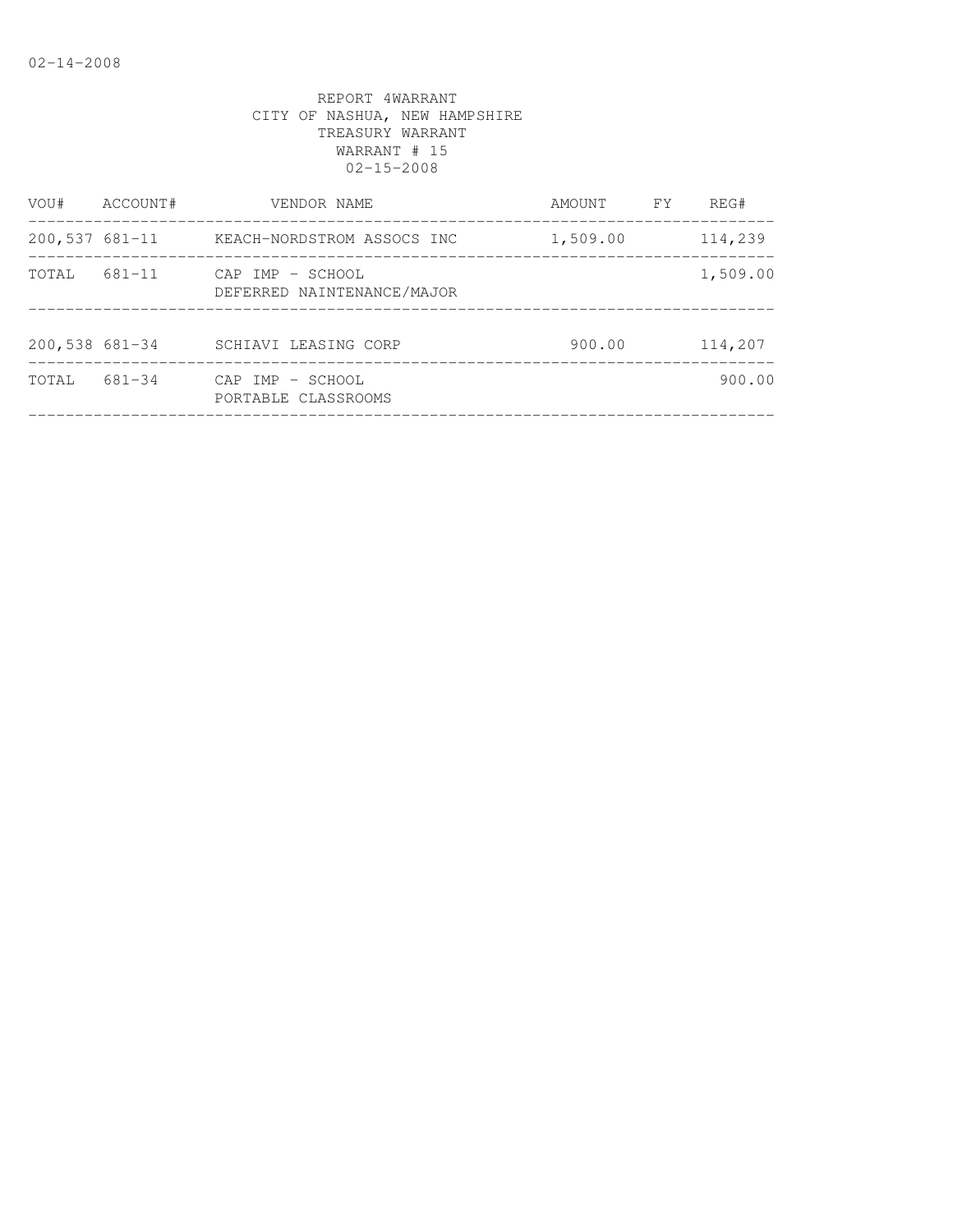02-14-2008

REPORT 4WARRANT
CITY OF NASHUA, NEW HAMPSHIRE
TREASURY WARRANT
WARRANT # 15
02-15-2008

| VOU# | ACCOUNT# | VENDOR NAME | AMOUNT | FY | REG# |
|---|---|---|---|---|---|
| 200,537 | 681-11 | KEACH-NORDSTROM ASSOCS INC | 1,509.00 | | 114,239 |
| TOTAL | 681-11 | CAP IMP - SCHOOL DEFERRED NAINTENANCE/MAJOR | | | 1,509.00 |
| 200,538 | 681-34 | SCHIAVI LEASING CORP | 900.00 | | 114,207 |
| TOTAL | 681-34 | CAP IMP - SCHOOL PORTABLE CLASSROOMS | | | 900.00 |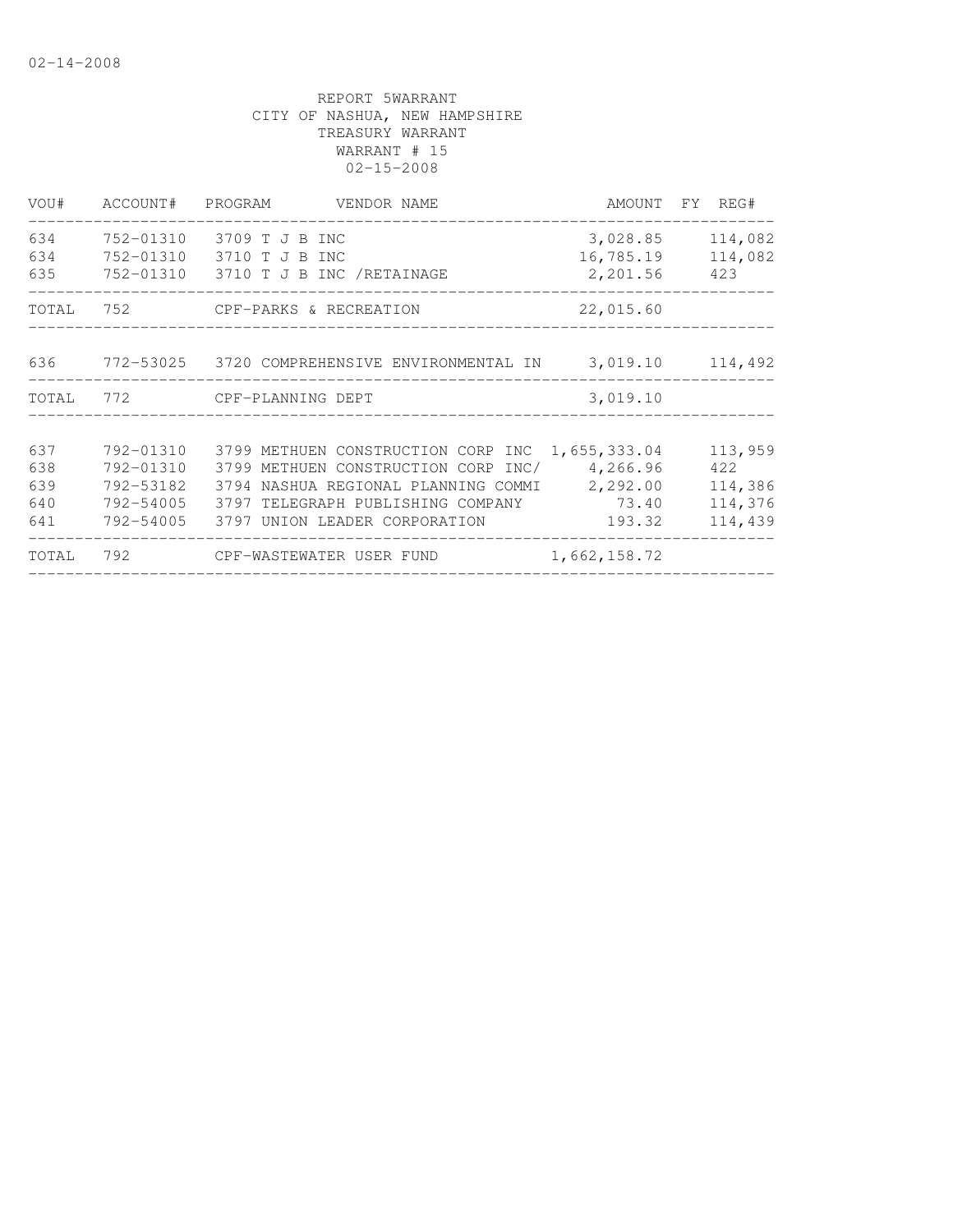02-14-2008

REPORT 5WARRANT
CITY OF NASHUA, NEW HAMPSHIRE
TREASURY WARRANT
WARRANT # 15
02-15-2008

| VOU# | ACCOUNT# | PROGRAM | VENDOR NAME | AMOUNT | FY | REG# |
|---|---|---|---|---|---|---|
| 634 | 752-01310 | 3709 | T J B INC | 3,028.85 | | 114,082 |
| 634 | 752-01310 | 3710 | T J B INC | 16,785.19 | | 114,082 |
| 635 | 752-01310 | 3710 | T J B INC /RETAINAGE | 2,201.56 | | 423 |
| TOTAL | 752 | | CPF-PARKS & RECREATION | 22,015.60 | | |
| 636 | 772-53025 | 3720 | COMPREHENSIVE ENVIRONMENTAL IN | 3,019.10 | | 114,492 |
| TOTAL | 772 | | CPF-PLANNING DEPT | 3,019.10 | | |
| 637 | 792-01310 | 3799 | METHUEN CONSTRUCTION CORP INC | 1,655,333.04 | | 113,959 |
| 638 | 792-01310 | 3799 | METHUEN CONSTRUCTION CORP INC/ | 4,266.96 | | 422 |
| 639 | 792-53182 | 3794 | NASHUA REGIONAL PLANNING COMMI | 2,292.00 | | 114,386 |
| 640 | 792-54005 | 3797 | TELEGRAPH PUBLISHING COMPANY | 73.40 | | 114,376 |
| 641 | 792-54005 | 3797 | UNION LEADER CORPORATION | 193.32 | | 114,439 |
| TOTAL | 792 | | CPF-WASTEWATER USER FUND | 1,662,158.72 | | |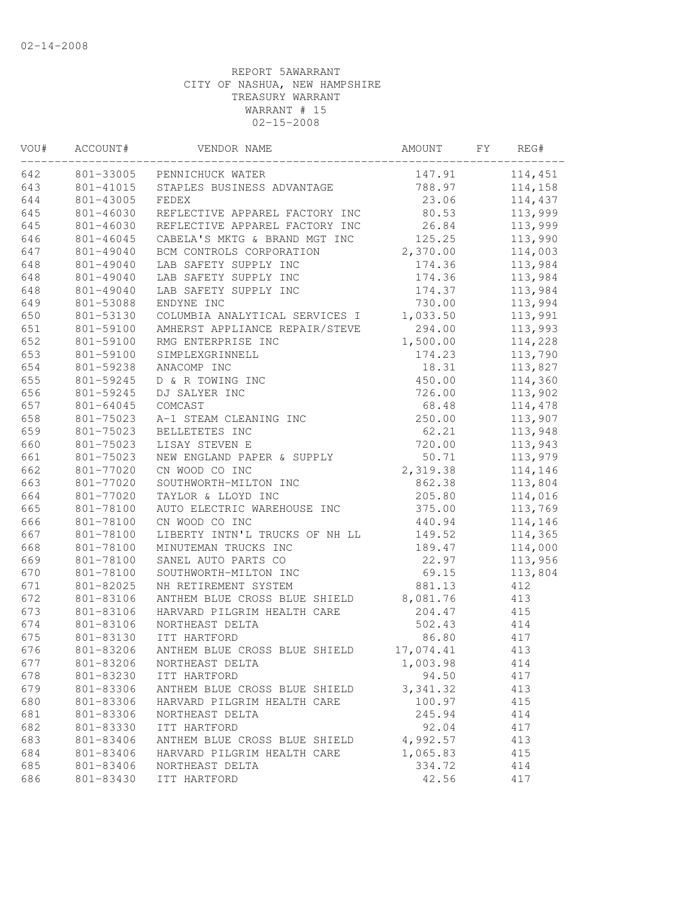02-14-2008

REPORT 5AWARRANT
CITY OF NASHUA, NEW HAMPSHIRE
TREASURY WARRANT
WARRANT # 15
02-15-2008

| VOU# | ACCOUNT# | VENDOR NAME | AMOUNT | FY | REG# |
|---|---|---|---|---|---|
| 642 | 801-33005 | PENNICHUCK WATER | 147.91 | | 114,451 |
| 643 | 801-41015 | STAPLES BUSINESS ADVANTAGE | 788.97 | | 114,158 |
| 644 | 801-43005 | FEDEX | 23.06 | | 114,437 |
| 645 | 801-46030 | REFLECTIVE APPAREL FACTORY INC | 80.53 | | 113,999 |
| 645 | 801-46030 | REFLECTIVE APPAREL FACTORY INC | 26.84 | | 113,999 |
| 646 | 801-46045 | CABELA'S MKTG & BRAND MGT INC | 125.25 | | 113,990 |
| 647 | 801-49040 | BCM CONTROLS CORPORATION | 2,370.00 | | 114,003 |
| 648 | 801-49040 | LAB SAFETY SUPPLY INC | 174.36 | | 113,984 |
| 648 | 801-49040 | LAB SAFETY SUPPLY INC | 174.36 | | 113,984 |
| 648 | 801-49040 | LAB SAFETY SUPPLY INC | 174.37 | | 113,984 |
| 649 | 801-53088 | ENDYNE INC | 730.00 | | 113,994 |
| 650 | 801-53130 | COLUMBIA ANALYTICAL SERVICES I | 1,033.50 | | 113,991 |
| 651 | 801-59100 | AMHERST APPLIANCE REPAIR/STEVE | 294.00 | | 113,993 |
| 652 | 801-59100 | RMG ENTERPRISE INC | 1,500.00 | | 114,228 |
| 653 | 801-59100 | SIMPLEXGRINNELL | 174.23 | | 113,790 |
| 654 | 801-59238 | ANACOMP INC | 18.31 | | 113,827 |
| 655 | 801-59245 | D & R TOWING INC | 450.00 | | 114,360 |
| 656 | 801-59245 | DJ SALYER INC | 726.00 | | 113,902 |
| 657 | 801-64045 | COMCAST | 68.48 | | 114,478 |
| 658 | 801-75023 | A-1 STEAM CLEANING INC | 250.00 | | 113,907 |
| 659 | 801-75023 | BELLETETES INC | 62.21 | | 113,948 |
| 660 | 801-75023 | LISAY STEVEN E | 720.00 | | 113,943 |
| 661 | 801-75023 | NEW ENGLAND PAPER & SUPPLY | 50.71 | | 113,979 |
| 662 | 801-77020 | CN WOOD CO INC | 2,319.38 | | 114,146 |
| 663 | 801-77020 | SOUTHWORTH-MILTON INC | 862.38 | | 113,804 |
| 664 | 801-77020 | TAYLOR & LLOYD INC | 205.80 | | 114,016 |
| 665 | 801-78100 | AUTO ELECTRIC WAREHOUSE INC | 375.00 | | 113,769 |
| 666 | 801-78100 | CN WOOD CO INC | 440.94 | | 114,146 |
| 667 | 801-78100 | LIBERTY INTN'L TRUCKS OF NH LL | 149.52 | | 114,365 |
| 668 | 801-78100 | MINUTEMAN TRUCKS INC | 189.47 | | 114,000 |
| 669 | 801-78100 | SANEL AUTO PARTS CO | 22.97 | | 113,956 |
| 670 | 801-78100 | SOUTHWORTH-MILTON INC | 69.15 | | 113,804 |
| 671 | 801-82025 | NH RETIREMENT SYSTEM | 881.13 | | 412 |
| 672 | 801-83106 | ANTHEM BLUE CROSS BLUE SHIELD | 8,081.76 | | 413 |
| 673 | 801-83106 | HARVARD PILGRIM HEALTH CARE | 204.47 | | 415 |
| 674 | 801-83106 | NORTHEAST DELTA | 502.43 | | 414 |
| 675 | 801-83130 | ITT HARTFORD | 86.80 | | 417 |
| 676 | 801-83206 | ANTHEM BLUE CROSS BLUE SHIELD | 17,074.41 | | 413 |
| 677 | 801-83206 | NORTHEAST DELTA | 1,003.98 | | 414 |
| 678 | 801-83230 | ITT HARTFORD | 94.50 | | 417 |
| 679 | 801-83306 | ANTHEM BLUE CROSS BLUE SHIELD | 3,341.32 | | 413 |
| 680 | 801-83306 | HARVARD PILGRIM HEALTH CARE | 100.97 | | 415 |
| 681 | 801-83306 | NORTHEAST DELTA | 245.94 | | 414 |
| 682 | 801-83330 | ITT HARTFORD | 92.04 | | 417 |
| 683 | 801-83406 | ANTHEM BLUE CROSS BLUE SHIELD | 4,992.57 | | 413 |
| 684 | 801-83406 | HARVARD PILGRIM HEALTH CARE | 1,065.83 | | 415 |
| 685 | 801-83406 | NORTHEAST DELTA | 334.72 | | 414 |
| 686 | 801-83430 | ITT HARTFORD | 42.56 | | 417 |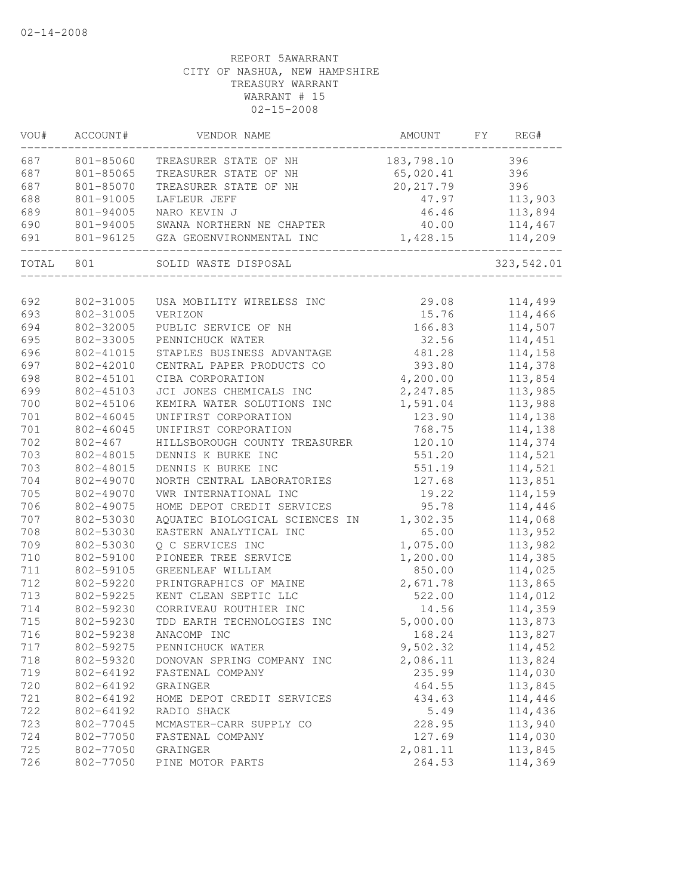02-14-2008

REPORT 5AWARRANT
CITY OF NASHUA, NEW HAMPSHIRE
TREASURY WARRANT
WARRANT # 15
02-15-2008

| VOU# | ACCOUNT# | VENDOR NAME | AMOUNT | FY | REG# |
|---|---|---|---|---|---|
| 687 | 801-85060 | TREASURER STATE OF NH | 183,798.10 | | 396 |
| 687 | 801-85065 | TREASURER STATE OF NH | 65,020.41 | | 396 |
| 687 | 801-85070 | TREASURER STATE OF NH | 20,217.79 | | 396 |
| 688 | 801-91005 | LAFLEUR JEFF | 47.97 | | 113,903 |
| 689 | 801-94005 | NARO KEVIN J | 46.46 | | 113,894 |
| 690 | 801-94005 | SWANA NORTHERN NE CHAPTER | 40.00 | | 114,467 |
| 691 | 801-96125 | GZA GEOENVIRONMENTAL INC | 1,428.15 | | 114,209 |
| TOTAL | 801 | SOLID WASTE DISPOSAL | | | 323,542.01 |
| 692 | 802-31005 | USA MOBILITY WIRELESS INC | 29.08 | | 114,499 |
| 693 | 802-31005 | VERIZON | 15.76 | | 114,466 |
| 694 | 802-32005 | PUBLIC SERVICE OF NH | 166.83 | | 114,507 |
| 695 | 802-33005 | PENNICHUCK WATER | 32.56 | | 114,451 |
| 696 | 802-41015 | STAPLES BUSINESS ADVANTAGE | 481.28 | | 114,158 |
| 697 | 802-42010 | CENTRAL PAPER PRODUCTS CO | 393.80 | | 114,378 |
| 698 | 802-45101 | CIBA CORPORATION | 4,200.00 | | 113,854 |
| 699 | 802-45103 | JCI JONES CHEMICALS INC | 2,247.85 | | 113,985 |
| 700 | 802-45106 | KEMIRA WATER SOLUTIONS INC | 1,591.04 | | 113,988 |
| 701 | 802-46045 | UNIFIRST CORPORATION | 123.90 | | 114,138 |
| 701 | 802-46045 | UNIFIRST CORPORATION | 768.75 | | 114,138 |
| 702 | 802-467 | HILLSBOROUGH COUNTY TREASURER | 120.10 | | 114,374 |
| 703 | 802-48015 | DENNIS K BURKE INC | 551.20 | | 114,521 |
| 703 | 802-48015 | DENNIS K BURKE INC | 551.19 | | 114,521 |
| 704 | 802-49070 | NORTH CENTRAL LABORATORIES | 127.68 | | 113,851 |
| 705 | 802-49070 | VWR INTERNATIONAL INC | 19.22 | | 114,159 |
| 706 | 802-49075 | HOME DEPOT CREDIT SERVICES | 95.78 | | 114,446 |
| 707 | 802-53030 | AQUATEC BIOLOGICAL SCIENCES IN | 1,302.35 | | 114,068 |
| 708 | 802-53030 | EASTERN ANALYTICAL INC | 65.00 | | 113,952 |
| 709 | 802-53030 | Q C SERVICES INC | 1,075.00 | | 113,982 |
| 710 | 802-59100 | PIONEER TREE SERVICE | 1,200.00 | | 114,385 |
| 711 | 802-59105 | GREENLEAF WILLIAM | 850.00 | | 114,025 |
| 712 | 802-59220 | PRINTGRAPHICS OF MAINE | 2,671.78 | | 113,865 |
| 713 | 802-59225 | KENT CLEAN SEPTIC LLC | 522.00 | | 114,012 |
| 714 | 802-59230 | CORRIVEAU ROUTHIER INC | 14.56 | | 114,359 |
| 715 | 802-59230 | TDD EARTH TECHNOLOGIES INC | 5,000.00 | | 113,873 |
| 716 | 802-59238 | ANACOMP INC | 168.24 | | 113,827 |
| 717 | 802-59275 | PENNICHUCK WATER | 9,502.32 | | 114,452 |
| 718 | 802-59320 | DONOVAN SPRING COMPANY INC | 2,086.11 | | 113,824 |
| 719 | 802-64192 | FASTENAL COMPANY | 235.99 | | 114,030 |
| 720 | 802-64192 | GRAINGER | 464.55 | | 113,845 |
| 721 | 802-64192 | HOME DEPOT CREDIT SERVICES | 434.63 | | 114,446 |
| 722 | 802-64192 | RADIO SHACK | 5.49 | | 114,436 |
| 723 | 802-77045 | MCMASTER-CARR SUPPLY CO | 228.95 | | 113,940 |
| 724 | 802-77050 | FASTENAL COMPANY | 127.69 | | 114,030 |
| 725 | 802-77050 | GRAINGER | 2,081.11 | | 113,845 |
| 726 | 802-77050 | PINE MOTOR PARTS | 264.53 | | 114,369 |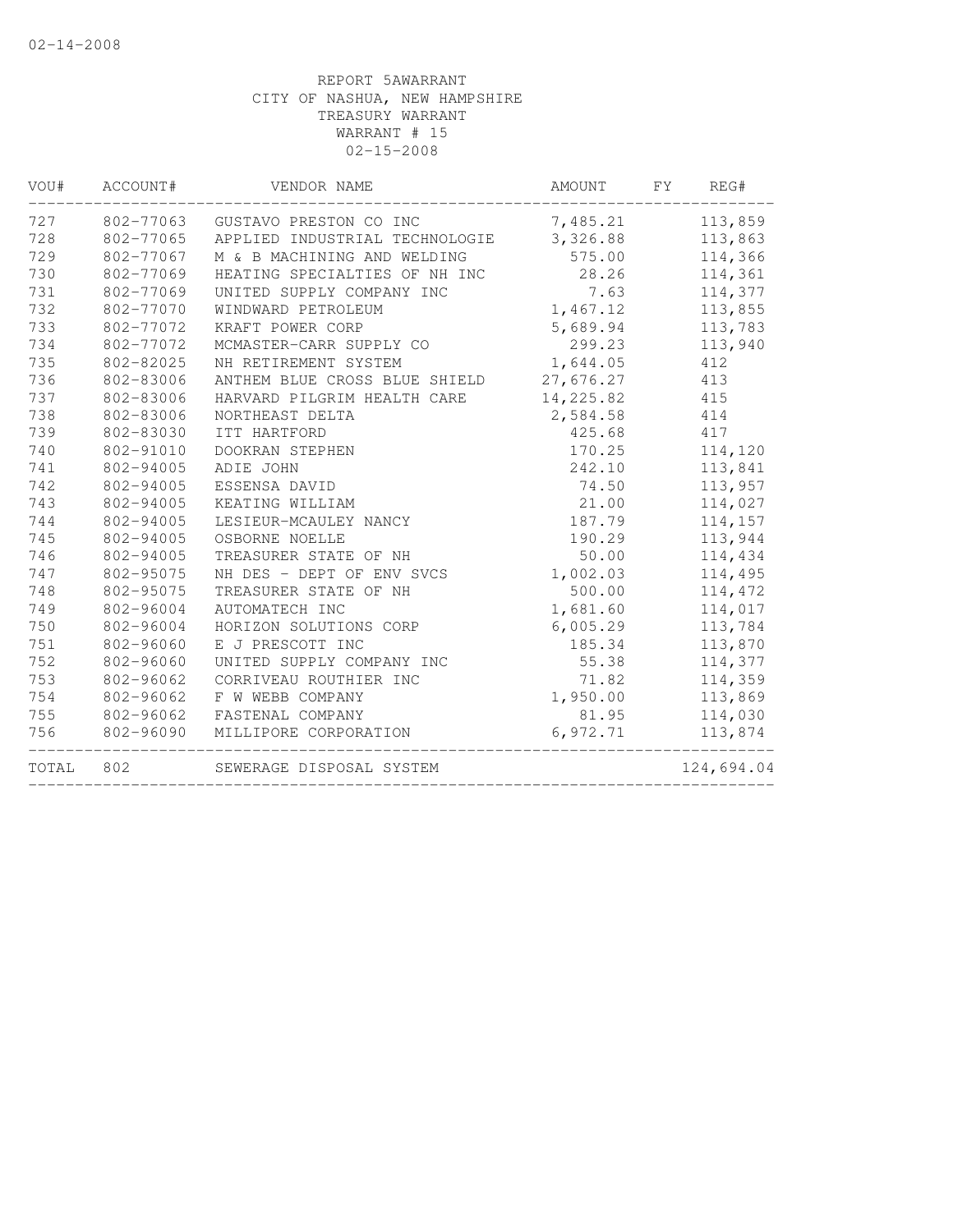02-14-2008

REPORT 5AWARRANT
CITY OF NASHUA, NEW HAMPSHIRE
TREASURY WARRANT
WARRANT # 15
02-15-2008

| VOU# | ACCOUNT# | VENDOR NAME | AMOUNT | FY | REG# |
|---|---|---|---|---|---|
| 727 | 802-77063 | GUSTAVO PRESTON CO INC | 7,485.21 | | 113,859 |
| 728 | 802-77065 | APPLIED INDUSTRIAL TECHNOLOGIE | 3,326.88 | | 113,863 |
| 729 | 802-77067 | M & B MACHINING AND WELDING | 575.00 | | 114,366 |
| 730 | 802-77069 | HEATING SPECIALTIES OF NH INC | 28.26 | | 114,361 |
| 731 | 802-77069 | UNITED SUPPLY COMPANY INC | 7.63 | | 114,377 |
| 732 | 802-77070 | WINDWARD PETROLEUM | 1,467.12 | | 113,855 |
| 733 | 802-77072 | KRAFT POWER CORP | 5,689.94 | | 113,783 |
| 734 | 802-77072 | MCMASTER-CARR SUPPLY CO | 299.23 | | 113,940 |
| 735 | 802-82025 | NH RETIREMENT SYSTEM | 1,644.05 | | 412 |
| 736 | 802-83006 | ANTHEM BLUE CROSS BLUE SHIELD | 27,676.27 | | 413 |
| 737 | 802-83006 | HARVARD PILGRIM HEALTH CARE | 14,225.82 | | 415 |
| 738 | 802-83006 | NORTHEAST DELTA | 2,584.58 | | 414 |
| 739 | 802-83030 | ITT HARTFORD | 425.68 | | 417 |
| 740 | 802-91010 | DOOKRAN STEPHEN | 170.25 | | 114,120 |
| 741 | 802-94005 | ADIE JOHN | 242.10 | | 113,841 |
| 742 | 802-94005 | ESSENSA DAVID | 74.50 | | 113,957 |
| 743 | 802-94005 | KEATING WILLIAM | 21.00 | | 114,027 |
| 744 | 802-94005 | LESIEUR-MCAULEY NANCY | 187.79 | | 114,157 |
| 745 | 802-94005 | OSBORNE NOELLE | 190.29 | | 113,944 |
| 746 | 802-94005 | TREASURER STATE OF NH | 50.00 | | 114,434 |
| 747 | 802-95075 | NH DES - DEPT OF ENV SVCS | 1,002.03 | | 114,495 |
| 748 | 802-95075 | TREASURER STATE OF NH | 500.00 | | 114,472 |
| 749 | 802-96004 | AUTOMATECH INC | 1,681.60 | | 114,017 |
| 750 | 802-96004 | HORIZON SOLUTIONS CORP | 6,005.29 | | 113,784 |
| 751 | 802-96060 | E J PRESCOTT INC | 185.34 | | 113,870 |
| 752 | 802-96060 | UNITED SUPPLY COMPANY INC | 55.38 | | 114,377 |
| 753 | 802-96062 | CORRIVEAU ROUTHIER INC | 71.82 | | 114,359 |
| 754 | 802-96062 | F W WEBB COMPANY | 1,950.00 | | 113,869 |
| 755 | 802-96062 | FASTENAL COMPANY | 81.95 | | 114,030 |
| 756 | 802-96090 | MILLIPORE CORPORATION | 6,972.71 | | 113,874 |
| TOTAL | 802 | SEWERAGE DISPOSAL SYSTEM | | | 124,694.04 |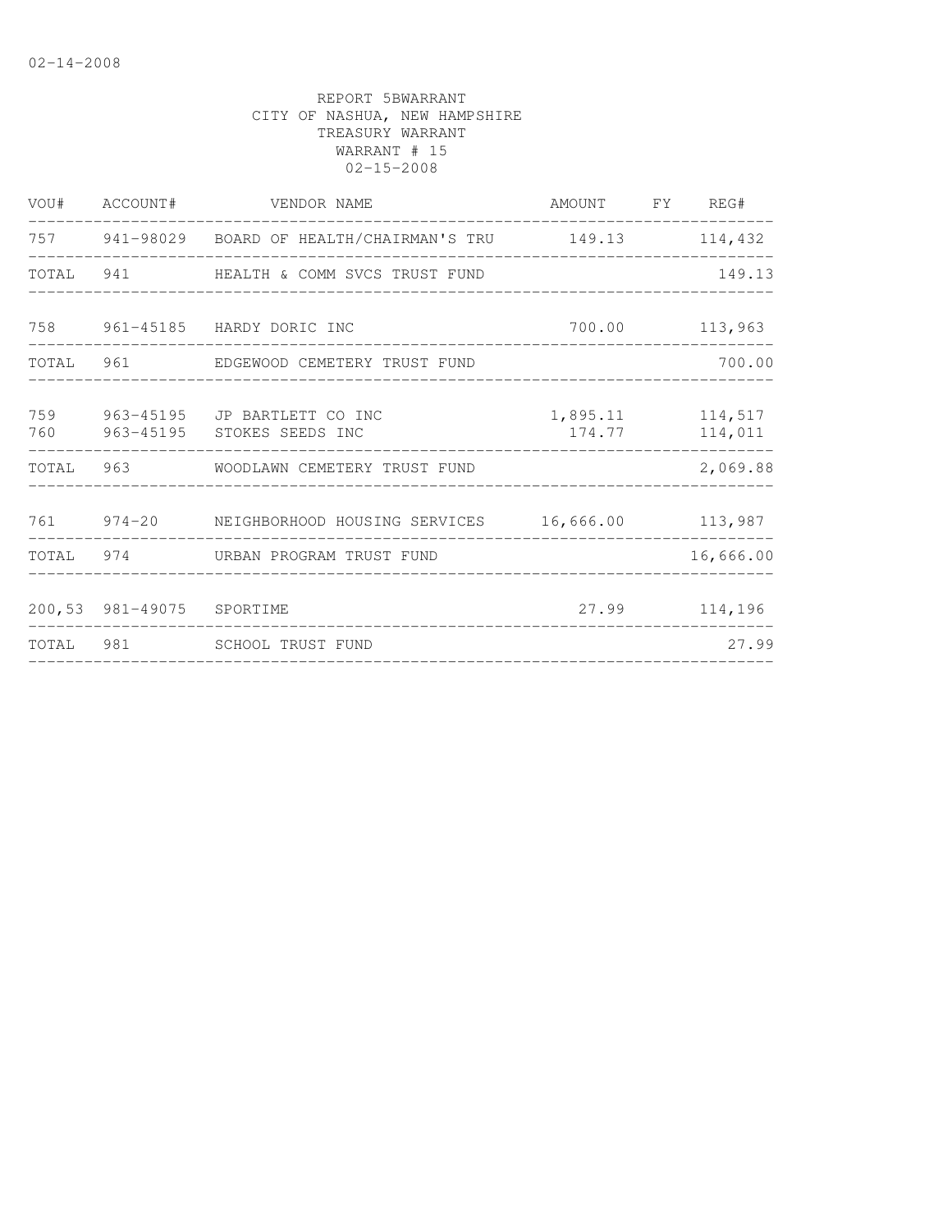02-14-2008

REPORT 5BWARRANT
CITY OF NASHUA, NEW HAMPSHIRE
TREASURY WARRANT
WARRANT # 15
02-15-2008

| VOU# | ACCOUNT# | VENDOR NAME | AMOUNT | FY | REG# |
|---|---|---|---|---|---|
| 757 | 941-98029 | BOARD OF HEALTH/CHAIRMAN'S TRU | 149.13 | | 114,432 |
| TOTAL | 941 | HEALTH & COMM SVCS TRUST FUND | | | 149.13 |
| 758 | 961-45185 | HARDY DORIC INC | 700.00 | | 113,963 |
| TOTAL | 961 | EDGEWOOD CEMETERY TRUST FUND | | | 700.00 |
| 759 | 963-45195 | JP BARTLETT CO INC | 1,895.11 | | 114,517 |
| 760 | 963-45195 | STOKES SEEDS INC | 174.77 | | 114,011 |
| TOTAL | 963 | WOODLAWN CEMETERY TRUST FUND | | | 2,069.88 |
| 761 | 974-20 | NEIGHBORHOOD HOUSING SERVICES | 16,666.00 | | 113,987 |
| TOTAL | 974 | URBAN PROGRAM TRUST FUND | | | 16,666.00 |
| 200,53 | 981-49075 | SPORTIME | 27.99 | | 114,196 |
| TOTAL | 981 | SCHOOL TRUST FUND | | | 27.99 |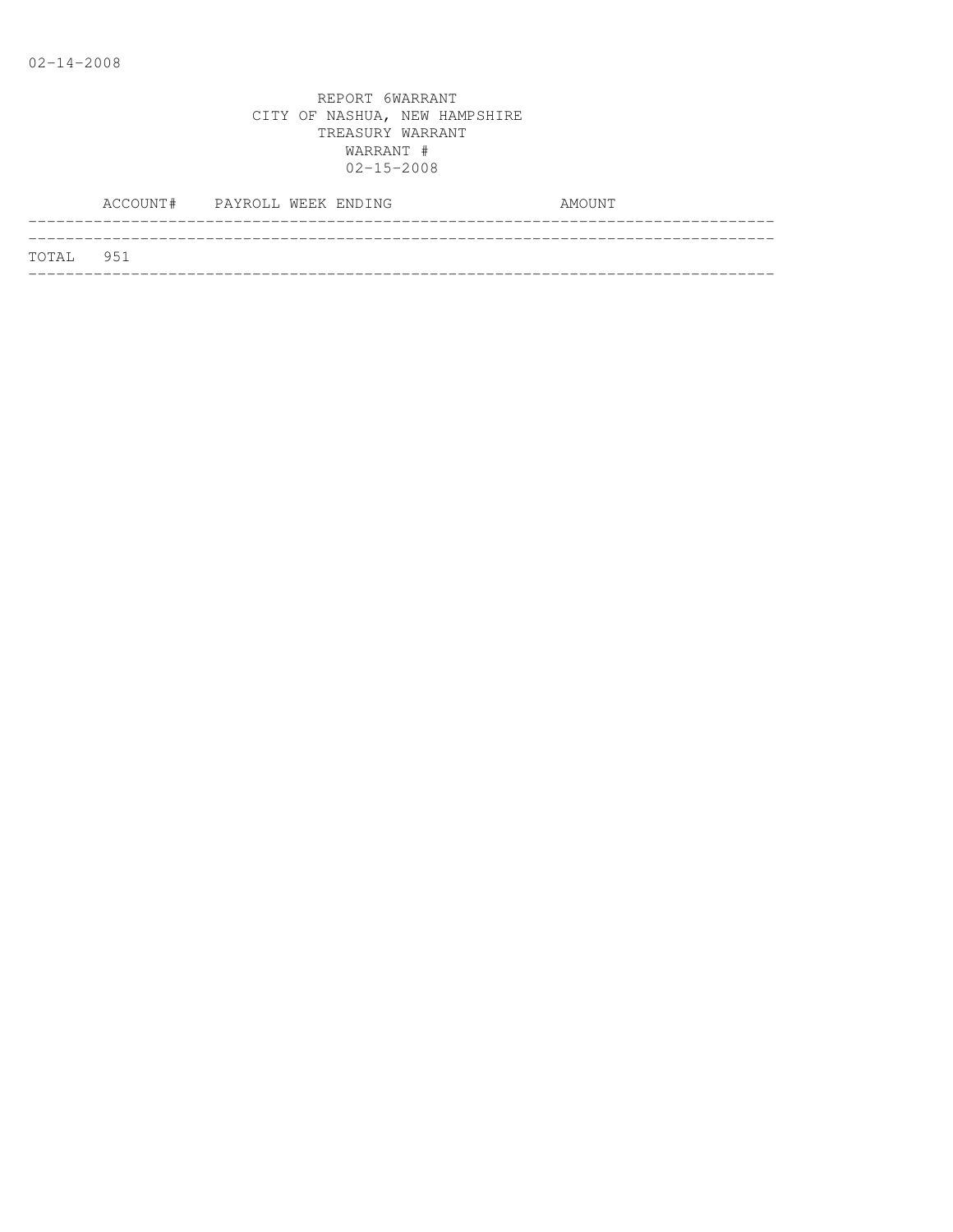02-14-2008

REPORT 6WARRANT
CITY OF NASHUA, NEW HAMPSHIRE
TREASURY WARRANT
WARRANT #
02-15-2008

| ACCOUNT# | PAYROLL WEEK ENDING | AMOUNT |
|---|---|---|
| TOTAL 951 | | |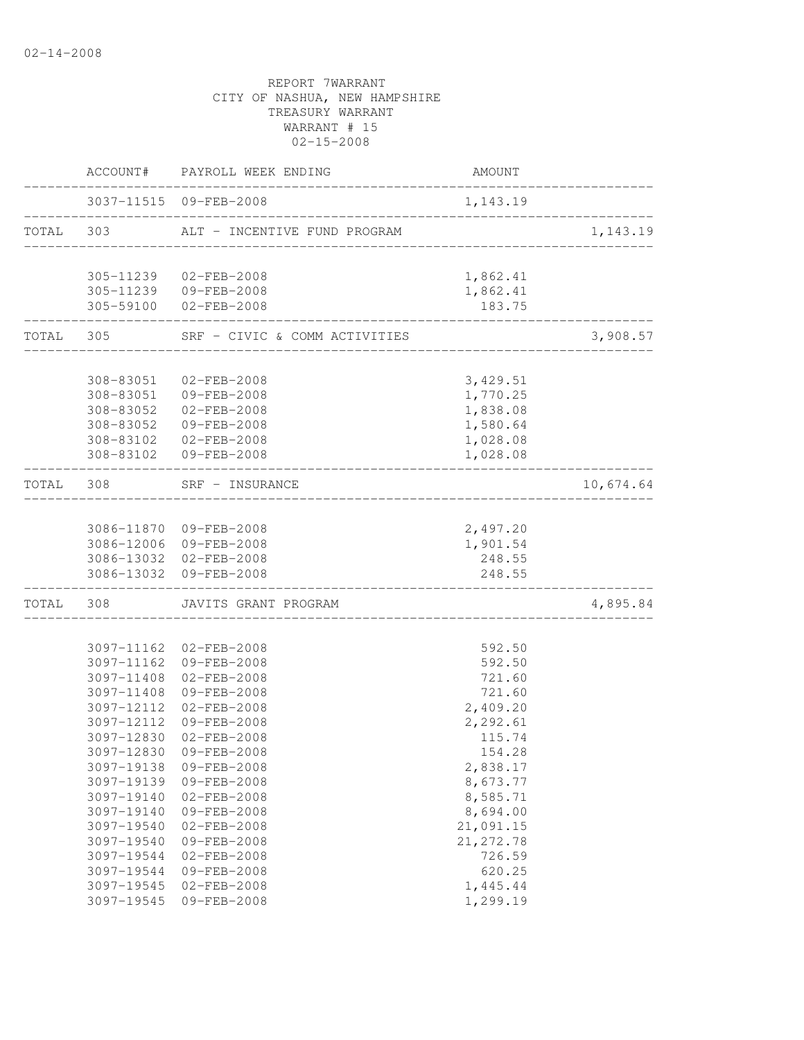02-14-2008

REPORT 7WARRANT
CITY OF NASHUA, NEW HAMPSHIRE
TREASURY WARRANT
WARRANT # 15
02-15-2008

| | ACCOUNT# | PAYROLL WEEK ENDING | AMOUNT | |
|---|---|---|---|---|
| | 3037-11515 | 09-FEB-2008 | 1,143.19 | |
| TOTAL | 303 | ALT - INCENTIVE FUND PROGRAM | | 1,143.19 |
| | 305-11239 | 02-FEB-2008 | 1,862.41 | |
| | 305-11239 | 09-FEB-2008 | 1,862.41 | |
| | 305-59100 | 02-FEB-2008 | 183.75 | |
| TOTAL | 305 | SRF - CIVIC & COMM ACTIVITIES | | 3,908.57 |
| | 308-83051 | 02-FEB-2008 | 3,429.51 | |
| | 308-83051 | 09-FEB-2008 | 1,770.25 | |
| | 308-83052 | 02-FEB-2008 | 1,838.08 | |
| | 308-83052 | 09-FEB-2008 | 1,580.64 | |
| | 308-83102 | 02-FEB-2008 | 1,028.08 | |
| | 308-83102 | 09-FEB-2008 | 1,028.08 | |
| TOTAL | 308 | SRF - INSURANCE | | 10,674.64 |
| | 3086-11870 | 09-FEB-2008 | 2,497.20 | |
| | 3086-12006 | 09-FEB-2008 | 1,901.54 | |
| | 3086-13032 | 02-FEB-2008 | 248.55 | |
| | 3086-13032 | 09-FEB-2008 | 248.55 | |
| TOTAL | 308 | JAVITS GRANT PROGRAM | | 4,895.84 |
| | 3097-11162 | 02-FEB-2008 | 592.50 | |
| | 3097-11162 | 09-FEB-2008 | 592.50 | |
| | 3097-11408 | 02-FEB-2008 | 721.60 | |
| | 3097-11408 | 09-FEB-2008 | 721.60 | |
| | 3097-12112 | 02-FEB-2008 | 2,409.20 | |
| | 3097-12112 | 09-FEB-2008 | 2,292.61 | |
| | 3097-12830 | 02-FEB-2008 | 115.74 | |
| | 3097-12830 | 09-FEB-2008 | 154.28 | |
| | 3097-19138 | 09-FEB-2008 | 2,838.17 | |
| | 3097-19139 | 09-FEB-2008 | 8,673.77 | |
| | 3097-19140 | 02-FEB-2008 | 8,585.71 | |
| | 3097-19140 | 09-FEB-2008 | 8,694.00 | |
| | 3097-19540 | 02-FEB-2008 | 21,091.15 | |
| | 3097-19540 | 09-FEB-2008 | 21,272.78 | |
| | 3097-19544 | 02-FEB-2008 | 726.59 | |
| | 3097-19544 | 09-FEB-2008 | 620.25 | |
| | 3097-19545 | 02-FEB-2008 | 1,445.44 | |
| | 3097-19545 | 09-FEB-2008 | 1,299.19 | |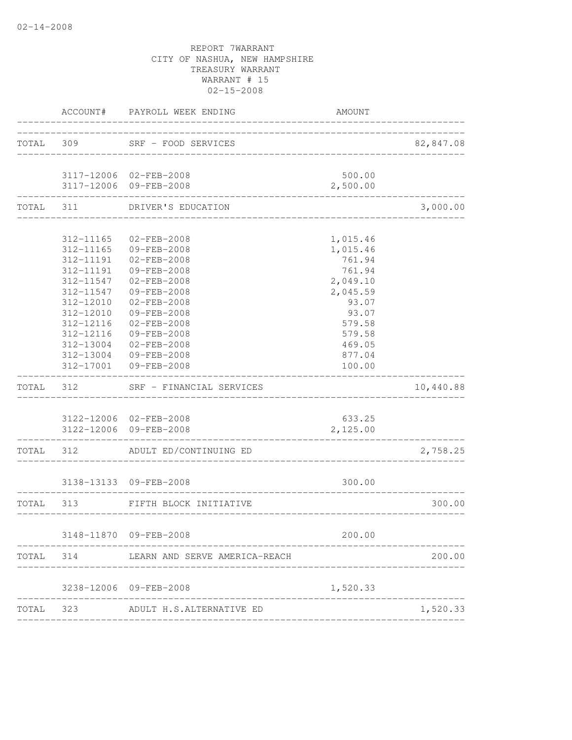02-14-2008

REPORT 7WARRANT
CITY OF NASHUA, NEW HAMPSHIRE
TREASURY WARRANT
WARRANT # 15
02-15-2008

| | ACCOUNT# | PAYROLL WEEK ENDING | AMOUNT | |
|---|---|---|---|---|
| TOTAL | 309 | SRF - FOOD SERVICES | | 82,847.08 |
| | 3117-12006 | 02-FEB-2008 | 500.00 | |
| | 3117-12006 | 09-FEB-2008 | 2,500.00 | |
| TOTAL | 311 | DRIVER'S EDUCATION | | 3,000.00 |
| | 312-11165 | 02-FEB-2008 | 1,015.46 | |
| | 312-11165 | 09-FEB-2008 | 1,015.46 | |
| | 312-11191 | 02-FEB-2008 | 761.94 | |
| | 312-11191 | 09-FEB-2008 | 761.94 | |
| | 312-11547 | 02-FEB-2008 | 2,049.10 | |
| | 312-11547 | 09-FEB-2008 | 2,045.59 | |
| | 312-12010 | 02-FEB-2008 | 93.07 | |
| | 312-12010 | 09-FEB-2008 | 93.07 | |
| | 312-12116 | 02-FEB-2008 | 579.58 | |
| | 312-12116 | 09-FEB-2008 | 579.58 | |
| | 312-13004 | 02-FEB-2008 | 469.05 | |
| | 312-13004 | 09-FEB-2008 | 877.04 | |
| | 312-17001 | 09-FEB-2008 | 100.00 | |
| TOTAL | 312 | SRF - FINANCIAL SERVICES | | 10,440.88 |
| | 3122-12006 | 02-FEB-2008 | 633.25 | |
| | 3122-12006 | 09-FEB-2008 | 2,125.00 | |
| TOTAL | 312 | ADULT ED/CONTINUING ED | | 2,758.25 |
| | 3138-13133 | 09-FEB-2008 | 300.00 | |
| TOTAL | 313 | FIFTH BLOCK INITIATIVE | | 300.00 |
| | 3148-11870 | 09-FEB-2008 | 200.00 | |
| TOTAL | 314 | LEARN AND SERVE AMERICA-REACH | | 200.00 |
| | 3238-12006 | 09-FEB-2008 | 1,520.33 | |
| TOTAL | 323 | ADULT H.S.ALTERNATIVE ED | | 1,520.33 |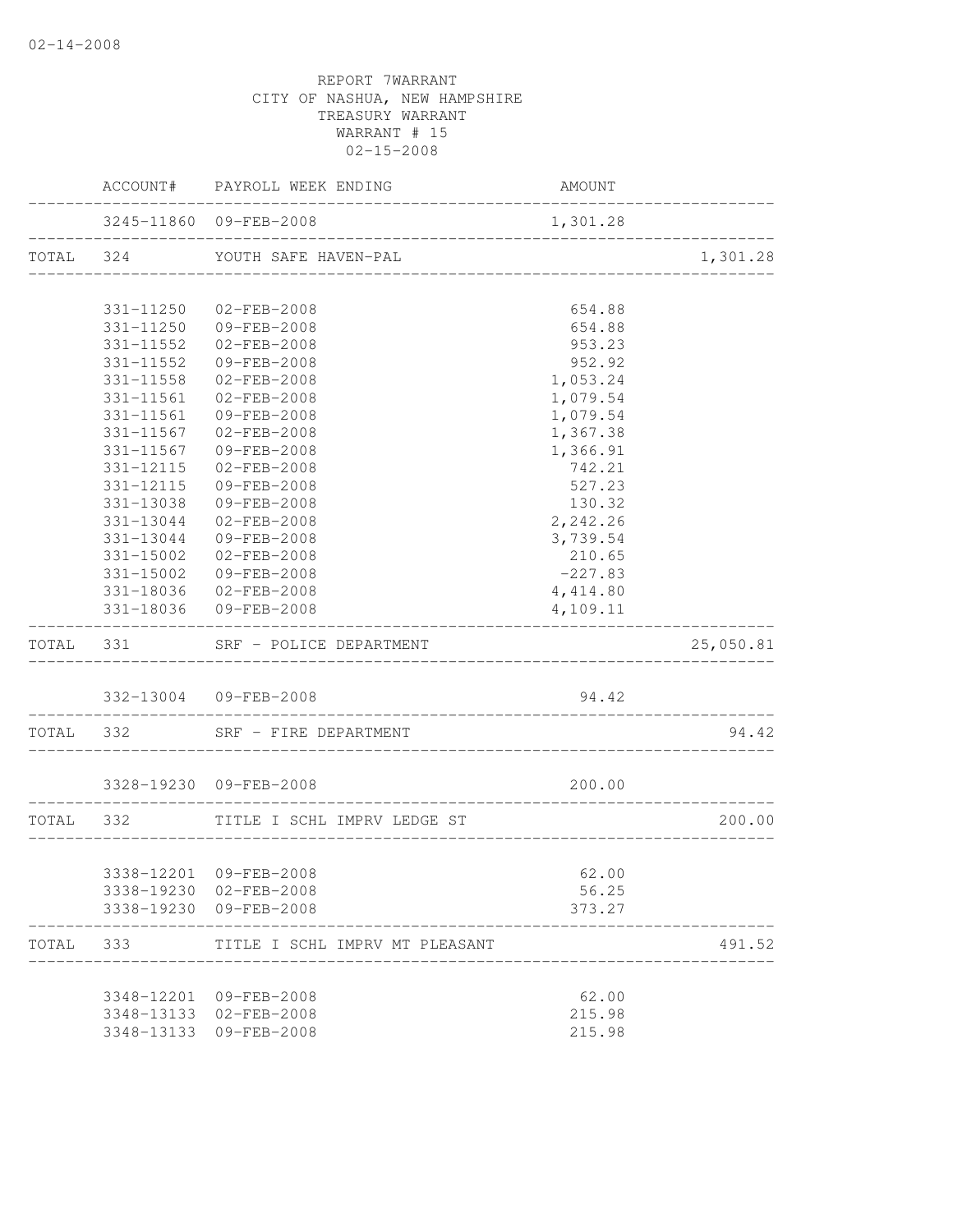02-14-2008

REPORT 7WARRANT
CITY OF NASHUA, NEW HAMPSHIRE
TREASURY WARRANT
WARRANT # 15
02-15-2008

| | ACCOUNT# | PAYROLL WEEK ENDING | AMOUNT | |
|---|---|---|---|---|
| | 3245-11860 | 09-FEB-2008 | 1,301.28 | |
| TOTAL | 324 | YOUTH SAFE HAVEN-PAL | | 1,301.28 |
| | 331-11250 | 02-FEB-2008 | 654.88 | |
| | 331-11250 | 09-FEB-2008 | 654.88 | |
| | 331-11552 | 02-FEB-2008 | 953.23 | |
| | 331-11552 | 09-FEB-2008 | 952.92 | |
| | 331-11558 | 02-FEB-2008 | 1,053.24 | |
| | 331-11561 | 02-FEB-2008 | 1,079.54 | |
| | 331-11561 | 09-FEB-2008 | 1,079.54 | |
| | 331-11567 | 02-FEB-2008 | 1,367.38 | |
| | 331-11567 | 09-FEB-2008 | 1,366.91 | |
| | 331-12115 | 02-FEB-2008 | 742.21 | |
| | 331-12115 | 09-FEB-2008 | 527.23 | |
| | 331-13038 | 09-FEB-2008 | 130.32 | |
| | 331-13044 | 02-FEB-2008 | 2,242.26 | |
| | 331-13044 | 09-FEB-2008 | 3,739.54 | |
| | 331-15002 | 02-FEB-2008 | 210.65 | |
| | 331-15002 | 09-FEB-2008 | -227.83 | |
| | 331-18036 | 02-FEB-2008 | 4,414.80 | |
| | 331-18036 | 09-FEB-2008 | 4,109.11 | |
| TOTAL | 331 | SRF - POLICE DEPARTMENT | | 25,050.81 |
| | 332-13004 | 09-FEB-2008 | 94.42 | |
| TOTAL | 332 | SRF - FIRE DEPARTMENT | | 94.42 |
| | 3328-19230 | 09-FEB-2008 | 200.00 | |
| TOTAL | 332 | TITLE I SCHL IMPRV LEDGE ST | | 200.00 |
| | 3338-12201 | 09-FEB-2008 | 62.00 | |
| | 3338-19230 | 02-FEB-2008 | 56.25 | |
| | 3338-19230 | 09-FEB-2008 | 373.27 | |
| TOTAL | 333 | TITLE I SCHL IMPRV MT PLEASANT | | 491.52 |
| | 3348-12201 | 09-FEB-2008 | 62.00 | |
| | 3348-13133 | 02-FEB-2008 | 215.98 | |
| | 3348-13133 | 09-FEB-2008 | 215.98 | |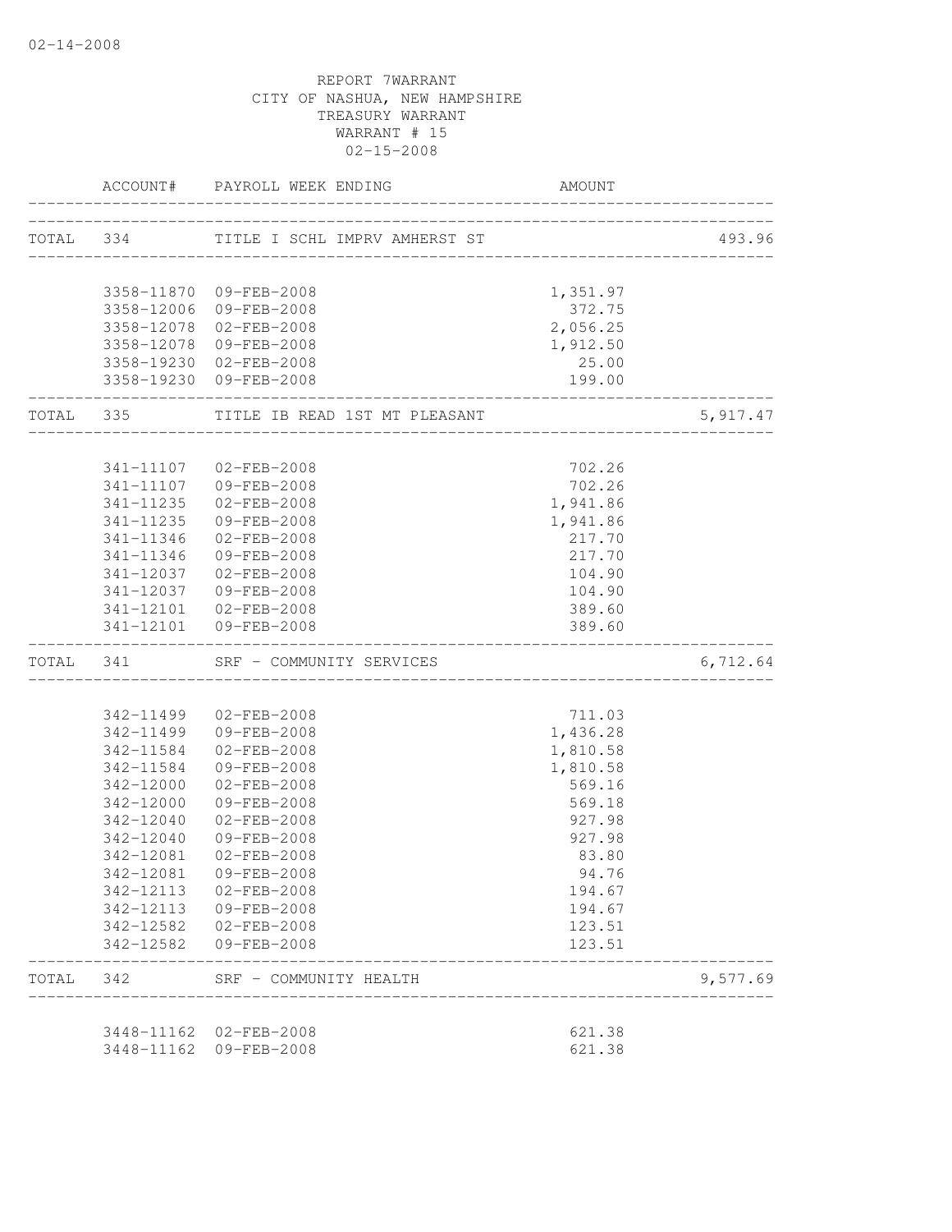REPORT 7WARRANT
CITY OF NASHUA, NEW HAMPSHIRE
TREASURY WARRANT
WARRANT # 15
02-15-2008

| | ACCOUNT# | PAYROLL WEEK ENDING | AMOUNT | |
|---|---|---|---|---|
| TOTAL | 334 | TITLE I SCHL IMPRV AMHERST ST | | 493.96 |
| | 3358-11870 | 09-FEB-2008 | 1,351.97 | |
| | 3358-12006 | 09-FEB-2008 | 372.75 | |
| | 3358-12078 | 02-FEB-2008 | 2,056.25 | |
| | 3358-12078 | 09-FEB-2008 | 1,912.50 | |
| | 3358-19230 | 02-FEB-2008 | 25.00 | |
| | 3358-19230 | 09-FEB-2008 | 199.00 | |
| TOTAL | 335 | TITLE IB READ 1ST MT PLEASANT | | 5,917.47 |
| | 341-11107 | 02-FEB-2008 | 702.26 | |
| | 341-11107 | 09-FEB-2008 | 702.26 | |
| | 341-11235 | 02-FEB-2008 | 1,941.86 | |
| | 341-11235 | 09-FEB-2008 | 1,941.86 | |
| | 341-11346 | 02-FEB-2008 | 217.70 | |
| | 341-11346 | 09-FEB-2008 | 217.70 | |
| | 341-12037 | 02-FEB-2008 | 104.90 | |
| | 341-12037 | 09-FEB-2008 | 104.90 | |
| | 341-12101 | 02-FEB-2008 | 389.60 | |
| | 341-12101 | 09-FEB-2008 | 389.60 | |
| TOTAL | 341 | SRF - COMMUNITY SERVICES | | 6,712.64 |
| | 342-11499 | 02-FEB-2008 | 711.03 | |
| | 342-11499 | 09-FEB-2008 | 1,436.28 | |
| | 342-11584 | 02-FEB-2008 | 1,810.58 | |
| | 342-11584 | 09-FEB-2008 | 1,810.58 | |
| | 342-12000 | 02-FEB-2008 | 569.16 | |
| | 342-12000 | 09-FEB-2008 | 569.18 | |
| | 342-12040 | 02-FEB-2008 | 927.98 | |
| | 342-12040 | 09-FEB-2008 | 927.98 | |
| | 342-12081 | 02-FEB-2008 | 83.80 | |
| | 342-12081 | 09-FEB-2008 | 94.76 | |
| | 342-12113 | 02-FEB-2008 | 194.67 | |
| | 342-12113 | 09-FEB-2008 | 194.67 | |
| | 342-12582 | 02-FEB-2008 | 123.51 | |
| | 342-12582 | 09-FEB-2008 | 123.51 | |
| TOTAL | 342 | SRF - COMMUNITY HEALTH | | 9,577.69 |
| | 3448-11162 | 02-FEB-2008 | 621.38 | |
| | 3448-11162 | 09-FEB-2008 | 621.38 | |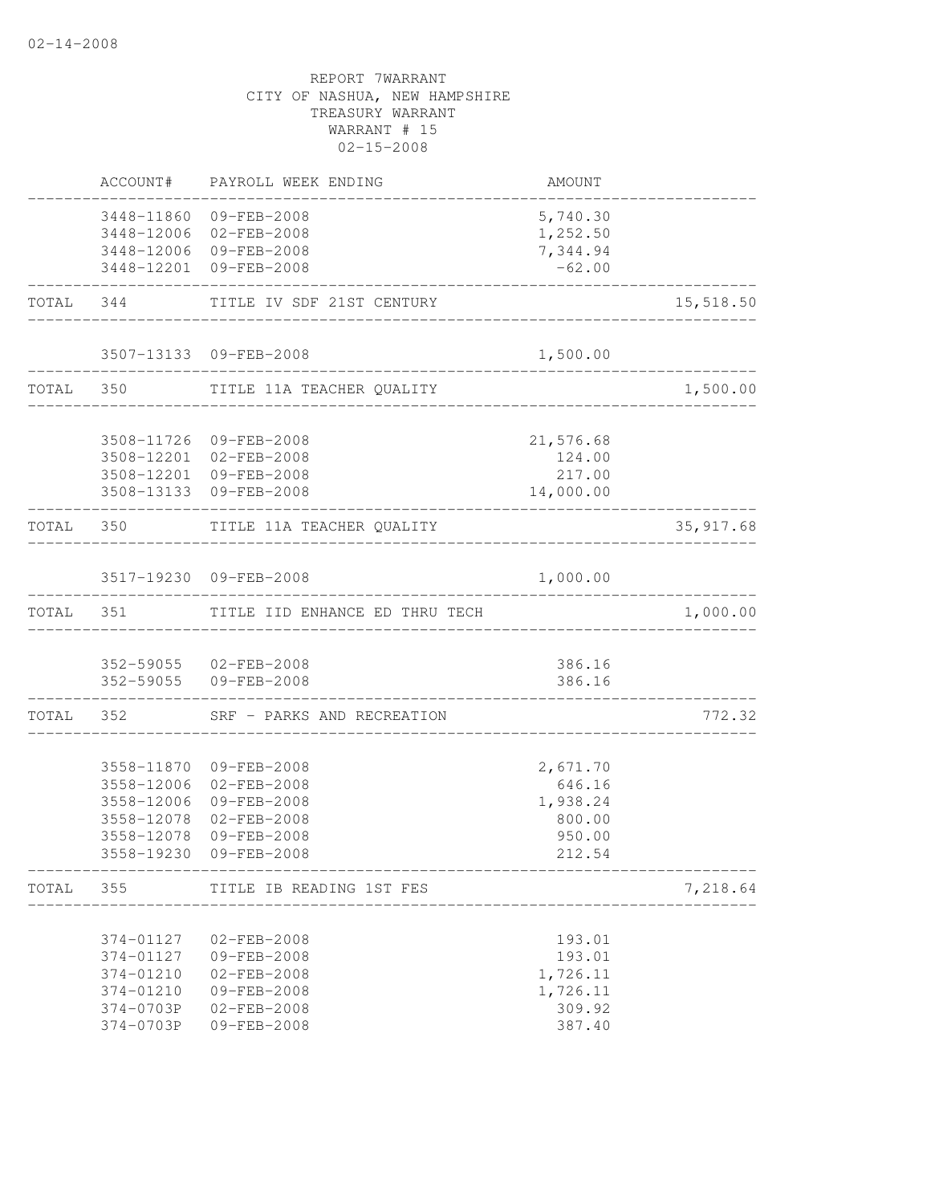02-14-2008

REPORT 7WARRANT
CITY OF NASHUA, NEW HAMPSHIRE
TREASURY WARRANT
WARRANT # 15
02-15-2008

| | ACCOUNT# | PAYROLL WEEK ENDING | AMOUNT | |
|---|---|---|---|---|
| | 3448-11860 | 09-FEB-2008 | 5,740.30 | |
| | 3448-12006 | 02-FEB-2008 | 1,252.50 | |
| | 3448-12006 | 09-FEB-2008 | 7,344.94 | |
| | 3448-12201 | 09-FEB-2008 | -62.00 | |
| TOTAL | 344 | TITLE IV SDF 21ST CENTURY | | 15,518.50 |
| | 3507-13133 | 09-FEB-2008 | 1,500.00 | |
| TOTAL | 350 | TITLE 11A TEACHER QUALITY | | 1,500.00 |
| | 3508-11726 | 09-FEB-2008 | 21,576.68 | |
| | 3508-12201 | 02-FEB-2008 | 124.00 | |
| | 3508-12201 | 09-FEB-2008 | 217.00 | |
| | 3508-13133 | 09-FEB-2008 | 14,000.00 | |
| TOTAL | 350 | TITLE 11A TEACHER QUALITY | | 35,917.68 |
| | 3517-19230 | 09-FEB-2008 | 1,000.00 | |
| TOTAL | 351 | TITLE IID ENHANCE ED THRU TECH | | 1,000.00 |
| | 352-59055 | 02-FEB-2008 | 386.16 | |
| | 352-59055 | 09-FEB-2008 | 386.16 | |
| TOTAL | 352 | SRF - PARKS AND RECREATION | | 772.32 |
| | 3558-11870 | 09-FEB-2008 | 2,671.70 | |
| | 3558-12006 | 02-FEB-2008 | 646.16 | |
| | 3558-12006 | 09-FEB-2008 | 1,938.24 | |
| | 3558-12078 | 02-FEB-2008 | 800.00 | |
| | 3558-12078 | 09-FEB-2008 | 950.00 | |
| | 3558-19230 | 09-FEB-2008 | 212.54 | |
| TOTAL | 355 | TITLE IB READING 1ST FES | | 7,218.64 |
| | 374-01127 | 02-FEB-2008 | 193.01 | |
| | 374-01127 | 09-FEB-2008 | 193.01 | |
| | 374-01210 | 02-FEB-2008 | 1,726.11 | |
| | 374-01210 | 09-FEB-2008 | 1,726.11 | |
| | 374-0703P | 02-FEB-2008 | 309.92 | |
| | 374-0703P | 09-FEB-2008 | 387.40 | |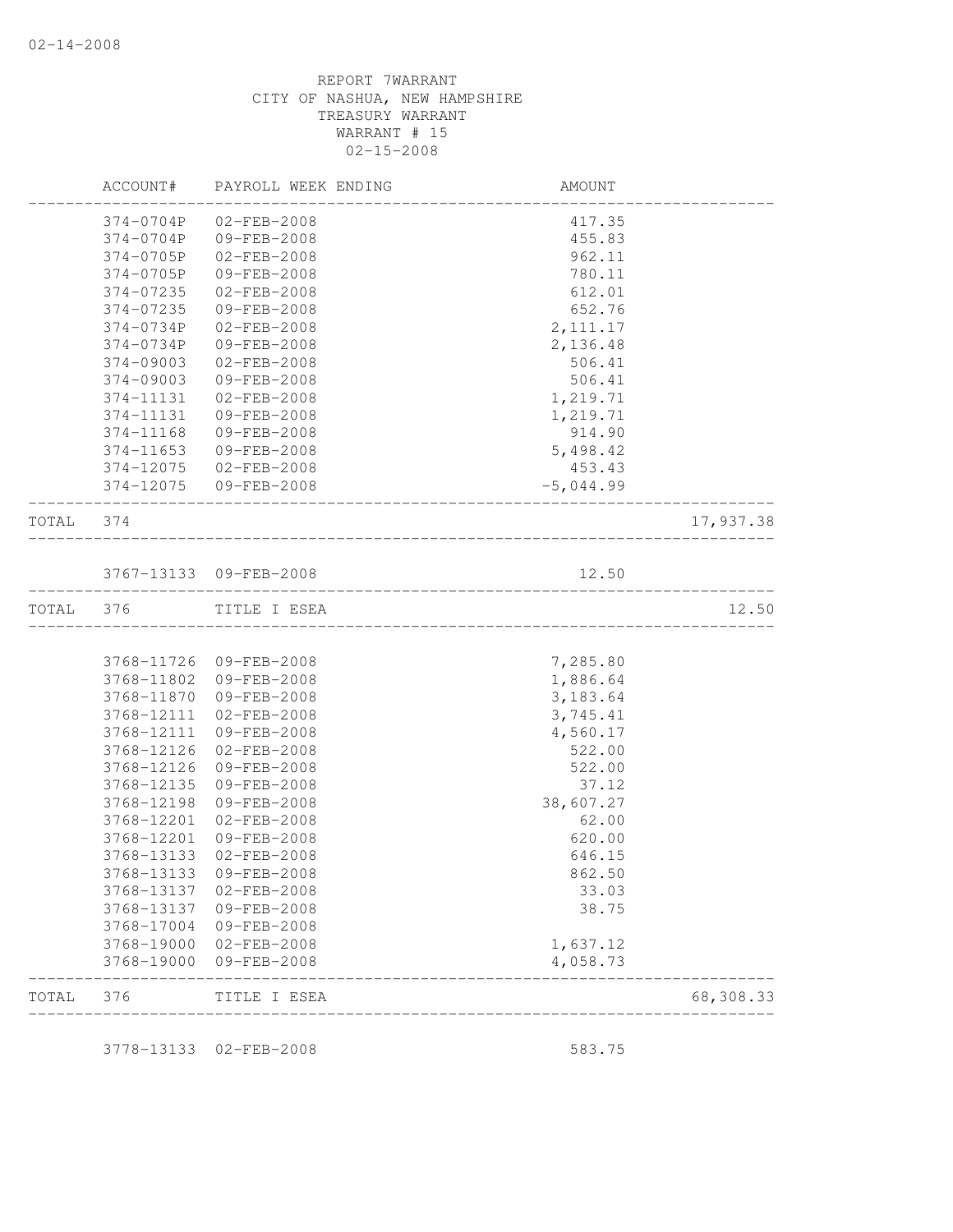REPORT 7WARRANT
CITY OF NASHUA, NEW HAMPSHIRE
TREASURY WARRANT
WARRANT # 15
02-15-2008

| ACCOUNT# | PAYROLL WEEK ENDING | AMOUNT | |
|---|---|---|---|
| 374-0704P | 02-FEB-2008 | 417.35 | |
| 374-0704P | 09-FEB-2008 | 455.83 | |
| 374-0705P | 02-FEB-2008 | 962.11 | |
| 374-0705P | 09-FEB-2008 | 780.11 | |
| 374-07235 | 02-FEB-2008 | 612.01 | |
| 374-07235 | 09-FEB-2008 | 652.76 | |
| 374-0734P | 02-FEB-2008 | 2,111.17 | |
| 374-0734P | 09-FEB-2008 | 2,136.48 | |
| 374-09003 | 02-FEB-2008 | 506.41 | |
| 374-09003 | 09-FEB-2008 | 506.41 | |
| 374-11131 | 02-FEB-2008 | 1,219.71 | |
| 374-11131 | 09-FEB-2008 | 1,219.71 | |
| 374-11168 | 09-FEB-2008 | 914.90 | |
| 374-11653 | 09-FEB-2008 | 5,498.42 | |
| 374-12075 | 02-FEB-2008 | 453.43 | |
| 374-12075 | 09-FEB-2008 | -5,044.99 | |
| TOTAL 374 | | | 17,937.38 |
| 3767-13133 | 09-FEB-2008 | 12.50 | |
| TOTAL 376 | TITLE I ESEA | | 12.50 |
| 3768-11726 | 09-FEB-2008 | 7,285.80 | |
| 3768-11802 | 09-FEB-2008 | 1,886.64 | |
| 3768-11870 | 09-FEB-2008 | 3,183.64 | |
| 3768-12111 | 02-FEB-2008 | 3,745.41 | |
| 3768-12111 | 09-FEB-2008 | 4,560.17 | |
| 3768-12126 | 02-FEB-2008 | 522.00 | |
| 3768-12126 | 09-FEB-2008 | 522.00 | |
| 3768-12135 | 09-FEB-2008 | 37.12 | |
| 3768-12198 | 09-FEB-2008 | 38,607.27 | |
| 3768-12201 | 02-FEB-2008 | 62.00 | |
| 3768-12201 | 09-FEB-2008 | 620.00 | |
| 3768-13133 | 02-FEB-2008 | 646.15 | |
| 3768-13133 | 09-FEB-2008 | 862.50 | |
| 3768-13137 | 02-FEB-2008 | 33.03 | |
| 3768-13137 | 09-FEB-2008 | 38.75 | |
| 3768-17004 | 09-FEB-2008 | | |
| 3768-19000 | 02-FEB-2008 | 1,637.12 | |
| 3768-19000 | 09-FEB-2008 | 4,058.73 | |
| TOTAL 376 | TITLE I ESEA | | 68,308.33 |
| 3778-13133 | 02-FEB-2008 | 583.75 | |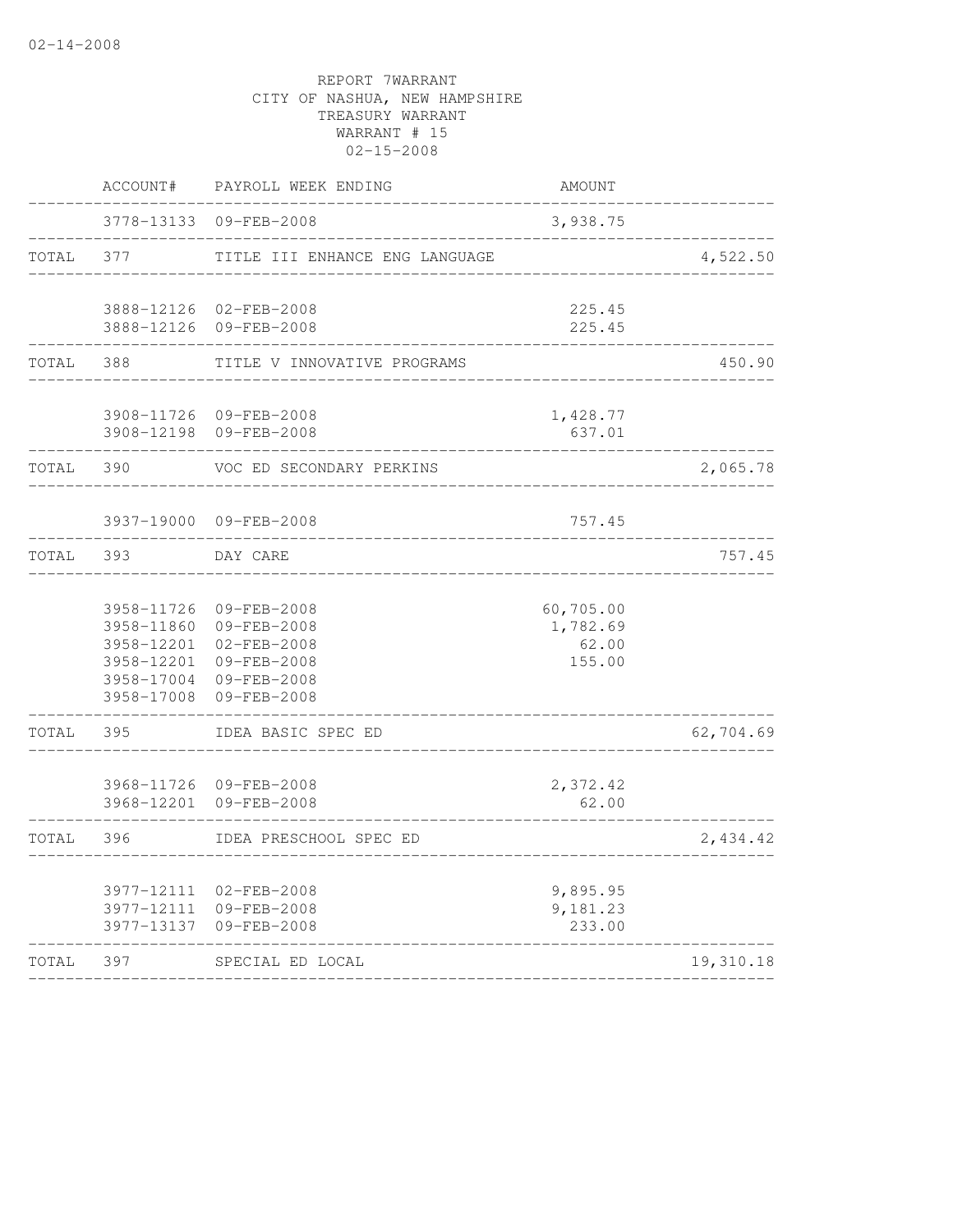02-14-2008

REPORT 7WARRANT
CITY OF NASHUA, NEW HAMPSHIRE
TREASURY WARRANT
WARRANT # 15
02-15-2008

| | ACCOUNT# | PAYROLL WEEK ENDING | AMOUNT | |
|---|---|---|---|---|
| | 3778-13133 | 09-FEB-2008 | 3,938.75 | |
| TOTAL | 377 | TITLE III ENHANCE ENG LANGUAGE | | 4,522.50 |
| | 3888-12126 | 02-FEB-2008 | 225.45 | |
| | 3888-12126 | 09-FEB-2008 | 225.45 | |
| TOTAL | 388 | TITLE V INNOVATIVE PROGRAMS | | 450.90 |
| | 3908-11726 | 09-FEB-2008 | 1,428.77 | |
| | 3908-12198 | 09-FEB-2008 | 637.01 | |
| TOTAL | 390 | VOC ED SECONDARY PERKINS | | 2,065.78 |
| | 3937-19000 | 09-FEB-2008 | 757.45 | |
| TOTAL | 393 | DAY CARE | | 757.45 |
| | 3958-11726 | 09-FEB-2008 | 60,705.00 | |
| | 3958-11860 | 09-FEB-2008 | 1,782.69 | |
| | 3958-12201 | 02-FEB-2008 | 62.00 | |
| | 3958-12201 | 09-FEB-2008 | 155.00 | |
| | 3958-17004 | 09-FEB-2008 | | |
| | 3958-17008 | 09-FEB-2008 | | |
| TOTAL | 395 | IDEA BASIC SPEC ED | | 62,704.69 |
| | 3968-11726 | 09-FEB-2008 | 2,372.42 | |
| | 3968-12201 | 09-FEB-2008 | 62.00 | |
| TOTAL | 396 | IDEA PRESCHOOL SPEC ED | | 2,434.42 |
| | 3977-12111 | 02-FEB-2008 | 9,895.95 | |
| | 3977-12111 | 09-FEB-2008 | 9,181.23 | |
| | 3977-13137 | 09-FEB-2008 | 233.00 | |
| TOTAL | 397 | SPECIAL ED LOCAL | | 19,310.18 |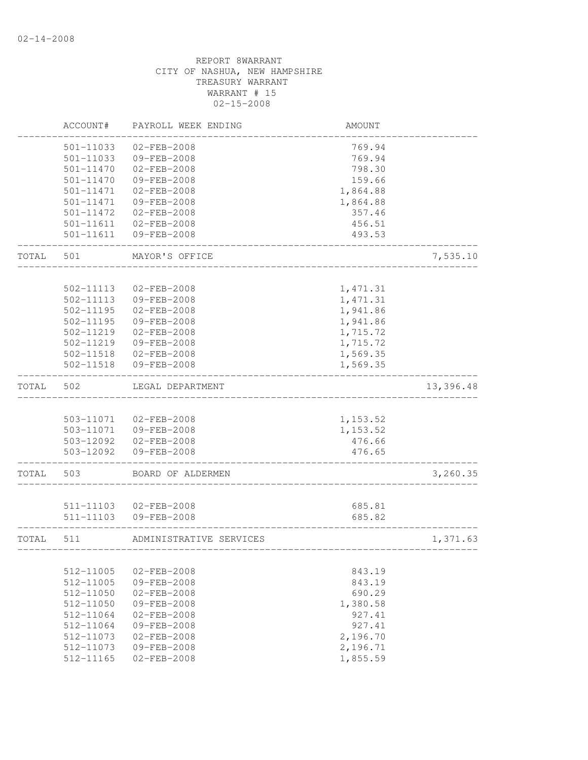02-14-2008

REPORT 8WARRANT
CITY OF NASHUA, NEW HAMPSHIRE
TREASURY WARRANT
WARRANT # 15
02-15-2008

| | ACCOUNT# | PAYROLL WEEK ENDING | AMOUNT | |
|---|---|---|---|---|
| | 501-11033 | 02-FEB-2008 | 769.94 | |
| | 501-11033 | 09-FEB-2008 | 769.94 | |
| | 501-11470 | 02-FEB-2008 | 798.30 | |
| | 501-11470 | 09-FEB-2008 | 159.66 | |
| | 501-11471 | 02-FEB-2008 | 1,864.88 | |
| | 501-11471 | 09-FEB-2008 | 1,864.88 | |
| | 501-11472 | 02-FEB-2008 | 357.46 | |
| | 501-11611 | 02-FEB-2008 | 456.51 | |
| | 501-11611 | 09-FEB-2008 | 493.53 | |
| TOTAL | 501 | MAYOR'S OFFICE | | 7,535.10 |
| | 502-11113 | 02-FEB-2008 | 1,471.31 | |
| | 502-11113 | 09-FEB-2008 | 1,471.31 | |
| | 502-11195 | 02-FEB-2008 | 1,941.86 | |
| | 502-11195 | 09-FEB-2008 | 1,941.86 | |
| | 502-11219 | 02-FEB-2008 | 1,715.72 | |
| | 502-11219 | 09-FEB-2008 | 1,715.72 | |
| | 502-11518 | 02-FEB-2008 | 1,569.35 | |
| | 502-11518 | 09-FEB-2008 | 1,569.35 | |
| TOTAL | 502 | LEGAL DEPARTMENT | | 13,396.48 |
| | 503-11071 | 02-FEB-2008 | 1,153.52 | |
| | 503-11071 | 09-FEB-2008 | 1,153.52 | |
| | 503-12092 | 02-FEB-2008 | 476.66 | |
| | 503-12092 | 09-FEB-2008 | 476.65 | |
| TOTAL | 503 | BOARD OF ALDERMEN | | 3,260.35 |
| | 511-11103 | 02-FEB-2008 | 685.81 | |
| | 511-11103 | 09-FEB-2008 | 685.82 | |
| TOTAL | 511 | ADMINISTRATIVE SERVICES | | 1,371.63 |
| | 512-11005 | 02-FEB-2008 | 843.19 | |
| | 512-11005 | 09-FEB-2008 | 843.19 | |
| | 512-11050 | 02-FEB-2008 | 690.29 | |
| | 512-11050 | 09-FEB-2008 | 1,380.58 | |
| | 512-11064 | 02-FEB-2008 | 927.41 | |
| | 512-11064 | 09-FEB-2008 | 927.41 | |
| | 512-11073 | 02-FEB-2008 | 2,196.70 | |
| | 512-11073 | 09-FEB-2008 | 2,196.71 | |
| | 512-11165 | 02-FEB-2008 | 1,855.59 | |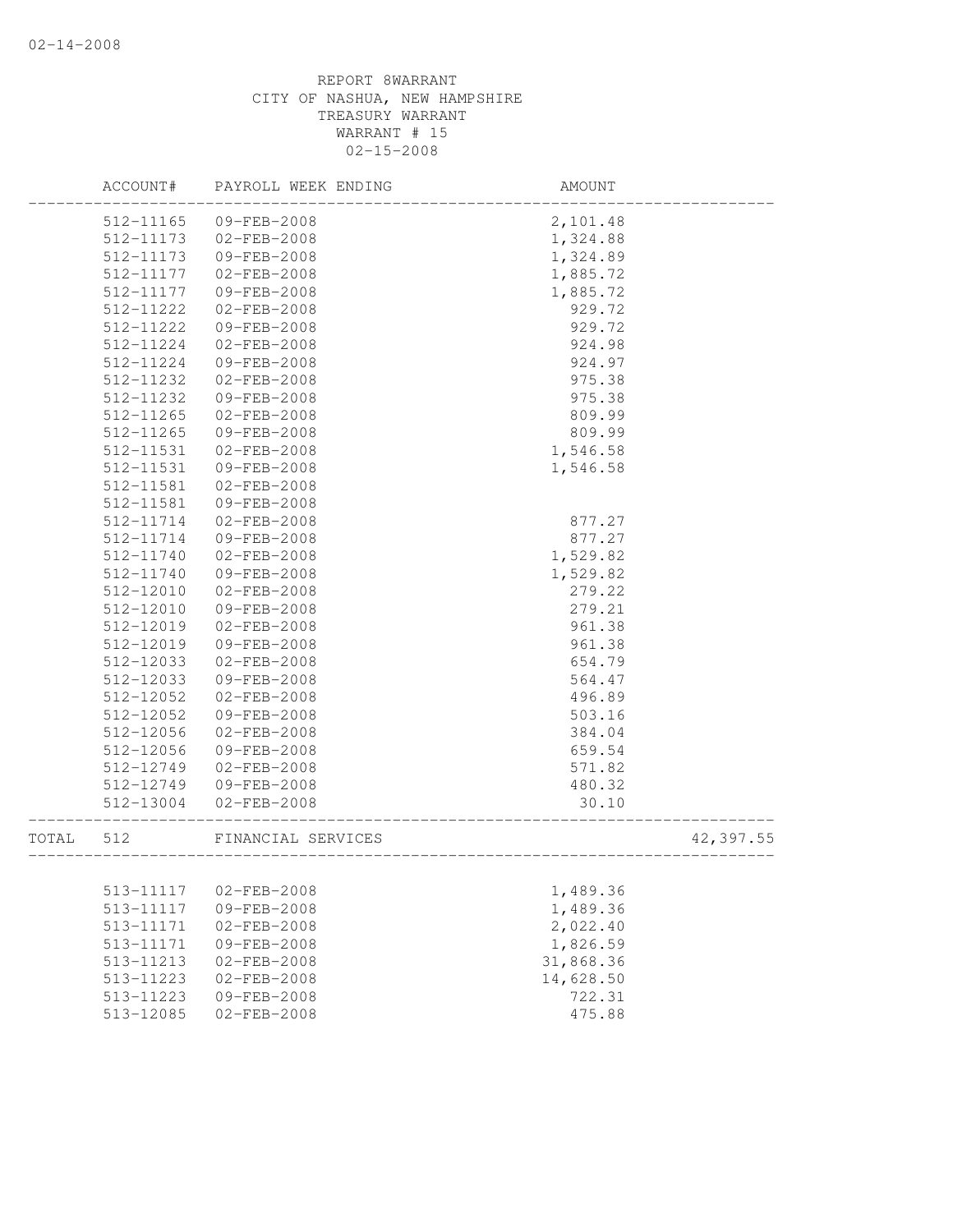02-14-2008

REPORT 8WARRANT
CITY OF NASHUA, NEW HAMPSHIRE
TREASURY WARRANT
WARRANT # 15
02-15-2008

| | ACCOUNT# | PAYROLL WEEK ENDING | AMOUNT | |
|---|---|---|---|---|
| | 512-11165 | 09-FEB-2008 | 2,101.48 | |
| | 512-11173 | 02-FEB-2008 | 1,324.88 | |
| | 512-11173 | 09-FEB-2008 | 1,324.89 | |
| | 512-11177 | 02-FEB-2008 | 1,885.72 | |
| | 512-11177 | 09-FEB-2008 | 1,885.72 | |
| | 512-11222 | 02-FEB-2008 | 929.72 | |
| | 512-11222 | 09-FEB-2008 | 929.72 | |
| | 512-11224 | 02-FEB-2008 | 924.98 | |
| | 512-11224 | 09-FEB-2008 | 924.97 | |
| | 512-11232 | 02-FEB-2008 | 975.38 | |
| | 512-11232 | 09-FEB-2008 | 975.38 | |
| | 512-11265 | 02-FEB-2008 | 809.99 | |
| | 512-11265 | 09-FEB-2008 | 809.99 | |
| | 512-11531 | 02-FEB-2008 | 1,546.58 | |
| | 512-11531 | 09-FEB-2008 | 1,546.58 | |
| | 512-11581 | 02-FEB-2008 | | |
| | 512-11581 | 09-FEB-2008 | | |
| | 512-11714 | 02-FEB-2008 | 877.27 | |
| | 512-11714 | 09-FEB-2008 | 877.27 | |
| | 512-11740 | 02-FEB-2008 | 1,529.82 | |
| | 512-11740 | 09-FEB-2008 | 1,529.82 | |
| | 512-12010 | 02-FEB-2008 | 279.22 | |
| | 512-12010 | 09-FEB-2008 | 279.21 | |
| | 512-12019 | 02-FEB-2008 | 961.38 | |
| | 512-12019 | 09-FEB-2008 | 961.38 | |
| | 512-12033 | 02-FEB-2008 | 654.79 | |
| | 512-12033 | 09-FEB-2008 | 564.47 | |
| | 512-12052 | 02-FEB-2008 | 496.89 | |
| | 512-12052 | 09-FEB-2008 | 503.16 | |
| | 512-12056 | 02-FEB-2008 | 384.04 | |
| | 512-12056 | 09-FEB-2008 | 659.54 | |
| | 512-12749 | 02-FEB-2008 | 571.82 | |
| | 512-12749 | 09-FEB-2008 | 480.32 | |
| | 512-13004 | 02-FEB-2008 | 30.10 | |
| TOTAL | 512 | FINANCIAL SERVICES | | 42,397.55 |
| | 513-11117 | 02-FEB-2008 | 1,489.36 | |
| | 513-11117 | 09-FEB-2008 | 1,489.36 | |
| | 513-11171 | 02-FEB-2008 | 2,022.40 | |
| | 513-11171 | 09-FEB-2008 | 1,826.59 | |
| | 513-11213 | 02-FEB-2008 | 31,868.36 | |
| | 513-11223 | 02-FEB-2008 | 14,628.50 | |
| | 513-11223 | 09-FEB-2008 | 722.31 | |
| | 513-12085 | 02-FEB-2008 | 475.88 | |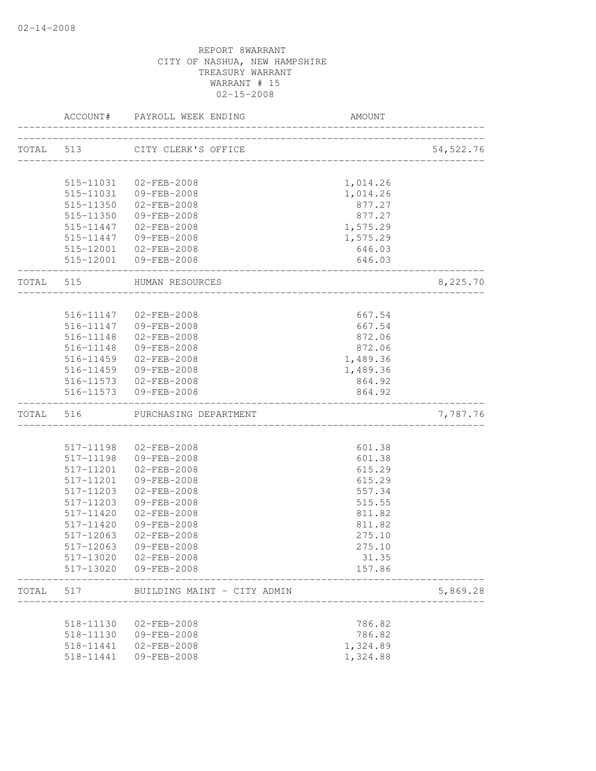REPORT 8WARRANT
CITY OF NASHUA, NEW HAMPSHIRE
TREASURY WARRANT
WARRANT # 15
02-15-2008

| | ACCOUNT# | PAYROLL WEEK ENDING | AMOUNT | |
|---|---|---|---|---|
| TOTAL | 513 | CITY CLERK'S OFFICE | | 54,522.76 |
| | 515-11031 | 02-FEB-2008 | 1,014.26 | |
| | 515-11031 | 09-FEB-2008 | 1,014.26 | |
| | 515-11350 | 02-FEB-2008 | 877.27 | |
| | 515-11350 | 09-FEB-2008 | 877.27 | |
| | 515-11447 | 02-FEB-2008 | 1,575.29 | |
| | 515-11447 | 09-FEB-2008 | 1,575.29 | |
| | 515-12001 | 02-FEB-2008 | 646.03 | |
| | 515-12001 | 09-FEB-2008 | 646.03 | |
| TOTAL | 515 | HUMAN RESOURCES | | 8,225.70 |
| | 516-11147 | 02-FEB-2008 | 667.54 | |
| | 516-11147 | 09-FEB-2008 | 667.54 | |
| | 516-11148 | 02-FEB-2008 | 872.06 | |
| | 516-11148 | 09-FEB-2008 | 872.06 | |
| | 516-11459 | 02-FEB-2008 | 1,489.36 | |
| | 516-11459 | 09-FEB-2008 | 1,489.36 | |
| | 516-11573 | 02-FEB-2008 | 864.92 | |
| | 516-11573 | 09-FEB-2008 | 864.92 | |
| TOTAL | 516 | PURCHASING DEPARTMENT | | 7,787.76 |
| | 517-11198 | 02-FEB-2008 | 601.38 | |
| | 517-11198 | 09-FEB-2008 | 601.38 | |
| | 517-11201 | 02-FEB-2008 | 615.29 | |
| | 517-11201 | 09-FEB-2008 | 615.29 | |
| | 517-11203 | 02-FEB-2008 | 557.34 | |
| | 517-11203 | 09-FEB-2008 | 515.55 | |
| | 517-11420 | 02-FEB-2008 | 811.82 | |
| | 517-11420 | 09-FEB-2008 | 811.82 | |
| | 517-12063 | 02-FEB-2008 | 275.10 | |
| | 517-12063 | 09-FEB-2008 | 275.10 | |
| | 517-13020 | 02-FEB-2008 | 31.35 | |
| | 517-13020 | 09-FEB-2008 | 157.86 | |
| TOTAL | 517 | BUILDING MAINT - CITY ADMIN | | 5,869.28 |
| | 518-11130 | 02-FEB-2008 | 786.82 | |
| | 518-11130 | 09-FEB-2008 | 786.82 | |
| | 518-11441 | 02-FEB-2008 | 1,324.89 | |
| | 518-11441 | 09-FEB-2008 | 1,324.88 | |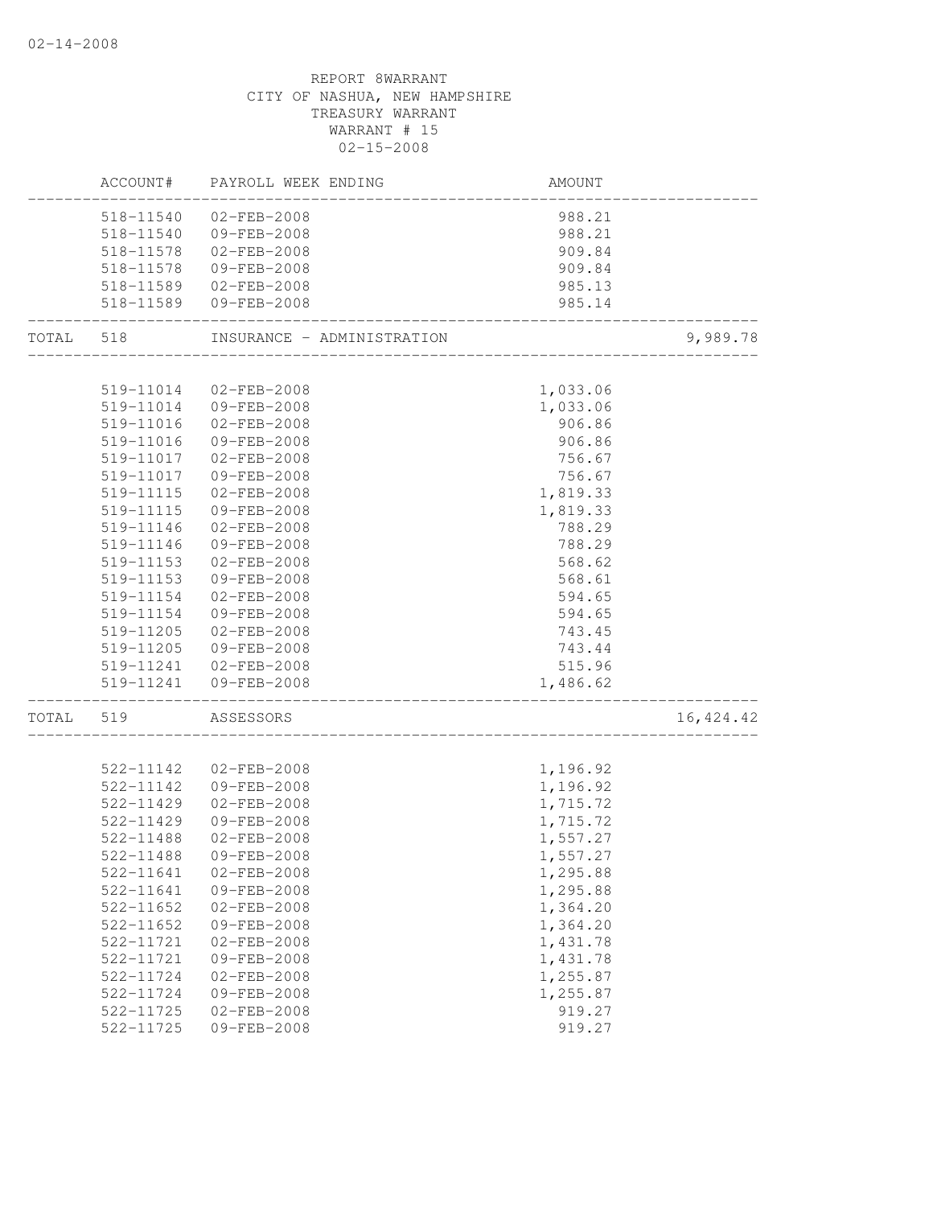REPORT 8WARRANT
CITY OF NASHUA, NEW HAMPSHIRE
TREASURY WARRANT
WARRANT # 15
02-15-2008

| | ACCOUNT# | PAYROLL WEEK ENDING | AMOUNT | |
|---|---|---|---|---|
| | 518-11540 | 02-FEB-2008 | 988.21 | |
| | 518-11540 | 09-FEB-2008 | 988.21 | |
| | 518-11578 | 02-FEB-2008 | 909.84 | |
| | 518-11578 | 09-FEB-2008 | 909.84 | |
| | 518-11589 | 02-FEB-2008 | 985.13 | |
| | 518-11589 | 09-FEB-2008 | 985.14 | |
| TOTAL | 518 | INSURANCE - ADMINISTRATION | | 9,989.78 |
| | 519-11014 | 02-FEB-2008 | 1,033.06 | |
| | 519-11014 | 09-FEB-2008 | 1,033.06 | |
| | 519-11016 | 02-FEB-2008 | 906.86 | |
| | 519-11016 | 09-FEB-2008 | 906.86 | |
| | 519-11017 | 02-FEB-2008 | 756.67 | |
| | 519-11017 | 09-FEB-2008 | 756.67 | |
| | 519-11115 | 02-FEB-2008 | 1,819.33 | |
| | 519-11115 | 09-FEB-2008 | 1,819.33 | |
| | 519-11146 | 02-FEB-2008 | 788.29 | |
| | 519-11146 | 09-FEB-2008 | 788.29 | |
| | 519-11153 | 02-FEB-2008 | 568.62 | |
| | 519-11153 | 09-FEB-2008 | 568.61 | |
| | 519-11154 | 02-FEB-2008 | 594.65 | |
| | 519-11154 | 09-FEB-2008 | 594.65 | |
| | 519-11205 | 02-FEB-2008 | 743.45 | |
| | 519-11205 | 09-FEB-2008 | 743.44 | |
| | 519-11241 | 02-FEB-2008 | 515.96 | |
| | 519-11241 | 09-FEB-2008 | 1,486.62 | |
| TOTAL | 519 | ASSESSORS | | 16,424.42 |
| | 522-11142 | 02-FEB-2008 | 1,196.92 | |
| | 522-11142 | 09-FEB-2008 | 1,196.92 | |
| | 522-11429 | 02-FEB-2008 | 1,715.72 | |
| | 522-11429 | 09-FEB-2008 | 1,715.72 | |
| | 522-11488 | 02-FEB-2008 | 1,557.27 | |
| | 522-11488 | 09-FEB-2008 | 1,557.27 | |
| | 522-11641 | 02-FEB-2008 | 1,295.88 | |
| | 522-11641 | 09-FEB-2008 | 1,295.88 | |
| | 522-11652 | 02-FEB-2008 | 1,364.20 | |
| | 522-11652 | 09-FEB-2008 | 1,364.20 | |
| | 522-11721 | 02-FEB-2008 | 1,431.78 | |
| | 522-11721 | 09-FEB-2008 | 1,431.78 | |
| | 522-11724 | 02-FEB-2008 | 1,255.87 | |
| | 522-11724 | 09-FEB-2008 | 1,255.87 | |
| | 522-11725 | 02-FEB-2008 | 919.27 | |
| | 522-11725 | 09-FEB-2008 | 919.27 | |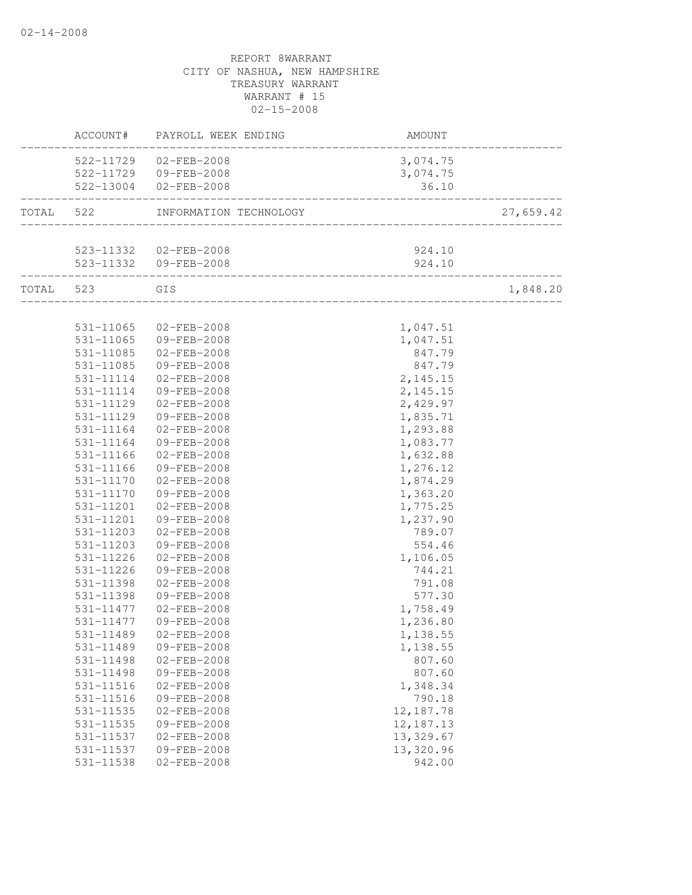REPORT 8WARRANT
CITY OF NASHUA, NEW HAMPSHIRE
TREASURY WARRANT
WARRANT # 15
02-15-2008

| | ACCOUNT# | PAYROLL WEEK ENDING | AMOUNT | |
|---|---|---|---|---|
| | 522-11729 | 02-FEB-2008 | 3,074.75 | |
| | 522-11729 | 09-FEB-2008 | 3,074.75 | |
| | 522-13004 | 02-FEB-2008 | 36.10 | |
| TOTAL | 522 | INFORMATION TECHNOLOGY | | 27,659.42 |
| | 523-11332 | 02-FEB-2008 | 924.10 | |
| | 523-11332 | 09-FEB-2008 | 924.10 | |
| TOTAL | 523 | GIS | | 1,848.20 |
| | 531-11065 | 02-FEB-2008 | 1,047.51 | |
| | 531-11065 | 09-FEB-2008 | 1,047.51 | |
| | 531-11085 | 02-FEB-2008 | 847.79 | |
| | 531-11085 | 09-FEB-2008 | 847.79 | |
| | 531-11114 | 02-FEB-2008 | 2,145.15 | |
| | 531-11114 | 09-FEB-2008 | 2,145.15 | |
| | 531-11129 | 02-FEB-2008 | 2,429.97 | |
| | 531-11129 | 09-FEB-2008 | 1,835.71 | |
| | 531-11164 | 02-FEB-2008 | 1,293.88 | |
| | 531-11164 | 09-FEB-2008 | 1,083.77 | |
| | 531-11166 | 02-FEB-2008 | 1,632.88 | |
| | 531-11166 | 09-FEB-2008 | 1,276.12 | |
| | 531-11170 | 02-FEB-2008 | 1,874.29 | |
| | 531-11170 | 09-FEB-2008 | 1,363.20 | |
| | 531-11201 | 02-FEB-2008 | 1,775.25 | |
| | 531-11201 | 09-FEB-2008 | 1,237.90 | |
| | 531-11203 | 02-FEB-2008 | 789.07 | |
| | 531-11203 | 09-FEB-2008 | 554.46 | |
| | 531-11226 | 02-FEB-2008 | 1,106.05 | |
| | 531-11226 | 09-FEB-2008 | 744.21 | |
| | 531-11398 | 02-FEB-2008 | 791.08 | |
| | 531-11398 | 09-FEB-2008 | 577.30 | |
| | 531-11477 | 02-FEB-2008 | 1,758.49 | |
| | 531-11477 | 09-FEB-2008 | 1,236.80 | |
| | 531-11489 | 02-FEB-2008 | 1,138.55 | |
| | 531-11489 | 09-FEB-2008 | 1,138.55 | |
| | 531-11498 | 02-FEB-2008 | 807.60 | |
| | 531-11498 | 09-FEB-2008 | 807.60 | |
| | 531-11516 | 02-FEB-2008 | 1,348.34 | |
| | 531-11516 | 09-FEB-2008 | 790.18 | |
| | 531-11535 | 02-FEB-2008 | 12,187.78 | |
| | 531-11535 | 09-FEB-2008 | 12,187.13 | |
| | 531-11537 | 02-FEB-2008 | 13,329.67 | |
| | 531-11537 | 09-FEB-2008 | 13,320.96 | |
| | 531-11538 | 02-FEB-2008 | 942.00 | |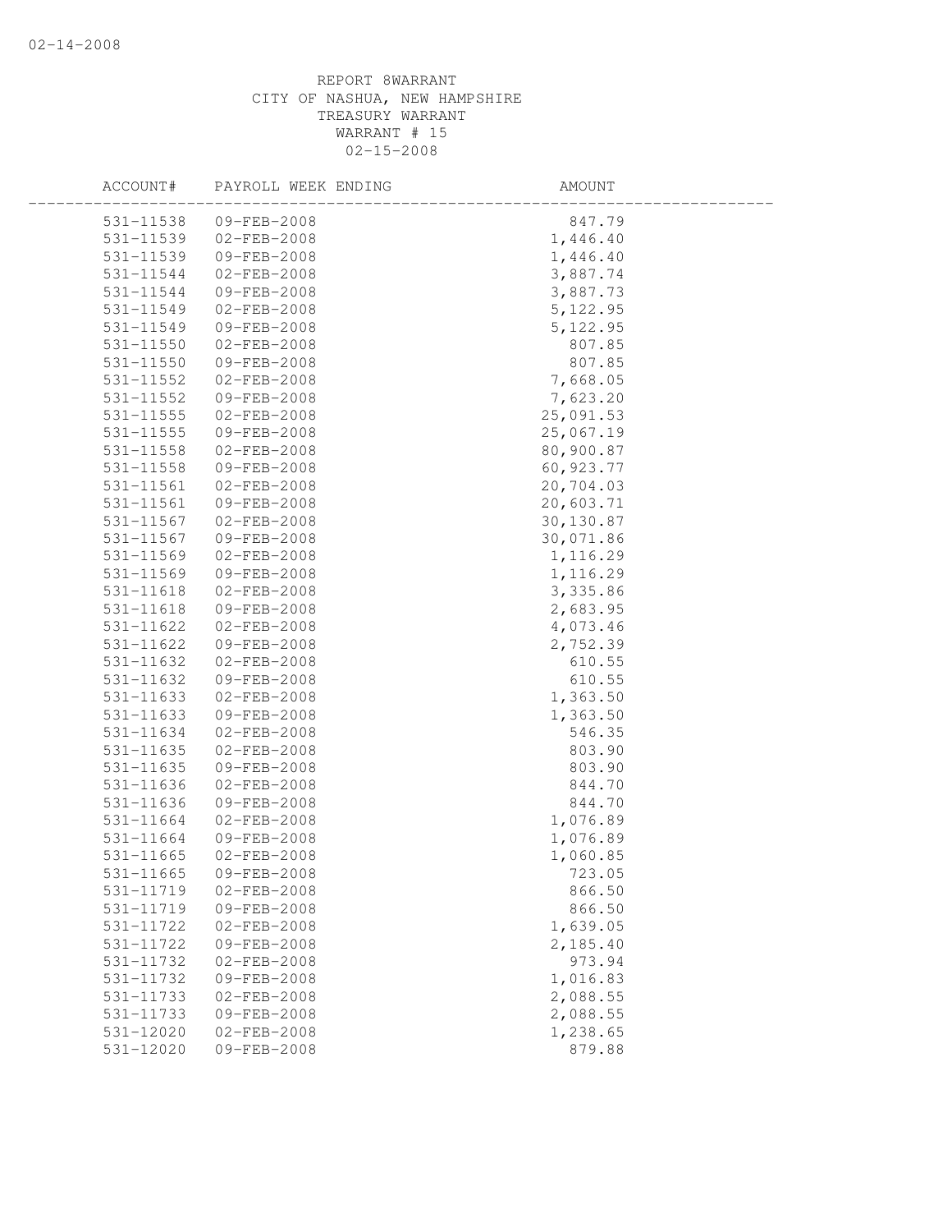REPORT 8WARRANT
CITY OF NASHUA, NEW HAMPSHIRE
TREASURY WARRANT
WARRANT # 15
02-15-2008

| ACCOUNT# | PAYROLL WEEK ENDING | AMOUNT |
|---|---|---|
| 531-11538 | 09-FEB-2008 | 847.79 |
| 531-11539 | 02-FEB-2008 | 1,446.40 |
| 531-11539 | 09-FEB-2008 | 1,446.40 |
| 531-11544 | 02-FEB-2008 | 3,887.74 |
| 531-11544 | 09-FEB-2008 | 3,887.73 |
| 531-11549 | 02-FEB-2008 | 5,122.95 |
| 531-11549 | 09-FEB-2008 | 5,122.95 |
| 531-11550 | 02-FEB-2008 | 807.85 |
| 531-11550 | 09-FEB-2008 | 807.85 |
| 531-11552 | 02-FEB-2008 | 7,668.05 |
| 531-11552 | 09-FEB-2008 | 7,623.20 |
| 531-11555 | 02-FEB-2008 | 25,091.53 |
| 531-11555 | 09-FEB-2008 | 25,067.19 |
| 531-11558 | 02-FEB-2008 | 80,900.87 |
| 531-11558 | 09-FEB-2008 | 60,923.77 |
| 531-11561 | 02-FEB-2008 | 20,704.03 |
| 531-11561 | 09-FEB-2008 | 20,603.71 |
| 531-11567 | 02-FEB-2008 | 30,130.87 |
| 531-11567 | 09-FEB-2008 | 30,071.86 |
| 531-11569 | 02-FEB-2008 | 1,116.29 |
| 531-11569 | 09-FEB-2008 | 1,116.29 |
| 531-11618 | 02-FEB-2008 | 3,335.86 |
| 531-11618 | 09-FEB-2008 | 2,683.95 |
| 531-11622 | 02-FEB-2008 | 4,073.46 |
| 531-11622 | 09-FEB-2008 | 2,752.39 |
| 531-11632 | 02-FEB-2008 | 610.55 |
| 531-11632 | 09-FEB-2008 | 610.55 |
| 531-11633 | 02-FEB-2008 | 1,363.50 |
| 531-11633 | 09-FEB-2008 | 1,363.50 |
| 531-11634 | 02-FEB-2008 | 546.35 |
| 531-11635 | 02-FEB-2008 | 803.90 |
| 531-11635 | 09-FEB-2008 | 803.90 |
| 531-11636 | 02-FEB-2008 | 844.70 |
| 531-11636 | 09-FEB-2008 | 844.70 |
| 531-11664 | 02-FEB-2008 | 1,076.89 |
| 531-11664 | 09-FEB-2008 | 1,076.89 |
| 531-11665 | 02-FEB-2008 | 1,060.85 |
| 531-11665 | 09-FEB-2008 | 723.05 |
| 531-11719 | 02-FEB-2008 | 866.50 |
| 531-11719 | 09-FEB-2008 | 866.50 |
| 531-11722 | 02-FEB-2008 | 1,639.05 |
| 531-11722 | 09-FEB-2008 | 2,185.40 |
| 531-11732 | 02-FEB-2008 | 973.94 |
| 531-11732 | 09-FEB-2008 | 1,016.83 |
| 531-11733 | 02-FEB-2008 | 2,088.55 |
| 531-11733 | 09-FEB-2008 | 2,088.55 |
| 531-12020 | 02-FEB-2008 | 1,238.65 |
| 531-12020 | 09-FEB-2008 | 879.88 |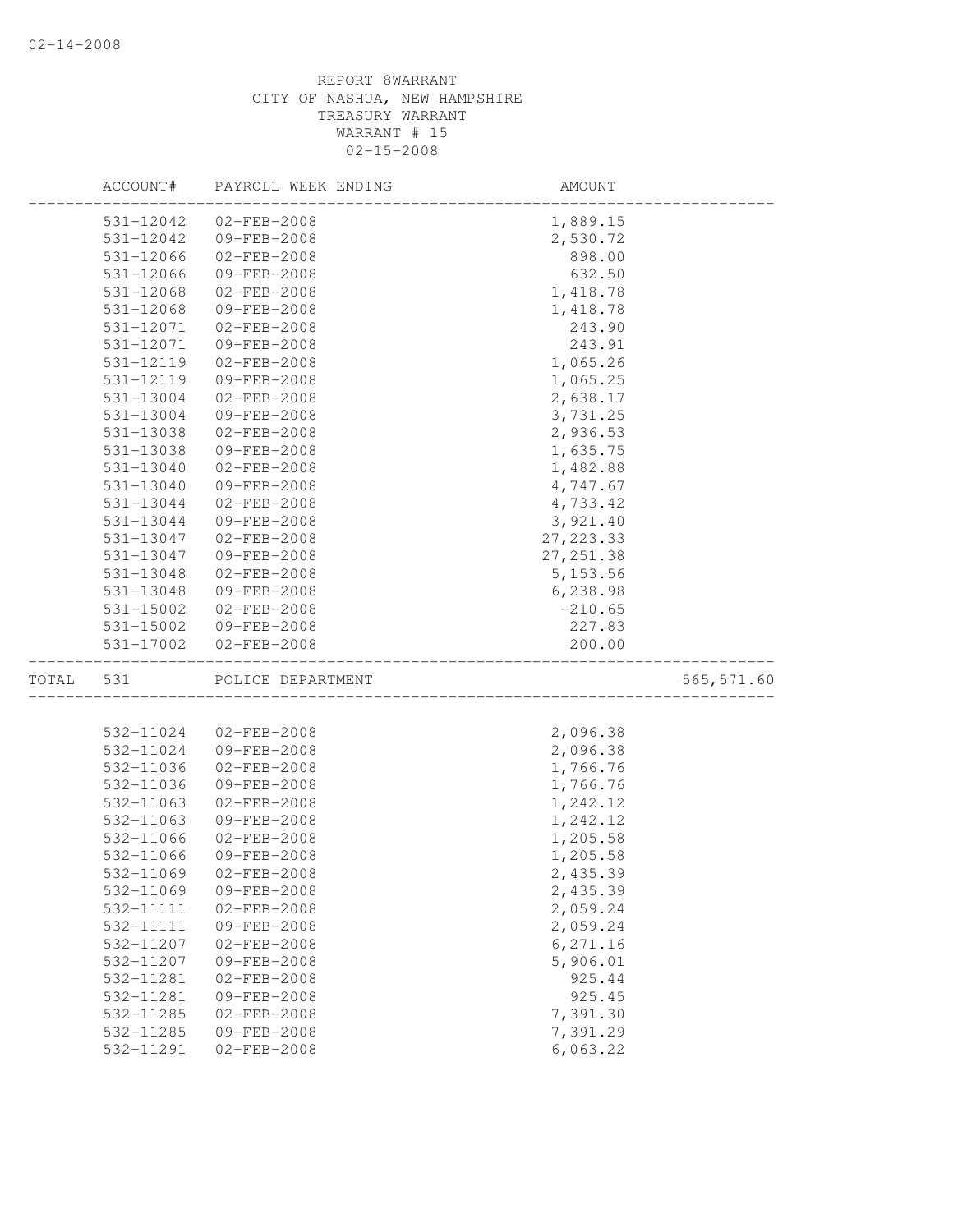REPORT 8WARRANT
CITY OF NASHUA, NEW HAMPSHIRE
TREASURY WARRANT
WARRANT # 15
02-15-2008

| ACCOUNT# | PAYROLL WEEK ENDING | AMOUNT | |
|---|---|---|---|
| 531-12042 | 02-FEB-2008 | 1,889.15 | |
| 531-12042 | 09-FEB-2008 | 2,530.72 | |
| 531-12066 | 02-FEB-2008 | 898.00 | |
| 531-12066 | 09-FEB-2008 | 632.50 | |
| 531-12068 | 02-FEB-2008 | 1,418.78 | |
| 531-12068 | 09-FEB-2008 | 1,418.78 | |
| 531-12071 | 02-FEB-2008 | 243.90 | |
| 531-12071 | 09-FEB-2008 | 243.91 | |
| 531-12119 | 02-FEB-2008 | 1,065.26 | |
| 531-12119 | 09-FEB-2008 | 1,065.25 | |
| 531-13004 | 02-FEB-2008 | 2,638.17 | |
| 531-13004 | 09-FEB-2008 | 3,731.25 | |
| 531-13038 | 02-FEB-2008 | 2,936.53 | |
| 531-13038 | 09-FEB-2008 | 1,635.75 | |
| 531-13040 | 02-FEB-2008 | 1,482.88 | |
| 531-13040 | 09-FEB-2008 | 4,747.67 | |
| 531-13044 | 02-FEB-2008 | 4,733.42 | |
| 531-13044 | 09-FEB-2008 | 3,921.40 | |
| 531-13047 | 02-FEB-2008 | 27,223.33 | |
| 531-13047 | 09-FEB-2008 | 27,251.38 | |
| 531-13048 | 02-FEB-2008 | 5,153.56 | |
| 531-13048 | 09-FEB-2008 | 6,238.98 | |
| 531-15002 | 02-FEB-2008 | -210.65 | |
| 531-15002 | 09-FEB-2008 | 227.83 | |
| 531-17002 | 02-FEB-2008 | 200.00 | |
| TOTAL 531 | POLICE DEPARTMENT | | 565,571.60 |
| 532-11024 | 02-FEB-2008 | 2,096.38 | |
| 532-11024 | 09-FEB-2008 | 2,096.38 | |
| 532-11036 | 02-FEB-2008 | 1,766.76 | |
| 532-11036 | 09-FEB-2008 | 1,766.76 | |
| 532-11063 | 02-FEB-2008 | 1,242.12 | |
| 532-11063 | 09-FEB-2008 | 1,242.12 | |
| 532-11066 | 02-FEB-2008 | 1,205.58 | |
| 532-11066 | 09-FEB-2008 | 1,205.58 | |
| 532-11069 | 02-FEB-2008 | 2,435.39 | |
| 532-11069 | 09-FEB-2008 | 2,435.39 | |
| 532-11111 | 02-FEB-2008 | 2,059.24 | |
| 532-11111 | 09-FEB-2008 | 2,059.24 | |
| 532-11207 | 02-FEB-2008 | 6,271.16 | |
| 532-11207 | 09-FEB-2008 | 5,906.01 | |
| 532-11281 | 02-FEB-2008 | 925.44 | |
| 532-11281 | 09-FEB-2008 | 925.45 | |
| 532-11285 | 02-FEB-2008 | 7,391.30 | |
| 532-11285 | 09-FEB-2008 | 7,391.29 | |
| 532-11291 | 02-FEB-2008 | 6,063.22 | |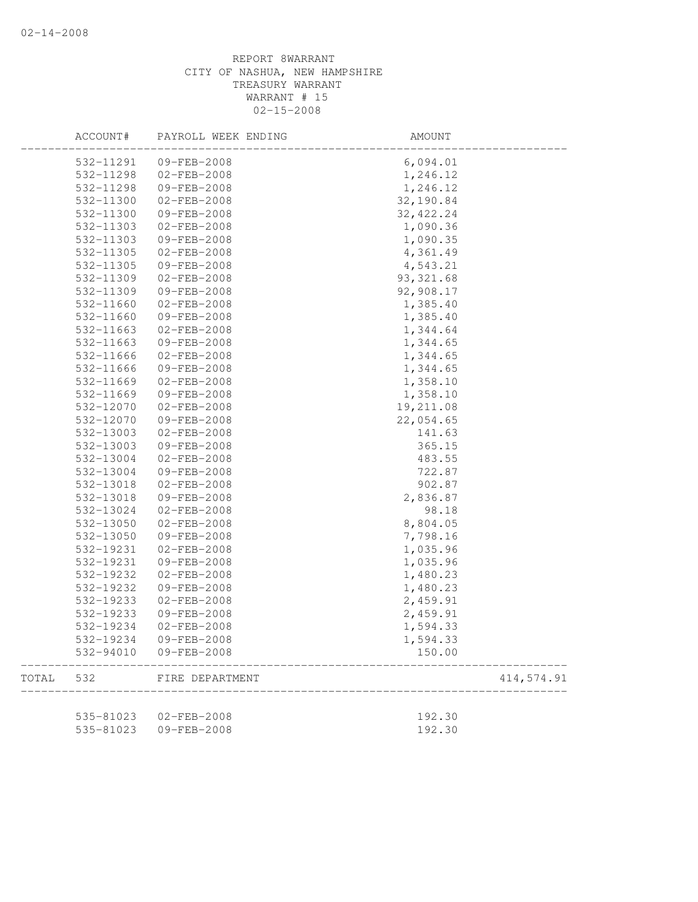02-14-2008

REPORT 8WARRANT
CITY OF NASHUA, NEW HAMPSHIRE
TREASURY WARRANT
WARRANT # 15
02-15-2008

| | ACCOUNT# | PAYROLL WEEK ENDING | AMOUNT | |
|---|---|---|---|---|
| | 532-11291 | 09-FEB-2008 | 6,094.01 | |
| | 532-11298 | 02-FEB-2008 | 1,246.12 | |
| | 532-11298 | 09-FEB-2008 | 1,246.12 | |
| | 532-11300 | 02-FEB-2008 | 32,190.84 | |
| | 532-11300 | 09-FEB-2008 | 32,422.24 | |
| | 532-11303 | 02-FEB-2008 | 1,090.36 | |
| | 532-11303 | 09-FEB-2008 | 1,090.35 | |
| | 532-11305 | 02-FEB-2008 | 4,361.49 | |
| | 532-11305 | 09-FEB-2008 | 4,543.21 | |
| | 532-11309 | 02-FEB-2008 | 93,321.68 | |
| | 532-11309 | 09-FEB-2008 | 92,908.17 | |
| | 532-11660 | 02-FEB-2008 | 1,385.40 | |
| | 532-11660 | 09-FEB-2008 | 1,385.40 | |
| | 532-11663 | 02-FEB-2008 | 1,344.64 | |
| | 532-11663 | 09-FEB-2008 | 1,344.65 | |
| | 532-11666 | 02-FEB-2008 | 1,344.65 | |
| | 532-11666 | 09-FEB-2008 | 1,344.65 | |
| | 532-11669 | 02-FEB-2008 | 1,358.10 | |
| | 532-11669 | 09-FEB-2008 | 1,358.10 | |
| | 532-12070 | 02-FEB-2008 | 19,211.08 | |
| | 532-12070 | 09-FEB-2008 | 22,054.65 | |
| | 532-13003 | 02-FEB-2008 | 141.63 | |
| | 532-13003 | 09-FEB-2008 | 365.15 | |
| | 532-13004 | 02-FEB-2008 | 483.55 | |
| | 532-13004 | 09-FEB-2008 | 722.87 | |
| | 532-13018 | 02-FEB-2008 | 902.87 | |
| | 532-13018 | 09-FEB-2008 | 2,836.87 | |
| | 532-13024 | 02-FEB-2008 | 98.18 | |
| | 532-13050 | 02-FEB-2008 | 8,804.05 | |
| | 532-13050 | 09-FEB-2008 | 7,798.16 | |
| | 532-19231 | 02-FEB-2008 | 1,035.96 | |
| | 532-19231 | 09-FEB-2008 | 1,035.96 | |
| | 532-19232 | 02-FEB-2008 | 1,480.23 | |
| | 532-19232 | 09-FEB-2008 | 1,480.23 | |
| | 532-19233 | 02-FEB-2008 | 2,459.91 | |
| | 532-19233 | 09-FEB-2008 | 2,459.91 | |
| | 532-19234 | 02-FEB-2008 | 1,594.33 | |
| | 532-19234 | 09-FEB-2008 | 1,594.33 | |
| | 532-94010 | 09-FEB-2008 | 150.00 | |
| TOTAL | 532 | FIRE DEPARTMENT | | 414,574.91 |
| | 535-81023 | 02-FEB-2008 | 192.30 | |
| | 535-81023 | 09-FEB-2008 | 192.30 | |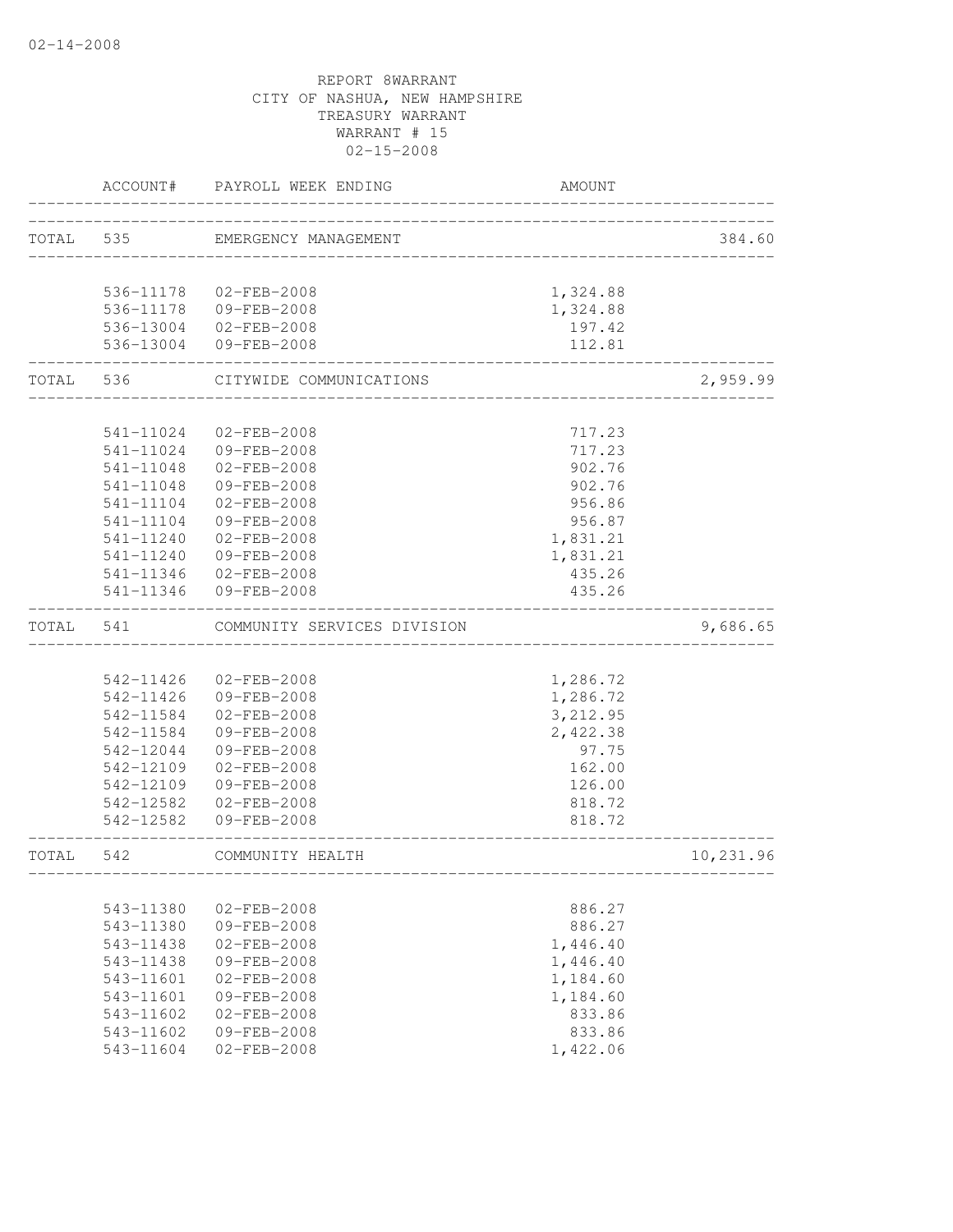02-14-2008

REPORT 8WARRANT
CITY OF NASHUA, NEW HAMPSHIRE
TREASURY WARRANT
WARRANT # 15
02-15-2008

| | ACCOUNT# | PAYROLL WEEK ENDING | AMOUNT | |
|---|---|---|---|---|
| TOTAL | 535 | EMERGENCY MANAGEMENT | | 384.60 |
| | 536-11178 | 02-FEB-2008 | 1,324.88 | |
| | 536-11178 | 09-FEB-2008 | 1,324.88 | |
| | 536-13004 | 02-FEB-2008 | 197.42 | |
| | 536-13004 | 09-FEB-2008 | 112.81 | |
| TOTAL | 536 | CITYWIDE COMMUNICATIONS | | 2,959.99 |
| | 541-11024 | 02-FEB-2008 | 717.23 | |
| | 541-11024 | 09-FEB-2008 | 717.23 | |
| | 541-11048 | 02-FEB-2008 | 902.76 | |
| | 541-11048 | 09-FEB-2008 | 902.76 | |
| | 541-11104 | 02-FEB-2008 | 956.86 | |
| | 541-11104 | 09-FEB-2008 | 956.87 | |
| | 541-11240 | 02-FEB-2008 | 1,831.21 | |
| | 541-11240 | 09-FEB-2008 | 1,831.21 | |
| | 541-11346 | 02-FEB-2008 | 435.26 | |
| | 541-11346 | 09-FEB-2008 | 435.26 | |
| TOTAL | 541 | COMMUNITY SERVICES DIVISION | | 9,686.65 |
| | 542-11426 | 02-FEB-2008 | 1,286.72 | |
| | 542-11426 | 09-FEB-2008 | 1,286.72 | |
| | 542-11584 | 02-FEB-2008 | 3,212.95 | |
| | 542-11584 | 09-FEB-2008 | 2,422.38 | |
| | 542-12044 | 09-FEB-2008 | 97.75 | |
| | 542-12109 | 02-FEB-2008 | 162.00 | |
| | 542-12109 | 09-FEB-2008 | 126.00 | |
| | 542-12582 | 02-FEB-2008 | 818.72 | |
| | 542-12582 | 09-FEB-2008 | 818.72 | |
| TOTAL | 542 | COMMUNITY HEALTH | | 10,231.96 |
| | 543-11380 | 02-FEB-2008 | 886.27 | |
| | 543-11380 | 09-FEB-2008 | 886.27 | |
| | 543-11438 | 02-FEB-2008 | 1,446.40 | |
| | 543-11438 | 09-FEB-2008 | 1,446.40 | |
| | 543-11601 | 02-FEB-2008 | 1,184.60 | |
| | 543-11601 | 09-FEB-2008 | 1,184.60 | |
| | 543-11602 | 02-FEB-2008 | 833.86 | |
| | 543-11602 | 09-FEB-2008 | 833.86 | |
| | 543-11604 | 02-FEB-2008 | 1,422.06 | |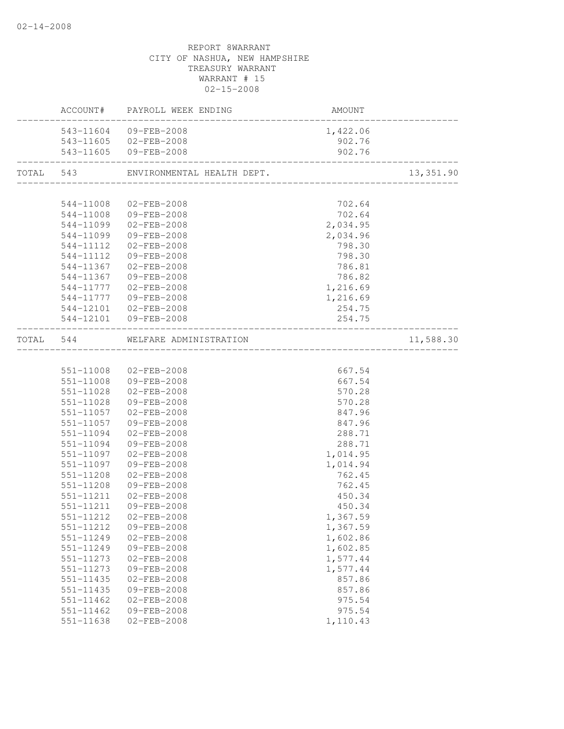02-14-2008

REPORT 8WARRANT
CITY OF NASHUA, NEW HAMPSHIRE
TREASURY WARRANT
WARRANT # 15
02-15-2008

| | ACCOUNT# | PAYROLL WEEK ENDING | AMOUNT | |
|---|---|---|---|---|
| | 543-11604 | 09-FEB-2008 | 1,422.06 | |
| | 543-11605 | 02-FEB-2008 | 902.76 | |
| | 543-11605 | 09-FEB-2008 | 902.76 | |
| TOTAL | 543 | ENVIRONMENTAL HEALTH DEPT. | | 13,351.90 |
| | 544-11008 | 02-FEB-2008 | 702.64 | |
| | 544-11008 | 09-FEB-2008 | 702.64 | |
| | 544-11099 | 02-FEB-2008 | 2,034.95 | |
| | 544-11099 | 09-FEB-2008 | 2,034.96 | |
| | 544-11112 | 02-FEB-2008 | 798.30 | |
| | 544-11112 | 09-FEB-2008 | 798.30 | |
| | 544-11367 | 02-FEB-2008 | 786.81 | |
| | 544-11367 | 09-FEB-2008 | 786.82 | |
| | 544-11777 | 02-FEB-2008 | 1,216.69 | |
| | 544-11777 | 09-FEB-2008 | 1,216.69 | |
| | 544-12101 | 02-FEB-2008 | 254.75 | |
| | 544-12101 | 09-FEB-2008 | 254.75 | |
| TOTAL | 544 | WELFARE ADMINISTRATION | | 11,588.30 |
| | 551-11008 | 02-FEB-2008 | 667.54 | |
| | 551-11008 | 09-FEB-2008 | 667.54 | |
| | 551-11028 | 02-FEB-2008 | 570.28 | |
| | 551-11028 | 09-FEB-2008 | 570.28 | |
| | 551-11057 | 02-FEB-2008 | 847.96 | |
| | 551-11057 | 09-FEB-2008 | 847.96 | |
| | 551-11094 | 02-FEB-2008 | 288.71 | |
| | 551-11094 | 09-FEB-2008 | 288.71 | |
| | 551-11097 | 02-FEB-2008 | 1,014.95 | |
| | 551-11097 | 09-FEB-2008 | 1,014.94 | |
| | 551-11208 | 02-FEB-2008 | 762.45 | |
| | 551-11208 | 09-FEB-2008 | 762.45 | |
| | 551-11211 | 02-FEB-2008 | 450.34 | |
| | 551-11211 | 09-FEB-2008 | 450.34 | |
| | 551-11212 | 02-FEB-2008 | 1,367.59 | |
| | 551-11212 | 09-FEB-2008 | 1,367.59 | |
| | 551-11249 | 02-FEB-2008 | 1,602.86 | |
| | 551-11249 | 09-FEB-2008 | 1,602.85 | |
| | 551-11273 | 02-FEB-2008 | 1,577.44 | |
| | 551-11273 | 09-FEB-2008 | 1,577.44 | |
| | 551-11435 | 02-FEB-2008 | 857.86 | |
| | 551-11435 | 09-FEB-2008 | 857.86 | |
| | 551-11462 | 02-FEB-2008 | 975.54 | |
| | 551-11462 | 09-FEB-2008 | 975.54 | |
| | 551-11638 | 02-FEB-2008 | 1,110.43 | |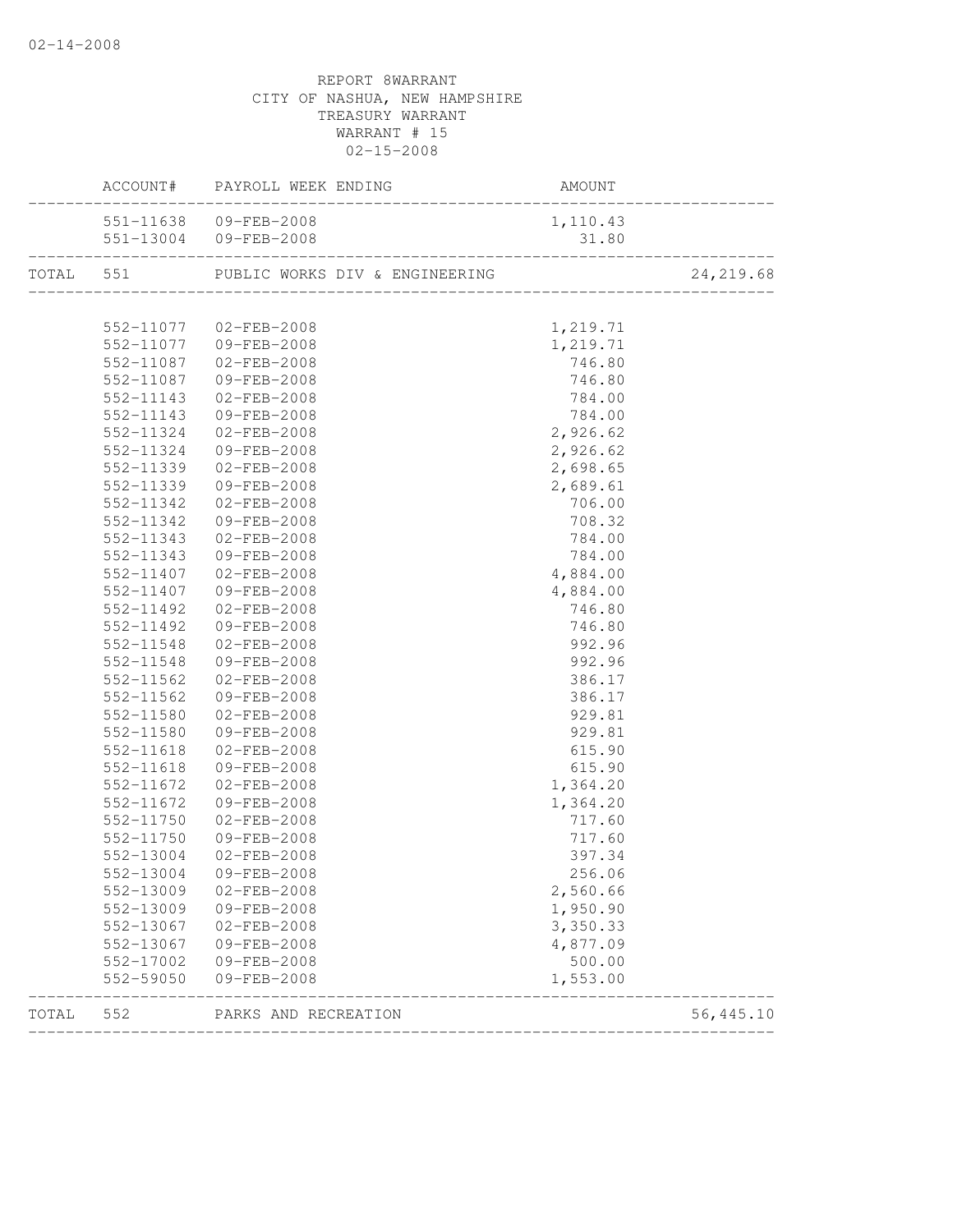02-14-2008

REPORT 8WARRANT
CITY OF NASHUA, NEW HAMPSHIRE
TREASURY WARRANT
WARRANT # 15
02-15-2008

| | ACCOUNT# | PAYROLL WEEK ENDING | AMOUNT | |
|---|---|---|---|---|
| | 551-11638 | 09-FEB-2008 | 1,110.43 | |
| | 551-13004 | 09-FEB-2008 | 31.80 | |
| TOTAL | 551 | PUBLIC WORKS DIV & ENGINEERING | | 24,219.68 |
| | 552-11077 | 02-FEB-2008 | 1,219.71 | |
| | 552-11077 | 09-FEB-2008 | 1,219.71 | |
| | 552-11087 | 02-FEB-2008 | 746.80 | |
| | 552-11087 | 09-FEB-2008 | 746.80 | |
| | 552-11143 | 02-FEB-2008 | 784.00 | |
| | 552-11143 | 09-FEB-2008 | 784.00 | |
| | 552-11324 | 02-FEB-2008 | 2,926.62 | |
| | 552-11324 | 09-FEB-2008 | 2,926.62 | |
| | 552-11339 | 02-FEB-2008 | 2,698.65 | |
| | 552-11339 | 09-FEB-2008 | 2,689.61 | |
| | 552-11342 | 02-FEB-2008 | 706.00 | |
| | 552-11342 | 09-FEB-2008 | 708.32 | |
| | 552-11343 | 02-FEB-2008 | 784.00 | |
| | 552-11343 | 09-FEB-2008 | 784.00 | |
| | 552-11407 | 02-FEB-2008 | 4,884.00 | |
| | 552-11407 | 09-FEB-2008 | 4,884.00 | |
| | 552-11492 | 02-FEB-2008 | 746.80 | |
| | 552-11492 | 09-FEB-2008 | 746.80 | |
| | 552-11548 | 02-FEB-2008 | 992.96 | |
| | 552-11548 | 09-FEB-2008 | 992.96 | |
| | 552-11562 | 02-FEB-2008 | 386.17 | |
| | 552-11562 | 09-FEB-2008 | 386.17 | |
| | 552-11580 | 02-FEB-2008 | 929.81 | |
| | 552-11580 | 09-FEB-2008 | 929.81 | |
| | 552-11618 | 02-FEB-2008 | 615.90 | |
| | 552-11618 | 09-FEB-2008 | 615.90 | |
| | 552-11672 | 02-FEB-2008 | 1,364.20 | |
| | 552-11672 | 09-FEB-2008 | 1,364.20 | |
| | 552-11750 | 02-FEB-2008 | 717.60 | |
| | 552-11750 | 09-FEB-2008 | 717.60 | |
| | 552-13004 | 02-FEB-2008 | 397.34 | |
| | 552-13004 | 09-FEB-2008 | 256.06 | |
| | 552-13009 | 02-FEB-2008 | 2,560.66 | |
| | 552-13009 | 09-FEB-2008 | 1,950.90 | |
| | 552-13067 | 02-FEB-2008 | 3,350.33 | |
| | 552-13067 | 09-FEB-2008 | 4,877.09 | |
| | 552-17002 | 09-FEB-2008 | 500.00 | |
| | 552-59050 | 09-FEB-2008 | 1,553.00 | |
| TOTAL | 552 | PARKS AND RECREATION | | 56,445.10 |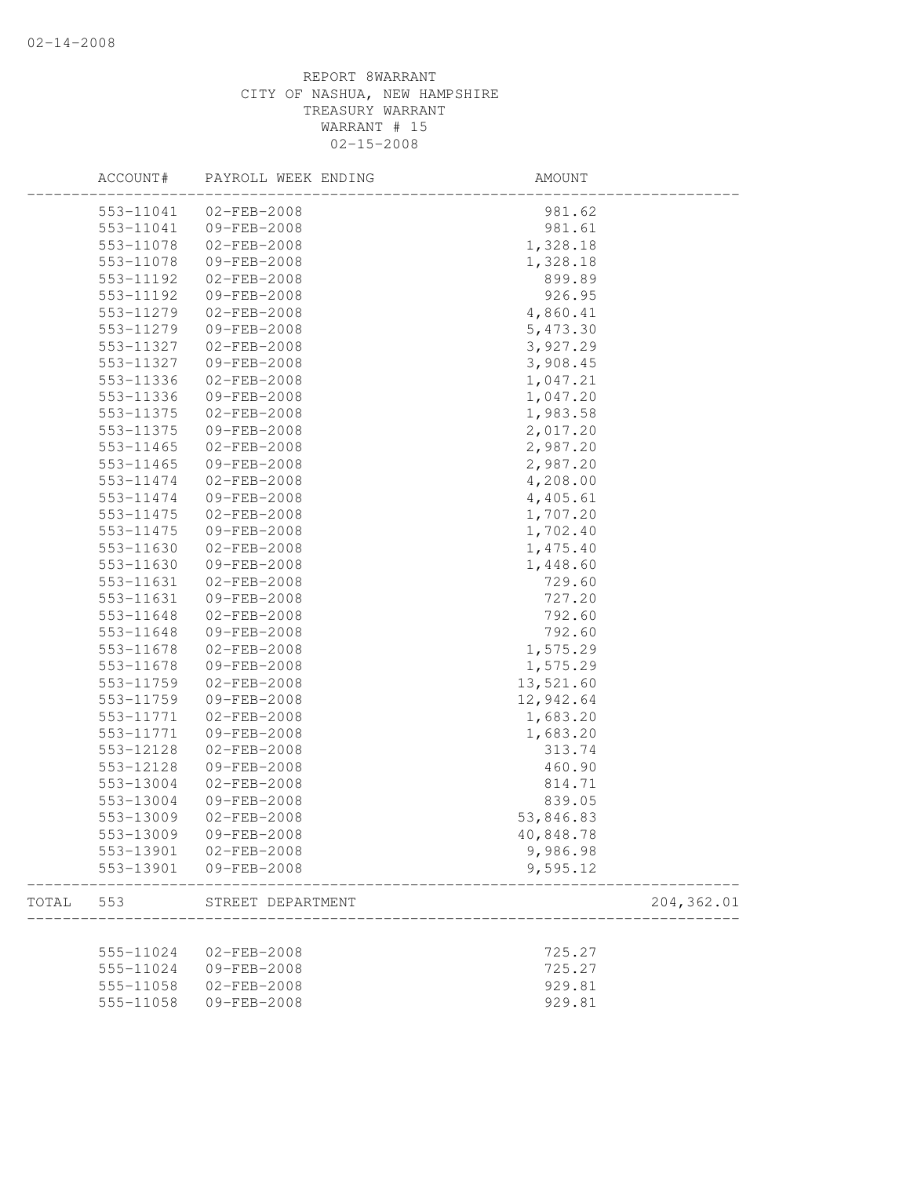REPORT 8WARRANT
CITY OF NASHUA, NEW HAMPSHIRE
TREASURY WARRANT
WARRANT # 15
02-15-2008

| | ACCOUNT# | PAYROLL WEEK ENDING | AMOUNT | |
|---|---|---|---|---|
| | 553-11041 | 02-FEB-2008 | 981.62 | |
| | 553-11041 | 09-FEB-2008 | 981.61 | |
| | 553-11078 | 02-FEB-2008 | 1,328.18 | |
| | 553-11078 | 09-FEB-2008 | 1,328.18 | |
| | 553-11192 | 02-FEB-2008 | 899.89 | |
| | 553-11192 | 09-FEB-2008 | 926.95 | |
| | 553-11279 | 02-FEB-2008 | 4,860.41 | |
| | 553-11279 | 09-FEB-2008 | 5,473.30 | |
| | 553-11327 | 02-FEB-2008 | 3,927.29 | |
| | 553-11327 | 09-FEB-2008 | 3,908.45 | |
| | 553-11336 | 02-FEB-2008 | 1,047.21 | |
| | 553-11336 | 09-FEB-2008 | 1,047.20 | |
| | 553-11375 | 02-FEB-2008 | 1,983.58 | |
| | 553-11375 | 09-FEB-2008 | 2,017.20 | |
| | 553-11465 | 02-FEB-2008 | 2,987.20 | |
| | 553-11465 | 09-FEB-2008 | 2,987.20 | |
| | 553-11474 | 02-FEB-2008 | 4,208.00 | |
| | 553-11474 | 09-FEB-2008 | 4,405.61 | |
| | 553-11475 | 02-FEB-2008 | 1,707.20 | |
| | 553-11475 | 09-FEB-2008 | 1,702.40 | |
| | 553-11630 | 02-FEB-2008 | 1,475.40 | |
| | 553-11630 | 09-FEB-2008 | 1,448.60 | |
| | 553-11631 | 02-FEB-2008 | 729.60 | |
| | 553-11631 | 09-FEB-2008 | 727.20 | |
| | 553-11648 | 02-FEB-2008 | 792.60 | |
| | 553-11648 | 09-FEB-2008 | 792.60 | |
| | 553-11678 | 02-FEB-2008 | 1,575.29 | |
| | 553-11678 | 09-FEB-2008 | 1,575.29 | |
| | 553-11759 | 02-FEB-2008 | 13,521.60 | |
| | 553-11759 | 09-FEB-2008 | 12,942.64 | |
| | 553-11771 | 02-FEB-2008 | 1,683.20 | |
| | 553-11771 | 09-FEB-2008 | 1,683.20 | |
| | 553-12128 | 02-FEB-2008 | 313.74 | |
| | 553-12128 | 09-FEB-2008 | 460.90 | |
| | 553-13004 | 02-FEB-2008 | 814.71 | |
| | 553-13004 | 09-FEB-2008 | 839.05 | |
| | 553-13009 | 02-FEB-2008 | 53,846.83 | |
| | 553-13009 | 09-FEB-2008 | 40,848.78 | |
| | 553-13901 | 02-FEB-2008 | 9,986.98 | |
| | 553-13901 | 09-FEB-2008 | 9,595.12 | |
| TOTAL | 553 | STREET DEPARTMENT | | 204,362.01 |
| | 555-11024 | 02-FEB-2008 | 725.27 | |
| | 555-11024 | 09-FEB-2008 | 725.27 | |
| | 555-11058 | 02-FEB-2008 | 929.81 | |
| | 555-11058 | 09-FEB-2008 | 929.81 | |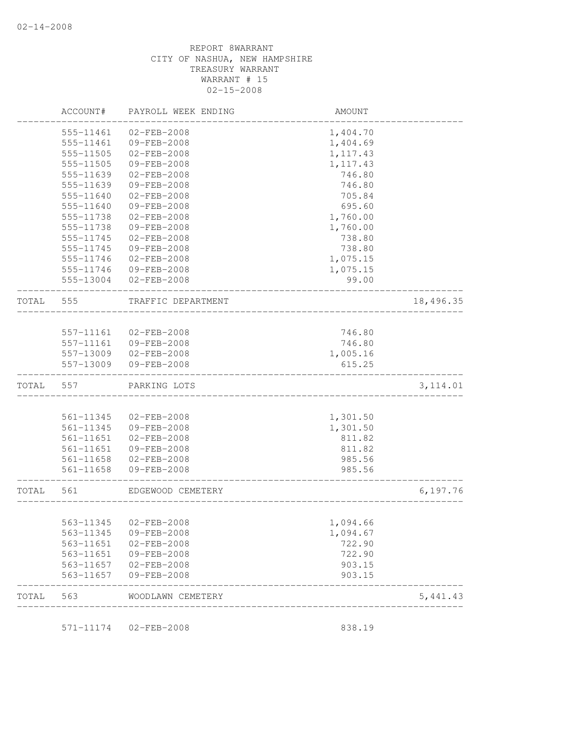REPORT 8WARRANT
CITY OF NASHUA, NEW HAMPSHIRE
TREASURY WARRANT
WARRANT # 15
02-15-2008

| | ACCOUNT# | PAYROLL WEEK ENDING | AMOUNT | |
|---|---|---|---|---|
| | 555-11461 | 02-FEB-2008 | 1,404.70 | |
| | 555-11461 | 09-FEB-2008 | 1,404.69 | |
| | 555-11505 | 02-FEB-2008 | 1,117.43 | |
| | 555-11505 | 09-FEB-2008 | 1,117.43 | |
| | 555-11639 | 02-FEB-2008 | 746.80 | |
| | 555-11639 | 09-FEB-2008 | 746.80 | |
| | 555-11640 | 02-FEB-2008 | 705.84 | |
| | 555-11640 | 09-FEB-2008 | 695.60 | |
| | 555-11738 | 02-FEB-2008 | 1,760.00 | |
| | 555-11738 | 09-FEB-2008 | 1,760.00 | |
| | 555-11745 | 02-FEB-2008 | 738.80 | |
| | 555-11745 | 09-FEB-2008 | 738.80 | |
| | 555-11746 | 02-FEB-2008 | 1,075.15 | |
| | 555-11746 | 09-FEB-2008 | 1,075.15 | |
| | 555-13004 | 02-FEB-2008 | 99.00 | |
| TOTAL | 555 | TRAFFIC DEPARTMENT | | 18,496.35 |
| | 557-11161 | 02-FEB-2008 | 746.80 | |
| | 557-11161 | 09-FEB-2008 | 746.80 | |
| | 557-13009 | 02-FEB-2008 | 1,005.16 | |
| | 557-13009 | 09-FEB-2008 | 615.25 | |
| TOTAL | 557 | PARKING LOTS | | 3,114.01 |
| | 561-11345 | 02-FEB-2008 | 1,301.50 | |
| | 561-11345 | 09-FEB-2008 | 1,301.50 | |
| | 561-11651 | 02-FEB-2008 | 811.82 | |
| | 561-11651 | 09-FEB-2008 | 811.82 | |
| | 561-11658 | 02-FEB-2008 | 985.56 | |
| | 561-11658 | 09-FEB-2008 | 985.56 | |
| TOTAL | 561 | EDGEWOOD CEMETERY | | 6,197.76 |
| | 563-11345 | 02-FEB-2008 | 1,094.66 | |
| | 563-11345 | 09-FEB-2008 | 1,094.67 | |
| | 563-11651 | 02-FEB-2008 | 722.90 | |
| | 563-11651 | 09-FEB-2008 | 722.90 | |
| | 563-11657 | 02-FEB-2008 | 903.15 | |
| | 563-11657 | 09-FEB-2008 | 903.15 | |
| TOTAL | 563 | WOODLAWN CEMETERY | | 5,441.43 |
| | 571-11174 | 02-FEB-2008 | 838.19 | |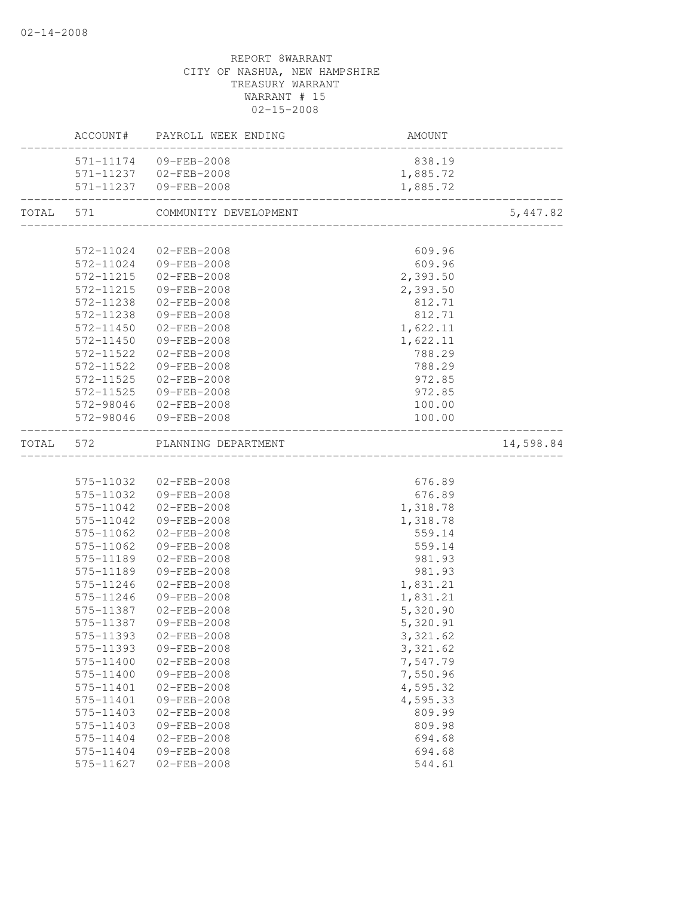02-14-2008

REPORT 8WARRANT
CITY OF NASHUA, NEW HAMPSHIRE
TREASURY WARRANT
WARRANT # 15
02-15-2008

| | ACCOUNT# | PAYROLL WEEK ENDING | AMOUNT | |
|---|---|---|---|---|
| | 571-11174 | 09-FEB-2008 | 838.19 | |
| | 571-11237 | 02-FEB-2008 | 1,885.72 | |
| | 571-11237 | 09-FEB-2008 | 1,885.72 | |
| TOTAL | 571 | COMMUNITY DEVELOPMENT | | 5,447.82 |
| | 572-11024 | 02-FEB-2008 | 609.96 | |
| | 572-11024 | 09-FEB-2008 | 609.96 | |
| | 572-11215 | 02-FEB-2008 | 2,393.50 | |
| | 572-11215 | 09-FEB-2008 | 2,393.50 | |
| | 572-11238 | 02-FEB-2008 | 812.71 | |
| | 572-11238 | 09-FEB-2008 | 812.71 | |
| | 572-11450 | 02-FEB-2008 | 1,622.11 | |
| | 572-11450 | 09-FEB-2008 | 1,622.11 | |
| | 572-11522 | 02-FEB-2008 | 788.29 | |
| | 572-11522 | 09-FEB-2008 | 788.29 | |
| | 572-11525 | 02-FEB-2008 | 972.85 | |
| | 572-11525 | 09-FEB-2008 | 972.85 | |
| | 572-98046 | 02-FEB-2008 | 100.00 | |
| | 572-98046 | 09-FEB-2008 | 100.00 | |
| TOTAL | 572 | PLANNING DEPARTMENT | | 14,598.84 |
| | 575-11032 | 02-FEB-2008 | 676.89 | |
| | 575-11032 | 09-FEB-2008 | 676.89 | |
| | 575-11042 | 02-FEB-2008 | 1,318.78 | |
| | 575-11042 | 09-FEB-2008 | 1,318.78 | |
| | 575-11062 | 02-FEB-2008 | 559.14 | |
| | 575-11062 | 09-FEB-2008 | 559.14 | |
| | 575-11189 | 02-FEB-2008 | 981.93 | |
| | 575-11189 | 09-FEB-2008 | 981.93 | |
| | 575-11246 | 02-FEB-2008 | 1,831.21 | |
| | 575-11246 | 09-FEB-2008 | 1,831.21 | |
| | 575-11387 | 02-FEB-2008 | 5,320.90 | |
| | 575-11387 | 09-FEB-2008 | 5,320.91 | |
| | 575-11393 | 02-FEB-2008 | 3,321.62 | |
| | 575-11393 | 09-FEB-2008 | 3,321.62 | |
| | 575-11400 | 02-FEB-2008 | 7,547.79 | |
| | 575-11400 | 09-FEB-2008 | 7,550.96 | |
| | 575-11401 | 02-FEB-2008 | 4,595.32 | |
| | 575-11401 | 09-FEB-2008 | 4,595.33 | |
| | 575-11403 | 02-FEB-2008 | 809.99 | |
| | 575-11403 | 09-FEB-2008 | 809.98 | |
| | 575-11404 | 02-FEB-2008 | 694.68 | |
| | 575-11404 | 09-FEB-2008 | 694.68 | |
| | 575-11627 | 02-FEB-2008 | 544.61 | |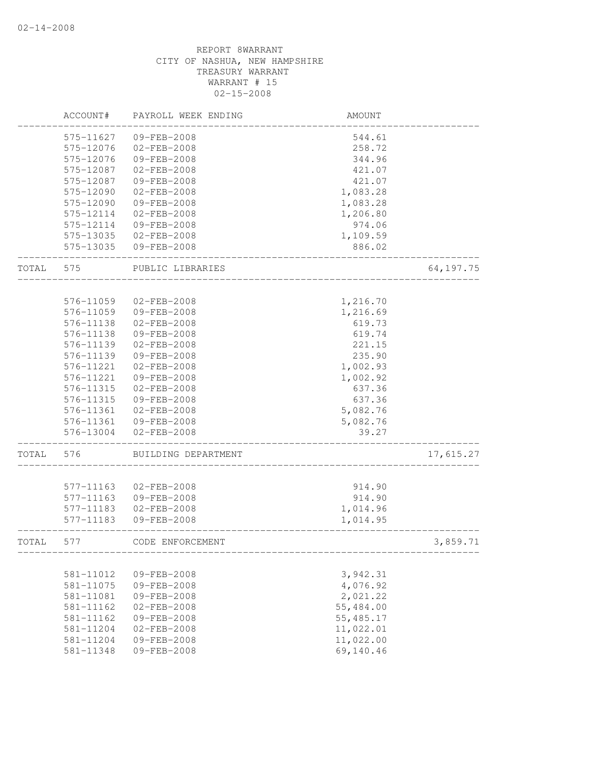REPORT 8WARRANT
CITY OF NASHUA, NEW HAMPSHIRE
TREASURY WARRANT
WARRANT # 15
02-15-2008

| | ACCOUNT# | PAYROLL WEEK ENDING | AMOUNT | |
|---|---|---|---|---|
| | 575-11627 | 09-FEB-2008 | 544.61 | |
| | 575-12076 | 02-FEB-2008 | 258.72 | |
| | 575-12076 | 09-FEB-2008 | 344.96 | |
| | 575-12087 | 02-FEB-2008 | 421.07 | |
| | 575-12087 | 09-FEB-2008 | 421.07 | |
| | 575-12090 | 02-FEB-2008 | 1,083.28 | |
| | 575-12090 | 09-FEB-2008 | 1,083.28 | |
| | 575-12114 | 02-FEB-2008 | 1,206.80 | |
| | 575-12114 | 09-FEB-2008 | 974.06 | |
| | 575-13035 | 02-FEB-2008 | 1,109.59 | |
| | 575-13035 | 09-FEB-2008 | 886.02 | |
| TOTAL | 575 | PUBLIC LIBRARIES | | 64,197.75 |
| | 576-11059 | 02-FEB-2008 | 1,216.70 | |
| | 576-11059 | 09-FEB-2008 | 1,216.69 | |
| | 576-11138 | 02-FEB-2008 | 619.73 | |
| | 576-11138 | 09-FEB-2008 | 619.74 | |
| | 576-11139 | 02-FEB-2008 | 221.15 | |
| | 576-11139 | 09-FEB-2008 | 235.90 | |
| | 576-11221 | 02-FEB-2008 | 1,002.93 | |
| | 576-11221 | 09-FEB-2008 | 1,002.92 | |
| | 576-11315 | 02-FEB-2008 | 637.36 | |
| | 576-11315 | 09-FEB-2008 | 637.36 | |
| | 576-11361 | 02-FEB-2008 | 5,082.76 | |
| | 576-11361 | 09-FEB-2008 | 5,082.76 | |
| | 576-13004 | 02-FEB-2008 | 39.27 | |
| TOTAL | 576 | BUILDING DEPARTMENT | | 17,615.27 |
| | 577-11163 | 02-FEB-2008 | 914.90 | |
| | 577-11163 | 09-FEB-2008 | 914.90 | |
| | 577-11183 | 02-FEB-2008 | 1,014.96 | |
| | 577-11183 | 09-FEB-2008 | 1,014.95 | |
| TOTAL | 577 | CODE ENFORCEMENT | | 3,859.71 |
| | 581-11012 | 09-FEB-2008 | 3,942.31 | |
| | 581-11075 | 09-FEB-2008 | 4,076.92 | |
| | 581-11081 | 09-FEB-2008 | 2,021.22 | |
| | 581-11162 | 02-FEB-2008 | 55,484.00 | |
| | 581-11162 | 09-FEB-2008 | 55,485.17 | |
| | 581-11204 | 02-FEB-2008 | 11,022.01 | |
| | 581-11204 | 09-FEB-2008 | 11,022.00 | |
| | 581-11348 | 09-FEB-2008 | 69,140.46 | |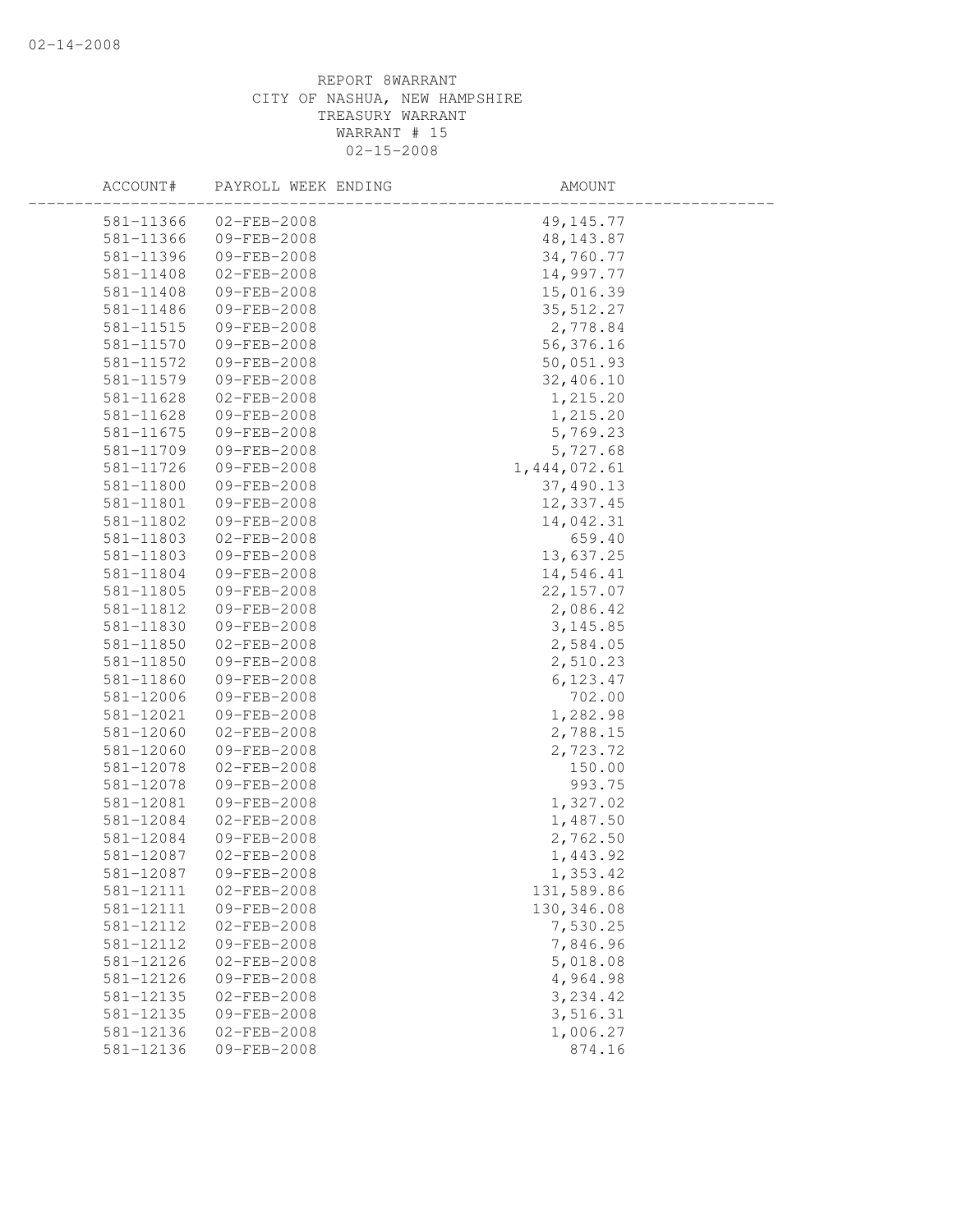REPORT 8WARRANT
CITY OF NASHUA, NEW HAMPSHIRE
TREASURY WARRANT
WARRANT # 15
02-15-2008

| ACCOUNT# | PAYROLL WEEK ENDING | AMOUNT |
|---|---|---|
| 581-11366 | 02-FEB-2008 | 49,145.77 |
| 581-11366 | 09-FEB-2008 | 48,143.87 |
| 581-11396 | 09-FEB-2008 | 34,760.77 |
| 581-11408 | 02-FEB-2008 | 14,997.77 |
| 581-11408 | 09-FEB-2008 | 15,016.39 |
| 581-11486 | 09-FEB-2008 | 35,512.27 |
| 581-11515 | 09-FEB-2008 | 2,778.84 |
| 581-11570 | 09-FEB-2008 | 56,376.16 |
| 581-11572 | 09-FEB-2008 | 50,051.93 |
| 581-11579 | 09-FEB-2008 | 32,406.10 |
| 581-11628 | 02-FEB-2008 | 1,215.20 |
| 581-11628 | 09-FEB-2008 | 1,215.20 |
| 581-11675 | 09-FEB-2008 | 5,769.23 |
| 581-11709 | 09-FEB-2008 | 5,727.68 |
| 581-11726 | 09-FEB-2008 | 1,444,072.61 |
| 581-11800 | 09-FEB-2008 | 37,490.13 |
| 581-11801 | 09-FEB-2008 | 12,337.45 |
| 581-11802 | 09-FEB-2008 | 14,042.31 |
| 581-11803 | 02-FEB-2008 | 659.40 |
| 581-11803 | 09-FEB-2008 | 13,637.25 |
| 581-11804 | 09-FEB-2008 | 14,546.41 |
| 581-11805 | 09-FEB-2008 | 22,157.07 |
| 581-11812 | 09-FEB-2008 | 2,086.42 |
| 581-11830 | 09-FEB-2008 | 3,145.85 |
| 581-11850 | 02-FEB-2008 | 2,584.05 |
| 581-11850 | 09-FEB-2008 | 2,510.23 |
| 581-11860 | 09-FEB-2008 | 6,123.47 |
| 581-12006 | 09-FEB-2008 | 702.00 |
| 581-12021 | 09-FEB-2008 | 1,282.98 |
| 581-12060 | 02-FEB-2008 | 2,788.15 |
| 581-12060 | 09-FEB-2008 | 2,723.72 |
| 581-12078 | 02-FEB-2008 | 150.00 |
| 581-12078 | 09-FEB-2008 | 993.75 |
| 581-12081 | 09-FEB-2008 | 1,327.02 |
| 581-12084 | 02-FEB-2008 | 1,487.50 |
| 581-12084 | 09-FEB-2008 | 2,762.50 |
| 581-12087 | 02-FEB-2008 | 1,443.92 |
| 581-12087 | 09-FEB-2008 | 1,353.42 |
| 581-12111 | 02-FEB-2008 | 131,589.86 |
| 581-12111 | 09-FEB-2008 | 130,346.08 |
| 581-12112 | 02-FEB-2008 | 7,530.25 |
| 581-12112 | 09-FEB-2008 | 7,846.96 |
| 581-12126 | 02-FEB-2008 | 5,018.08 |
| 581-12126 | 09-FEB-2008 | 4,964.98 |
| 581-12135 | 02-FEB-2008 | 3,234.42 |
| 581-12135 | 09-FEB-2008 | 3,516.31 |
| 581-12136 | 02-FEB-2008 | 1,006.27 |
| 581-12136 | 09-FEB-2008 | 874.16 |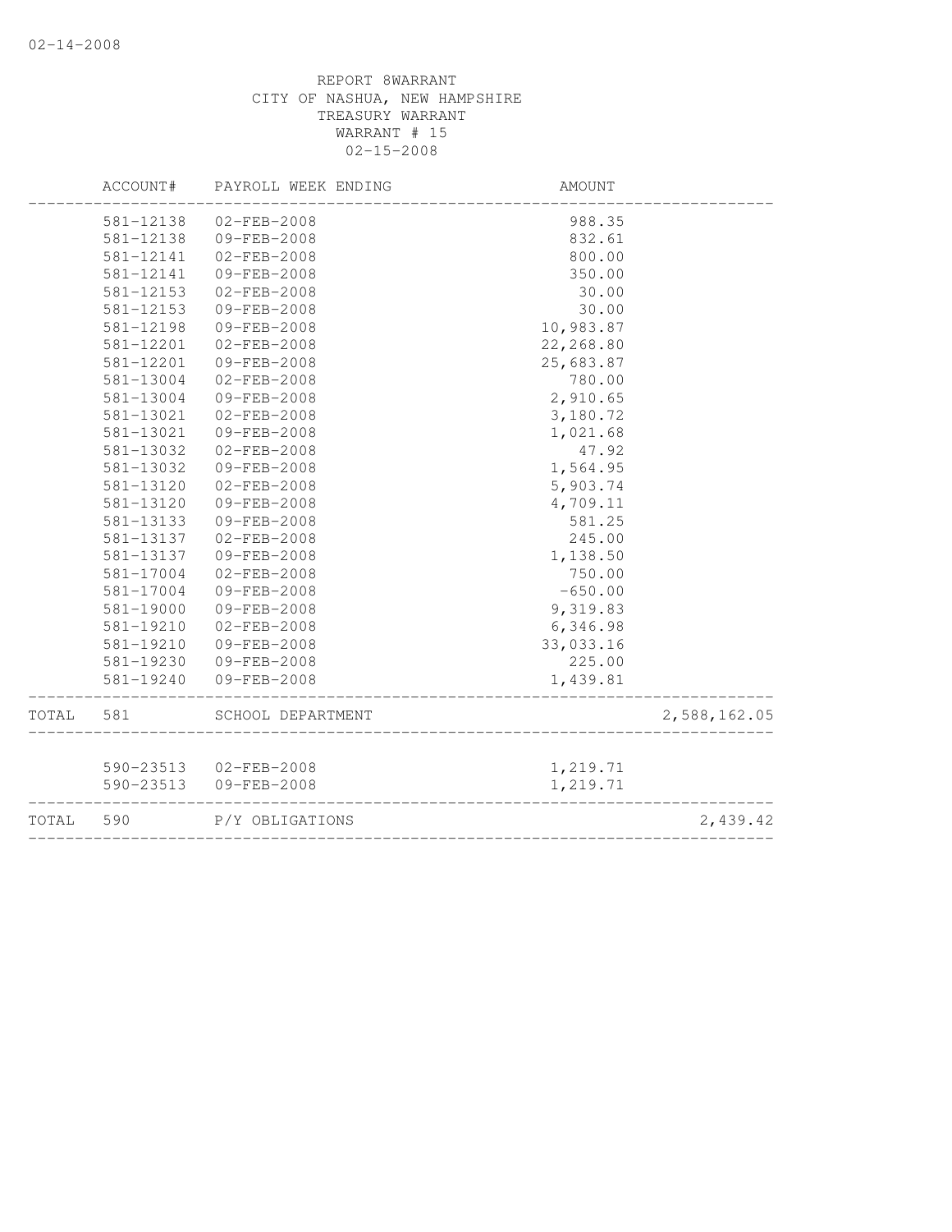02-14-2008

REPORT 8WARRANT
CITY OF NASHUA, NEW HAMPSHIRE
TREASURY WARRANT
WARRANT # 15
02-15-2008

| | ACCOUNT# | PAYROLL WEEK ENDING | AMOUNT | |
|---|---|---|---|---|
| | 581-12138 | 02-FEB-2008 | 988.35 | |
| | 581-12138 | 09-FEB-2008 | 832.61 | |
| | 581-12141 | 02-FEB-2008 | 800.00 | |
| | 581-12141 | 09-FEB-2008 | 350.00 | |
| | 581-12153 | 02-FEB-2008 | 30.00 | |
| | 581-12153 | 09-FEB-2008 | 30.00 | |
| | 581-12198 | 09-FEB-2008 | 10,983.87 | |
| | 581-12201 | 02-FEB-2008 | 22,268.80 | |
| | 581-12201 | 09-FEB-2008 | 25,683.87 | |
| | 581-13004 | 02-FEB-2008 | 780.00 | |
| | 581-13004 | 09-FEB-2008 | 2,910.65 | |
| | 581-13021 | 02-FEB-2008 | 3,180.72 | |
| | 581-13021 | 09-FEB-2008 | 1,021.68 | |
| | 581-13032 | 02-FEB-2008 | 47.92 | |
| | 581-13032 | 09-FEB-2008 | 1,564.95 | |
| | 581-13120 | 02-FEB-2008 | 5,903.74 | |
| | 581-13120 | 09-FEB-2008 | 4,709.11 | |
| | 581-13133 | 09-FEB-2008 | 581.25 | |
| | 581-13137 | 02-FEB-2008 | 245.00 | |
| | 581-13137 | 09-FEB-2008 | 1,138.50 | |
| | 581-17004 | 02-FEB-2008 | 750.00 | |
| | 581-17004 | 09-FEB-2008 | -650.00 | |
| | 581-19000 | 09-FEB-2008 | 9,319.83 | |
| | 581-19210 | 02-FEB-2008 | 6,346.98 | |
| | 581-19210 | 09-FEB-2008 | 33,033.16 | |
| | 581-19230 | 09-FEB-2008 | 225.00 | |
| | 581-19240 | 09-FEB-2008 | 1,439.81 | |
| TOTAL | 581 | SCHOOL DEPARTMENT | | 2,588,162.05 |
| | 590-23513 | 02-FEB-2008 | 1,219.71 | |
| | 590-23513 | 09-FEB-2008 | 1,219.71 | |
| TOTAL | 590 | P/Y OBLIGATIONS | | 2,439.42 |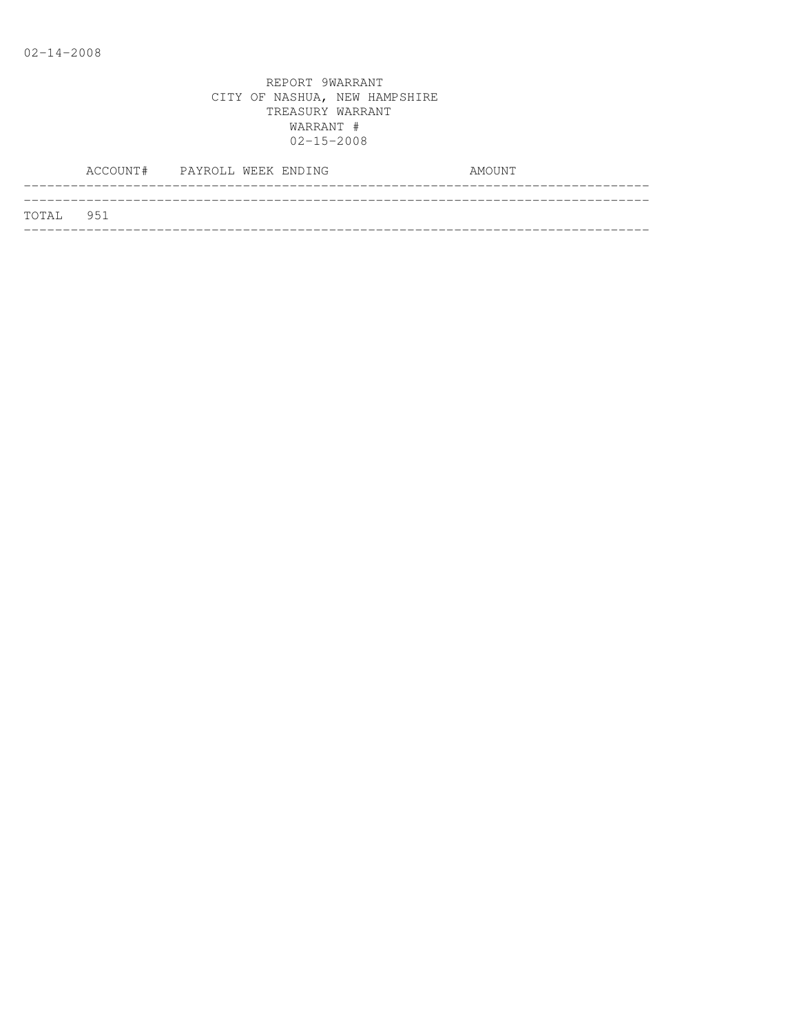REPORT 9WARRANT
CITY OF NASHUA, NEW HAMPSHIRE
TREASURY WARRANT
WARRANT #
02-15-2008

| ACCOUNT# | PAYROLL WEEK ENDING | AMOUNT |
|---|---|---|
| TOTAL 951 | | |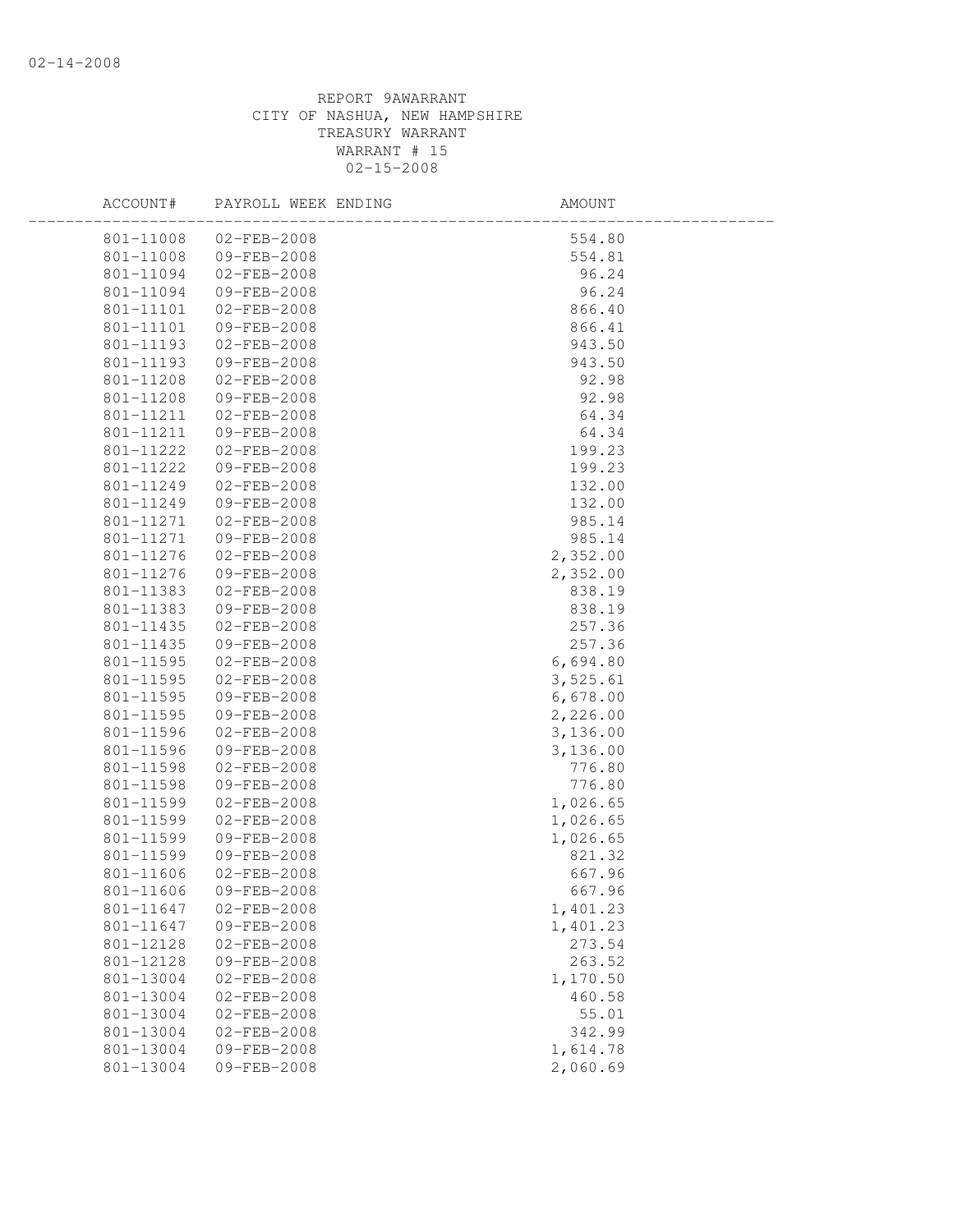REPORT 9AWARRANT
CITY OF NASHUA, NEW HAMPSHIRE
TREASURY WARRANT
WARRANT # 15
02-15-2008

| ACCOUNT# | PAYROLL WEEK ENDING | AMOUNT |
|---|---|---|
| 801-11008 | 02-FEB-2008 | 554.80 |
| 801-11008 | 09-FEB-2008 | 554.81 |
| 801-11094 | 02-FEB-2008 | 96.24 |
| 801-11094 | 09-FEB-2008 | 96.24 |
| 801-11101 | 02-FEB-2008 | 866.40 |
| 801-11101 | 09-FEB-2008 | 866.41 |
| 801-11193 | 02-FEB-2008 | 943.50 |
| 801-11193 | 09-FEB-2008 | 943.50 |
| 801-11208 | 02-FEB-2008 | 92.98 |
| 801-11208 | 09-FEB-2008 | 92.98 |
| 801-11211 | 02-FEB-2008 | 64.34 |
| 801-11211 | 09-FEB-2008 | 64.34 |
| 801-11222 | 02-FEB-2008 | 199.23 |
| 801-11222 | 09-FEB-2008 | 199.23 |
| 801-11249 | 02-FEB-2008 | 132.00 |
| 801-11249 | 09-FEB-2008 | 132.00 |
| 801-11271 | 02-FEB-2008 | 985.14 |
| 801-11271 | 09-FEB-2008 | 985.14 |
| 801-11276 | 02-FEB-2008 | 2,352.00 |
| 801-11276 | 09-FEB-2008 | 2,352.00 |
| 801-11383 | 02-FEB-2008 | 838.19 |
| 801-11383 | 09-FEB-2008 | 838.19 |
| 801-11435 | 02-FEB-2008 | 257.36 |
| 801-11435 | 09-FEB-2008 | 257.36 |
| 801-11595 | 02-FEB-2008 | 6,694.80 |
| 801-11595 | 02-FEB-2008 | 3,525.61 |
| 801-11595 | 09-FEB-2008 | 6,678.00 |
| 801-11595 | 09-FEB-2008 | 2,226.00 |
| 801-11596 | 02-FEB-2008 | 3,136.00 |
| 801-11596 | 09-FEB-2008 | 3,136.00 |
| 801-11598 | 02-FEB-2008 | 776.80 |
| 801-11598 | 09-FEB-2008 | 776.80 |
| 801-11599 | 02-FEB-2008 | 1,026.65 |
| 801-11599 | 02-FEB-2008 | 1,026.65 |
| 801-11599 | 09-FEB-2008 | 1,026.65 |
| 801-11599 | 09-FEB-2008 | 821.32 |
| 801-11606 | 02-FEB-2008 | 667.96 |
| 801-11606 | 09-FEB-2008 | 667.96 |
| 801-11647 | 02-FEB-2008 | 1,401.23 |
| 801-11647 | 09-FEB-2008 | 1,401.23 |
| 801-12128 | 02-FEB-2008 | 273.54 |
| 801-12128 | 09-FEB-2008 | 263.52 |
| 801-13004 | 02-FEB-2008 | 1,170.50 |
| 801-13004 | 02-FEB-2008 | 460.58 |
| 801-13004 | 02-FEB-2008 | 55.01 |
| 801-13004 | 02-FEB-2008 | 342.99 |
| 801-13004 | 09-FEB-2008 | 1,614.78 |
| 801-13004 | 09-FEB-2008 | 2,060.69 |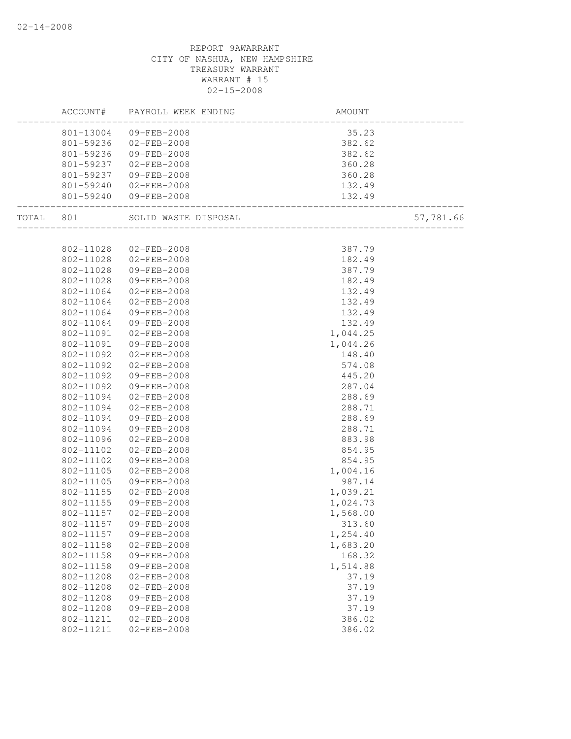REPORT 9AWARRANT
CITY OF NASHUA, NEW HAMPSHIRE
TREASURY WARRANT
WARRANT # 15
02-15-2008

| | ACCOUNT# | PAYROLL WEEK ENDING | AMOUNT | |
|---|---|---|---|---|
| | 801-13004 | 09-FEB-2008 | 35.23 | |
| | 801-59236 | 02-FEB-2008 | 382.62 | |
| | 801-59236 | 09-FEB-2008 | 382.62 | |
| | 801-59237 | 02-FEB-2008 | 360.28 | |
| | 801-59237 | 09-FEB-2008 | 360.28 | |
| | 801-59240 | 02-FEB-2008 | 132.49 | |
| | 801-59240 | 09-FEB-2008 | 132.49 | |
| TOTAL | 801 | SOLID WASTE DISPOSAL | | 57,781.66 |
| | 802-11028 | 02-FEB-2008 | 387.79 | |
| | 802-11028 | 02-FEB-2008 | 182.49 | |
| | 802-11028 | 09-FEB-2008 | 387.79 | |
| | 802-11028 | 09-FEB-2008 | 182.49 | |
| | 802-11064 | 02-FEB-2008 | 132.49 | |
| | 802-11064 | 02-FEB-2008 | 132.49 | |
| | 802-11064 | 09-FEB-2008 | 132.49 | |
| | 802-11064 | 09-FEB-2008 | 132.49 | |
| | 802-11091 | 02-FEB-2008 | 1,044.25 | |
| | 802-11091 | 09-FEB-2008 | 1,044.26 | |
| | 802-11092 | 02-FEB-2008 | 148.40 | |
| | 802-11092 | 02-FEB-2008 | 574.08 | |
| | 802-11092 | 09-FEB-2008 | 445.20 | |
| | 802-11092 | 09-FEB-2008 | 287.04 | |
| | 802-11094 | 02-FEB-2008 | 288.69 | |
| | 802-11094 | 02-FEB-2008 | 288.71 | |
| | 802-11094 | 09-FEB-2008 | 288.69 | |
| | 802-11094 | 09-FEB-2008 | 288.71 | |
| | 802-11096 | 02-FEB-2008 | 883.98 | |
| | 802-11102 | 02-FEB-2008 | 854.95 | |
| | 802-11102 | 09-FEB-2008 | 854.95 | |
| | 802-11105 | 02-FEB-2008 | 1,004.16 | |
| | 802-11105 | 09-FEB-2008 | 987.14 | |
| | 802-11155 | 02-FEB-2008 | 1,039.21 | |
| | 802-11155 | 09-FEB-2008 | 1,024.73 | |
| | 802-11157 | 02-FEB-2008 | 1,568.00 | |
| | 802-11157 | 09-FEB-2008 | 313.60 | |
| | 802-11157 | 09-FEB-2008 | 1,254.40 | |
| | 802-11158 | 02-FEB-2008 | 1,683.20 | |
| | 802-11158 | 09-FEB-2008 | 168.32 | |
| | 802-11158 | 09-FEB-2008 | 1,514.88 | |
| | 802-11208 | 02-FEB-2008 | 37.19 | |
| | 802-11208 | 02-FEB-2008 | 37.19 | |
| | 802-11208 | 09-FEB-2008 | 37.19 | |
| | 802-11208 | 09-FEB-2008 | 37.19 | |
| | 802-11211 | 02-FEB-2008 | 386.02 | |
| | 802-11211 | 02-FEB-2008 | 386.02 | |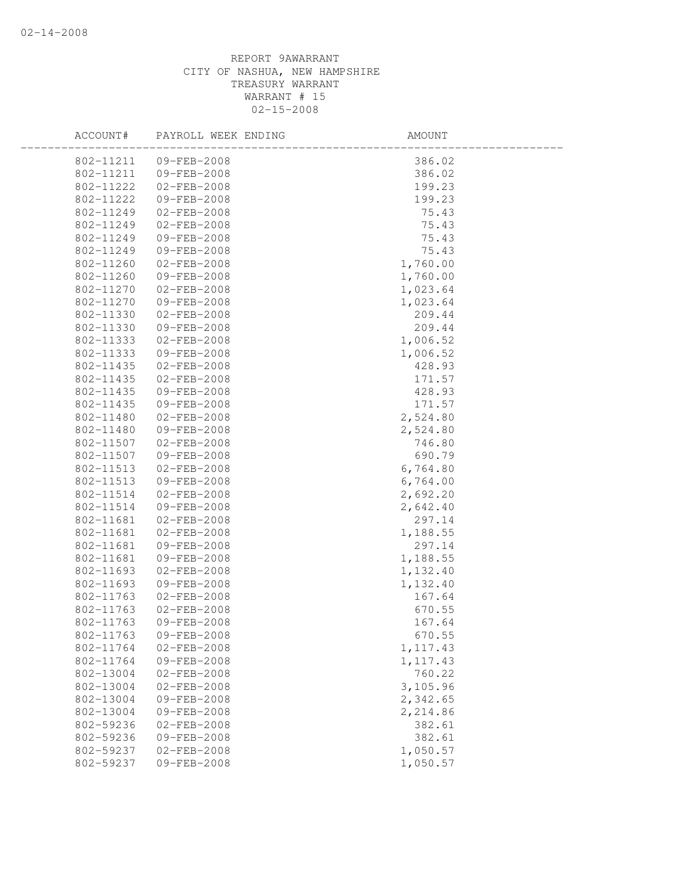REPORT 9AWARRANT
CITY OF NASHUA, NEW HAMPSHIRE
TREASURY WARRANT
WARRANT # 15
02-15-2008

| ACCOUNT# | PAYROLL WEEK ENDING | AMOUNT |
|---|---|---|
| 802-11211 | 09-FEB-2008 | 386.02 |
| 802-11211 | 09-FEB-2008 | 386.02 |
| 802-11222 | 02-FEB-2008 | 199.23 |
| 802-11222 | 09-FEB-2008 | 199.23 |
| 802-11249 | 02-FEB-2008 | 75.43 |
| 802-11249 | 02-FEB-2008 | 75.43 |
| 802-11249 | 09-FEB-2008 | 75.43 |
| 802-11249 | 09-FEB-2008 | 75.43 |
| 802-11260 | 02-FEB-2008 | 1,760.00 |
| 802-11260 | 09-FEB-2008 | 1,760.00 |
| 802-11270 | 02-FEB-2008 | 1,023.64 |
| 802-11270 | 09-FEB-2008 | 1,023.64 |
| 802-11330 | 02-FEB-2008 | 209.44 |
| 802-11330 | 09-FEB-2008 | 209.44 |
| 802-11333 | 02-FEB-2008 | 1,006.52 |
| 802-11333 | 09-FEB-2008 | 1,006.52 |
| 802-11435 | 02-FEB-2008 | 428.93 |
| 802-11435 | 02-FEB-2008 | 171.57 |
| 802-11435 | 09-FEB-2008 | 428.93 |
| 802-11435 | 09-FEB-2008 | 171.57 |
| 802-11480 | 02-FEB-2008 | 2,524.80 |
| 802-11480 | 09-FEB-2008 | 2,524.80 |
| 802-11507 | 02-FEB-2008 | 746.80 |
| 802-11507 | 09-FEB-2008 | 690.79 |
| 802-11513 | 02-FEB-2008 | 6,764.80 |
| 802-11513 | 09-FEB-2008 | 6,764.00 |
| 802-11514 | 02-FEB-2008 | 2,692.20 |
| 802-11514 | 09-FEB-2008 | 2,642.40 |
| 802-11681 | 02-FEB-2008 | 297.14 |
| 802-11681 | 02-FEB-2008 | 1,188.55 |
| 802-11681 | 09-FEB-2008 | 297.14 |
| 802-11681 | 09-FEB-2008 | 1,188.55 |
| 802-11693 | 02-FEB-2008 | 1,132.40 |
| 802-11693 | 09-FEB-2008 | 1,132.40 |
| 802-11763 | 02-FEB-2008 | 167.64 |
| 802-11763 | 02-FEB-2008 | 670.55 |
| 802-11763 | 09-FEB-2008 | 167.64 |
| 802-11763 | 09-FEB-2008 | 670.55 |
| 802-11764 | 02-FEB-2008 | 1,117.43 |
| 802-11764 | 09-FEB-2008 | 1,117.43 |
| 802-13004 | 02-FEB-2008 | 760.22 |
| 802-13004 | 02-FEB-2008 | 3,105.96 |
| 802-13004 | 09-FEB-2008 | 2,342.65 |
| 802-13004 | 09-FEB-2008 | 2,214.86 |
| 802-59236 | 02-FEB-2008 | 382.61 |
| 802-59236 | 09-FEB-2008 | 382.61 |
| 802-59237 | 02-FEB-2008 | 1,050.57 |
| 802-59237 | 09-FEB-2008 | 1,050.57 |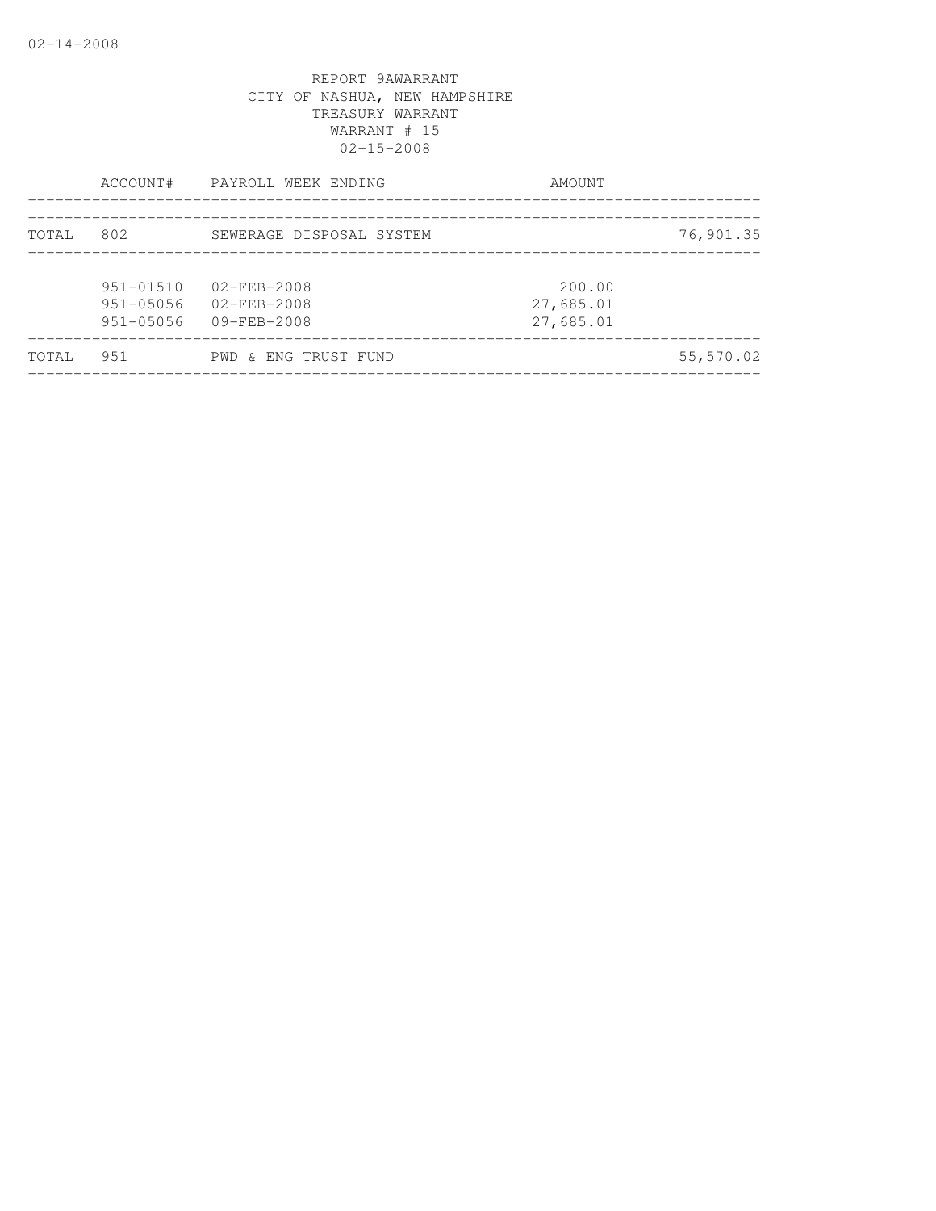REPORT 9AWARRANT
CITY OF NASHUA, NEW HAMPSHIRE
TREASURY WARRANT
WARRANT # 15
02-15-2008

| | ACCOUNT# | PAYROLL WEEK ENDING | AMOUNT | |
|---|---|---|---|---|
| TOTAL | 802 | SEWERAGE DISPOSAL SYSTEM | | 76,901.35 |
| | 951-01510 | 02-FEB-2008 | 200.00 | |
| | 951-05056 | 02-FEB-2008 | 27,685.01 | |
| | 951-05056 | 09-FEB-2008 | 27,685.01 | |
| TOTAL | 951 | PWD & ENG TRUST FUND | | 55,570.02 |